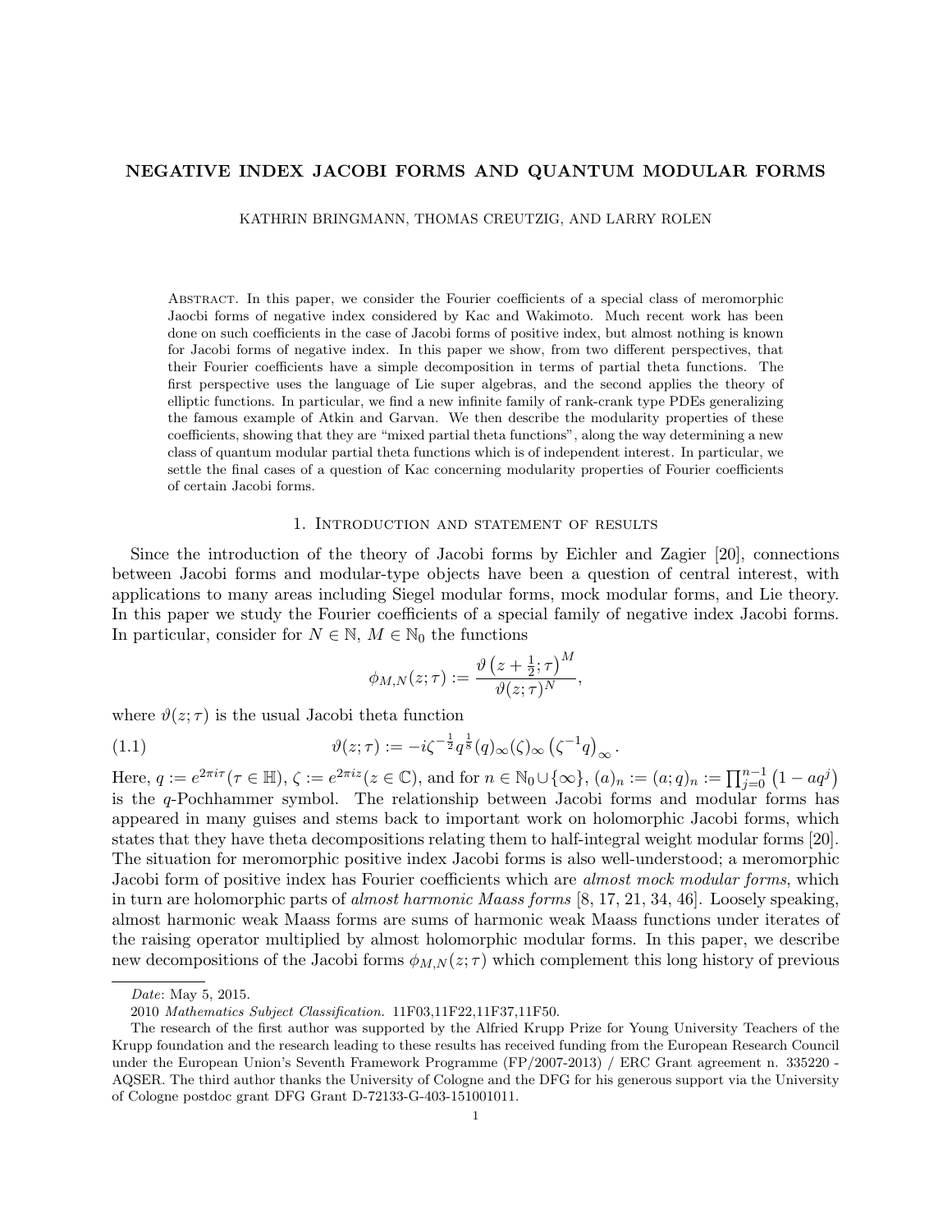# NEGATIVE INDEX JACOBI FORMS AND QUANTUM MODULAR FORMS

KATHRIN BRINGMANN, THOMAS CREUTZIG, AND LARRY ROLEN

Abstract. In this paper, we consider the Fourier coefficients of a special class of meromorphic Jaocbi forms of negative index considered by Kac and Wakimoto. Much recent work has been done on such coefficients in the case of Jacobi forms of positive index, but almost nothing is known for Jacobi forms of negative index. In this paper we show, from two different perspectives, that their Fourier coefficients have a simple decomposition in terms of partial theta functions. The first perspective uses the language of Lie super algebras, and the second applies the theory of elliptic functions. In particular, we find a new infinite family of rank-crank type PDEs generalizing the famous example of Atkin and Garvan. We then describe the modularity properties of these coefficients, showing that they are "mixed partial theta functions", along the way determining a new class of quantum modular partial theta functions which is of independent interest. In particular, we settle the final cases of a question of Kac concerning modularity properties of Fourier coefficients of certain Jacobi forms.

## 1. Introduction and statement of results

Since the introduction of the theory of Jacobi forms by Eichler and Zagier [20], connections between Jacobi forms and modular-type objects have been a question of central interest, with applications to many areas including Siegel modular forms, mock modular forms, and Lie theory. In this paper we study the Fourier coefficients of a special family of negative index Jacobi forms. In particular, consider for $N \in \mathbb{N}$, $M \in \mathbb{N}_0$ the functions

$$\phi_{M,N}(z;\tau) := \frac{\vartheta\left(z+\frac{1}{2};\tau\right)^M}{\vartheta(z;\tau)^N},$$

where $\vartheta(z;\tau)$ is the usual Jacobi theta function

$$\vartheta(z;\tau) := -i\zeta^{-\frac{1}{2}}q^{\frac{1}{8}}(q)_\infty(\zeta)_\infty\left(\zeta^{-1}q\right)_\infty. \tag{1.1}$$

Here, $q := e^{2\pi i\tau}(\tau \in \mathbb{H})$, $\zeta := e^{2\pi iz}(z \in \mathbb{C})$, and for $n \in \mathbb{N}_0 \cup \{\infty\}$, $(a)_n := (a;q)_n := \prod_{j=0}^{n-1}\left(1-aq^j\right)$ is the $q$-Pochhammer symbol. The relationship between Jacobi forms and modular forms has appeared in many guises and stems back to important work on holomorphic Jacobi forms, which states that they have theta decompositions relating them to half-integral weight modular forms [20]. The situation for meromorphic positive index Jacobi forms is also well-understood; a meromorphic Jacobi form of positive index has Fourier coefficients which are *almost mock modular forms*, which in turn are holomorphic parts of *almost harmonic Maass forms* [8, 17, 21, 34, 46]. Loosely speaking, almost harmonic weak Maass forms are sums of harmonic weak Maass functions under iterates of the raising operator multiplied by almost holomorphic modular forms. In this paper, we describe new decompositions of the Jacobi forms $\phi_{M,N}(z;\tau)$ which complement this long history of previous

*Date*: May 5, 2015.

2010 *Mathematics Subject Classification.* 11F03,11F22,11F37,11F50.

The research of the first author was supported by the Alfried Krupp Prize for Young University Teachers of the Krupp foundation and the research leading to these results has received funding from the European Research Council under the European Union's Seventh Framework Programme (FP/2007-2013) / ERC Grant agreement n. 335220 - AQSER. The third author thanks the University of Cologne and the DFG for his generous support via the University of Cologne postdoc grant DFG Grant D-72133-G-403-151001011.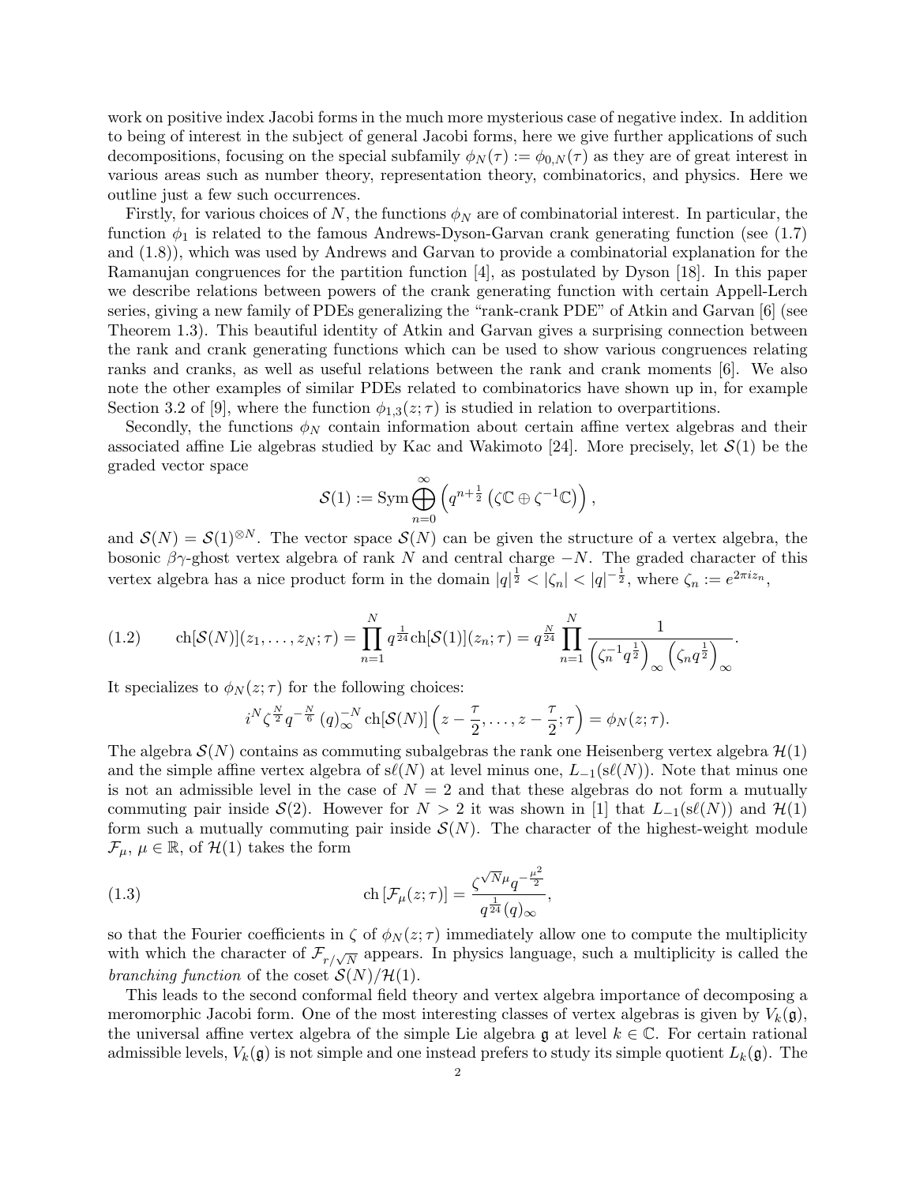work on positive index Jacobi forms in the much more mysterious case of negative index. In addition to being of interest in the subject of general Jacobi forms, here we give further applications of such decompositions, focusing on the special subfamily $\phi_N(\tau) := \phi_{0,N}(\tau)$ as they are of great interest in various areas such as number theory, representation theory, combinatorics, and physics. Here we outline just a few such occurrences.

Firstly, for various choices of $N$, the functions $\phi_N$ are of combinatorial interest. In particular, the function $\phi_1$ is related to the famous Andrews-Dyson-Garvan crank generating function (see (1.7) and (1.8)), which was used by Andrews and Garvan to provide a combinatorial explanation for the Ramanujan congruences for the partition function [4], as postulated by Dyson [18]. In this paper we describe relations between powers of the crank generating function with certain Appell-Lerch series, giving a new family of PDEs generalizing the "rank-crank PDE" of Atkin and Garvan [6] (see Theorem 1.3). This beautiful identity of Atkin and Garvan gives a surprising connection between the rank and crank generating functions which can be used to show various congruences relating ranks and cranks, as well as useful relations between the rank and crank moments [6]. We also note the other examples of similar PDEs related to combinatorics have shown up in, for example Section 3.2 of [9], where the function $\phi_{1,3}(z;\tau)$ is studied in relation to overpartitions.

Secondly, the functions $\phi_N$ contain information about certain affine vertex algebras and their associated affine Lie algebras studied by Kac and Wakimoto [24]. More precisely, let $\mathcal{S}(1)$ be the graded vector space

$$\mathcal{S}(1) := \mathrm{Sym} \bigoplus_{n=0}^{\infty} \left( q^{n+\frac{1}{2}} \left( \zeta\mathbb{C} \oplus \zeta^{-1}\mathbb{C} \right) \right),$$

and $\mathcal{S}(N) = \mathcal{S}(1)^{\otimes N}$. The vector space $\mathcal{S}(N)$ can be given the structure of a vertex algebra, the bosonic $\beta\gamma$-ghost vertex algebra of rank $N$ and central charge $-N$. The graded character of this vertex algebra has a nice product form in the domain $|q|^{\frac{1}{2}} < |\zeta_n| < |q|^{-\frac{1}{2}}$, where $\zeta_n := e^{2\pi i z_n}$,

$$\mathrm{ch}[\mathcal{S}(N)](z_1,\ldots,z_N;\tau) = \prod_{n=1}^{N} q^{\frac{1}{24}} \mathrm{ch}[\mathcal{S}(1)](z_n;\tau) = q^{\frac{N}{24}} \prod_{n=1}^{N} \frac{1}{\left(\zeta_n^{-1} q^{\frac{1}{2}}\right)_\infty \left(\zeta_n q^{\frac{1}{2}}\right)_\infty}. \tag{1.2}$$

It specializes to $\phi_N(z;\tau)$ for the following choices:

$$i^N \zeta^{\frac{N}{2}} q^{-\frac{N}{6}} (q)_\infty^{-N} \,\mathrm{ch}[\mathcal{S}(N)] \left( z - \frac{\tau}{2}, \ldots, z - \frac{\tau}{2}; \tau \right) = \phi_N(z;\tau).$$

The algebra $\mathcal{S}(N)$ contains as commuting subalgebras the rank one Heisenberg vertex algebra $\mathcal{H}(1)$ and the simple affine vertex algebra of $s\ell(N)$ at level minus one, $L_{-1}(s\ell(N))$. Note that minus one is not an admissible level in the case of $N = 2$ and that these algebras do not form a mutually commuting pair inside $\mathcal{S}(2)$. However for $N > 2$ it was shown in [1] that $L_{-1}(s\ell(N))$ and $\mathcal{H}(1)$ form such a mutually commuting pair inside $\mathcal{S}(N)$. The character of the highest-weight module $\mathcal{F}_\mu$, $\mu \in \mathbb{R}$, of $\mathcal{H}(1)$ takes the form

$$\mathrm{ch}\left[\mathcal{F}_\mu(z;\tau)\right] = \frac{\zeta^{\sqrt{N}\mu} q^{-\frac{\mu^2}{2}}}{q^{\frac{1}{24}} (q)_\infty}, \tag{1.3}$$

so that the Fourier coefficients in $\zeta$ of $\phi_N(z;\tau)$ immediately allow one to compute the multiplicity with which the character of $\mathcal{F}_{r/\sqrt{N}}$ appears. In physics language, such a multiplicity is called the *branching function* of the coset $\mathcal{S}(N)/\mathcal{H}(1)$.

This leads to the second conformal field theory and vertex algebra importance of decomposing a meromorphic Jacobi form. One of the most interesting classes of vertex algebras is given by $V_k(\mathfrak{g})$, the universal affine vertex algebra of the simple Lie algebra $\mathfrak{g}$ at level $k \in \mathbb{C}$. For certain rational admissible levels, $V_k(\mathfrak{g})$ is not simple and one instead prefers to study its simple quotient $L_k(\mathfrak{g})$. The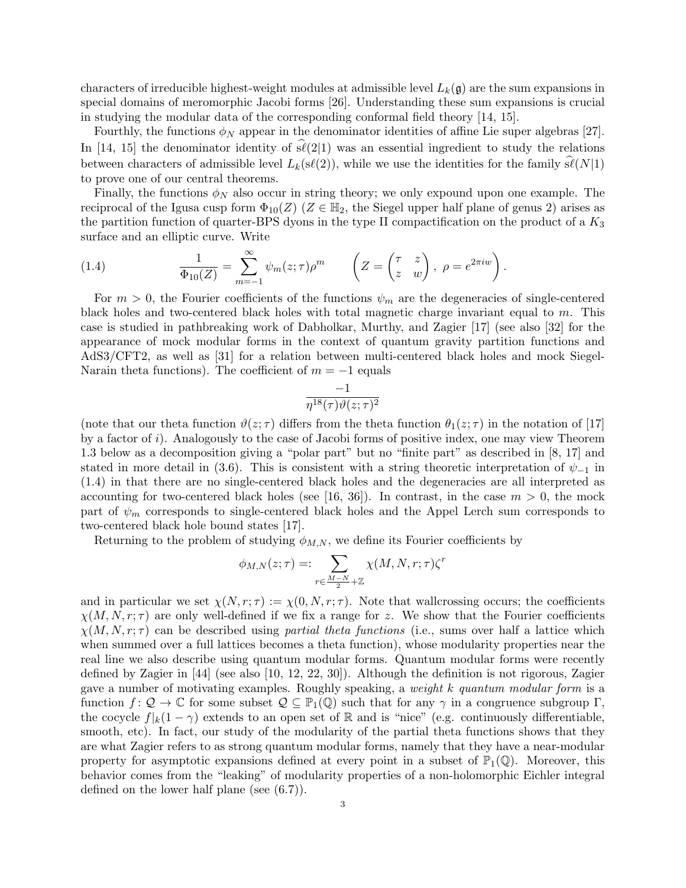characters of irreducible highest-weight modules at admissible level $L_k(\mathfrak{g})$ are the sum expansions in special domains of meromorphic Jacobi forms [26]. Understanding these sum expansions is crucial in studying the modular data of the corresponding conformal field theory [14, 15].

Fourthly, the functions $\phi_N$ appear in the denominator identities of affine Lie super algebras [27]. In [14, 15] the denominator identity of $\widehat{s\ell}(2|1)$ was an essential ingredient to study the relations between characters of admissible level $L_k(s\ell(2))$, while we use the identities for the family $\widehat{s\ell}(N|1)$ to prove one of our central theorems.

Finally, the functions $\phi_N$ also occur in string theory; we only expound upon one example. The reciprocal of the Igusa cusp form $\Phi_{10}(Z)$ ($Z \in \mathbb{H}_2$, the Siegel upper half plane of genus 2) arises as the partition function of quarter-BPS dyons in the type II compactification on the product of a $K_3$ surface and an elliptic curve. Write

$$\frac{1}{\Phi_{10}(Z)} = \sum_{m=-1}^{\infty} \psi_m(z;\tau)\rho^m \qquad \left( Z = \begin{pmatrix} \tau & z \\ z & w \end{pmatrix},\ \rho = e^{2\pi i w} \right). \tag{1.4}$$

For $m > 0$, the Fourier coefficients of the functions $\psi_m$ are the degeneracies of single-centered black holes and two-centered black holes with total magnetic charge invariant equal to $m$. This case is studied in pathbreaking work of Dabholkar, Murthy, and Zagier [17] (see also [32] for the appearance of mock modular forms in the context of quantum gravity partition functions and AdS3/CFT2, as well as [31] for a relation between multi-centered black holes and mock Siegel-Narain theta functions). The coefficient of $m = -1$ equals

$$\frac{-1}{\eta^{18}(\tau)\vartheta(z;\tau)^2}$$

(note that our theta function $\vartheta(z;\tau)$ differs from the theta function $\theta_1(z;\tau)$ in the notation of [17] by a factor of $i$). Analogously to the case of Jacobi forms of positive index, one may view Theorem 1.3 below as a decomposition giving a "polar part" but no "finite part" as described in [8, 17] and stated in more detail in (3.6). This is consistent with a string theoretic interpretation of $\psi_{-1}$ in (1.4) in that there are no single-centered black holes and the degeneracies are all interpreted as accounting for two-centered black holes (see [16, 36]). In contrast, in the case $m > 0$, the mock part of $\psi_m$ corresponds to single-centered black holes and the Appel Lerch sum corresponds to two-centered black hole bound states [17].

Returning to the problem of studying $\phi_{M,N}$, we define its Fourier coefficients by

$$\phi_{M,N}(z;\tau) =: \sum_{r \in \frac{M-N}{2}+\mathbb{Z}} \chi(M,N,r;\tau)\zeta^r$$

and in particular we set $\chi(N,r;\tau) := \chi(0,N,r;\tau)$. Note that wallcrossing occurs; the coefficients $\chi(M,N,r;\tau)$ are only well-defined if we fix a range for $z$. We show that the Fourier coefficients $\chi(M,N,r;\tau)$ can be described using *partial theta functions* (i.e., sums over half a lattice which when summed over a full lattices becomes a theta function), whose modularity properties near the real line we also describe using quantum modular forms. Quantum modular forms were recently defined by Zagier in [44] (see also [10, 12, 22, 30]). Although the definition is not rigorous, Zagier gave a number of motivating examples. Roughly speaking, a *weight $k$ quantum modular form* is a function $f\colon \mathcal{Q} \to \mathbb{C}$ for some subset $\mathcal{Q} \subseteq \mathbb{P}_1(\mathbb{Q})$ such that for any $\gamma$ in a congruence subgroup $\Gamma$, the cocycle $f|_k(1-\gamma)$ extends to an open set of $\mathbb{R}$ and is "nice" (e.g. continuously differentiable, smooth, etc). In fact, our study of the modularity of the partial theta functions shows that they are what Zagier refers to as strong quantum modular forms, namely that they have a near-modular property for asymptotic expansions defined at every point in a subset of $\mathbb{P}_1(\mathbb{Q})$. Moreover, this behavior comes from the "leaking" of modularity properties of a non-holomorphic Eichler integral defined on the lower half plane (see (6.7)).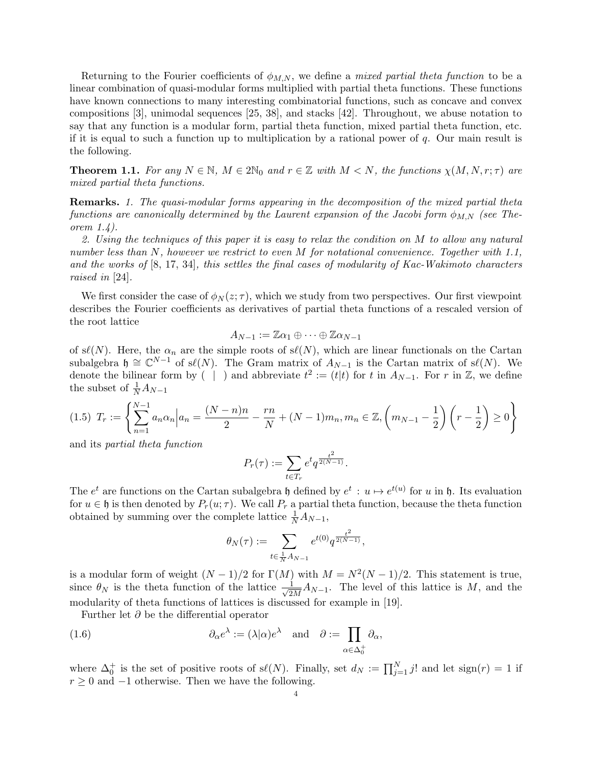Returning to the Fourier coefficients of $\phi_{M,N}$, we define a *mixed partial theta function* to be a linear combination of quasi-modular forms multiplied with partial theta functions. These functions have known connections to many interesting combinatorial functions, such as concave and convex compositions [3], unimodal sequences [25, 38], and stacks [42]. Throughout, we abuse notation to say that any function is a modular form, partial theta function, mixed partial theta function, etc. if it is equal to such a function up to multiplication by a rational power of $q$. Our main result is the following.

**Theorem 1.1.** *For any $N \in \mathbb{N}$, $M \in 2\mathbb{N}_0$ and $r \in \mathbb{Z}$ with $M < N$, the functions $\chi(M, N, r; \tau)$ are mixed partial theta functions.*

**Remarks.** *1. The quasi-modular forms appearing in the decomposition of the mixed partial theta functions are canonically determined by the Laurent expansion of the Jacobi form $\phi_{M,N}$ (see Theorem 1.4).*

*2. Using the techniques of this paper it is easy to relax the condition on $M$ to allow any natural number less than $N$, however we restrict to even $M$ for notational convenience. Together with 1.1, and the works of* [8, 17, 34]*, this settles the final cases of modularity of Kac-Wakimoto characters raised in* [24].

We first consider the case of $\phi_N(z;\tau)$, which we study from two perspectives. Our first viewpoint describes the Fourier coefficients as derivatives of partial theta functions of a rescaled version of the root lattice

$$A_{N-1} := \mathbb{Z}\alpha_1 \oplus \cdots \oplus \mathbb{Z}\alpha_{N-1}$$

of $s\ell(N)$. Here, the $\alpha_n$ are the simple roots of $s\ell(N)$, which are linear functionals on the Cartan subalgebra $\mathfrak{h} \cong \mathbb{C}^{N-1}$ of $s\ell(N)$. The Gram matrix of $A_{N-1}$ is the Cartan matrix of $s\ell(N)$. We denote the bilinear form by $(\ |\ )$ and abbreviate $t^2 := (t|t)$ for $t$ in $A_{N-1}$. For $r$ in $\mathbb{Z}$, we define the subset of $\frac{1}{N}A_{N-1}$

$$T_r := \left\{ \sum_{n=1}^{N-1} a_n\alpha_n \Big| a_n = \frac{(N-n)n}{2} - \frac{rn}{N} + (N-1)m_n, m_n \in \mathbb{Z}, \left(m_{N-1} - \frac{1}{2}\right)\left(r - \frac{1}{2}\right) \geq 0 \right\} \tag{1.5}$$

and its *partial theta function*

$$P_r(\tau) := \sum_{t \in T_r} e^t q^{\frac{t^2}{2(N-1)}}.$$

The $e^t$ are functions on the Cartan subalgebra $\mathfrak{h}$ defined by $e^t : u \mapsto e^{t(u)}$ for $u$ in $\mathfrak{h}$. Its evaluation for $u \in \mathfrak{h}$ is then denoted by $P_r(u;\tau)$. We call $P_r$ a partial theta function, because the theta function obtained by summing over the complete lattice $\frac{1}{N}A_{N-1}$,

$$\theta_N(\tau) := \sum_{t \in \frac{1}{N}A_{N-1}} e^{t(0)} q^{\frac{t^2}{2(N-1)}},$$

is a modular form of weight $(N-1)/2$ for $\Gamma(M)$ with $M = N^2(N-1)/2$. This statement is true, since $\theta_N$ is the theta function of the lattice $\frac{1}{\sqrt{2M}}A_{N-1}$. The level of this lattice is $M$, and the modularity of theta functions of lattices is discussed for example in [19].

Further let $\partial$ be the differential operator

$$\partial_\alpha e^\lambda := (\lambda|\alpha)e^\lambda \quad \text{and} \quad \partial := \prod_{\alpha \in \Delta_0^+} \partial_\alpha, \tag{1.6}$$

where $\Delta_0^+$ is the set of positive roots of $s\ell(N)$. Finally, set $d_N := \prod_{j=1}^N j!$ and let $\text{sign}(r) = 1$ if $r \geq 0$ and $-1$ otherwise. Then we have the following.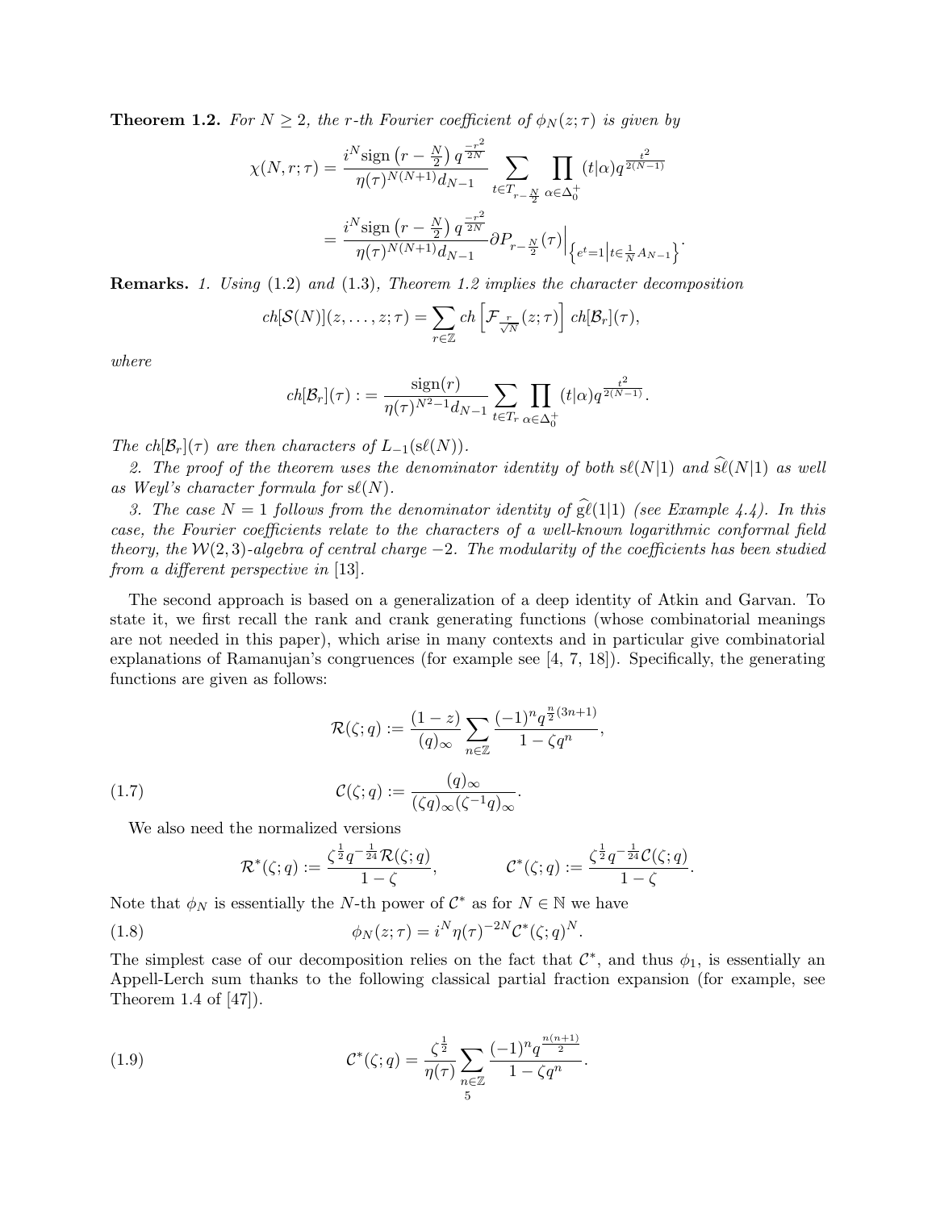**Theorem 1.2.** *For $N \geq 2$, the $r$-th Fourier coefficient of $\phi_N(z;\tau)$ is given by*

$$\chi(N,r;\tau) = \frac{i^N \operatorname{sign}\left(r-\frac{N}{2}\right) q^{\frac{-r^2}{2N}}}{\eta(\tau)^{N(N+1)} d_{N-1}} \sum_{t \in T_{r-\frac{N}{2}}} \prod_{\alpha \in \Delta_0^+} (t|\alpha) q^{\frac{t^2}{2(N-1)}}$$

$$= \frac{i^N \operatorname{sign}\left(r-\frac{N}{2}\right) q^{\frac{-r^2}{2N}}}{\eta(\tau)^{N(N+1)} d_{N-1}} \partial P_{r-\frac{N}{2}}(\tau)\Big|_{\left\{e^t=1 \middle| t \in \frac{1}{N}A_{N-1}\right\}}.$$

**Remarks.** *1. Using* (1.2) *and* (1.3)*, Theorem 1.2 implies the character decomposition*

$$ch[\mathcal{S}(N)](z,\ldots,z;\tau) = \sum_{r\in\mathbb{Z}} ch\left[\mathcal{F}_{\frac{r}{\sqrt{N}}}(z;\tau)\right] ch[\mathcal{B}_r](\tau),$$

*where*

$$ch[\mathcal{B}_r](\tau) := \frac{\operatorname{sign}(r)}{\eta(\tau)^{N^2-1} d_{N-1}} \sum_{t\in T_r} \prod_{\alpha\in\Delta_0^+} (t|\alpha) q^{\frac{t^2}{2(N-1)}}.$$

*The $ch[\mathcal{B}_r](\tau)$ are then characters of $L_{-1}(\mathrm{s}\ell(N))$.*

*2. The proof of the theorem uses the denominator identity of both $\mathrm{s}\ell(N|1)$ and $\widehat{\mathrm{s}\ell}(N|1)$ as well as Weyl's character formula for $\mathrm{s}\ell(N)$.*

*3. The case $N=1$ follows from the denominator identity of $\widehat{\mathrm{g}\ell}(1|1)$ (see Example 4.4). In this case, the Fourier coefficients relate to the characters of a well-known logarithmic conformal field theory, the $\mathcal{W}(2,3)$-algebra of central charge $-2$. The modularity of the coefficients has been studied from a different perspective in* [13].

The second approach is based on a generalization of a deep identity of Atkin and Garvan. To state it, we first recall the rank and crank generating functions (whose combinatorial meanings are not needed in this paper), which arise in many contexts and in particular give combinatorial explanations of Ramanujan's congruences (for example see [4, 7, 18]). Specifically, the generating functions are given as follows:

$$\mathcal{R}(\zeta;q) := \frac{(1-z)}{(q)_\infty} \sum_{n\in\mathbb{Z}} \frac{(-1)^n q^{\frac{n}{2}(3n+1)}}{1-\zeta q^n},$$

$$\mathcal{C}(\zeta;q) := \frac{(q)_\infty}{(\zeta q)_\infty (\zeta^{-1}q)_\infty}. \tag{1.7}$$

We also need the normalized versions

$$\mathcal{R}^*(\zeta;q) := \frac{\zeta^{\frac{1}{2}} q^{-\frac{1}{24}} \mathcal{R}(\zeta;q)}{1-\zeta}, \qquad \mathcal{C}^*(\zeta;q) := \frac{\zeta^{\frac{1}{2}} q^{-\frac{1}{24}} \mathcal{C}(\zeta;q)}{1-\zeta}.$$

Note that $\phi_N$ is essentially the $N$-th power of $\mathcal{C}^*$ as for $N\in\mathbb{N}$ we have

$$\phi_N(z;\tau) = i^N \eta(\tau)^{-2N} \mathcal{C}^*(\zeta;q)^N. \tag{1.8}$$

The simplest case of our decomposition relies on the fact that $\mathcal{C}^*$, and thus $\phi_1$, is essentially an Appell-Lerch sum thanks to the following classical partial fraction expansion (for example, see Theorem 1.4 of [47]).

$$\mathcal{C}^*(\zeta;q) = \frac{\zeta^{\frac{1}{2}}}{\eta(\tau)} \sum_{n\in\mathbb{Z}} \frac{(-1)^n q^{\frac{n(n+1)}{2}}}{1-\zeta q^n}. \tag{1.9}$$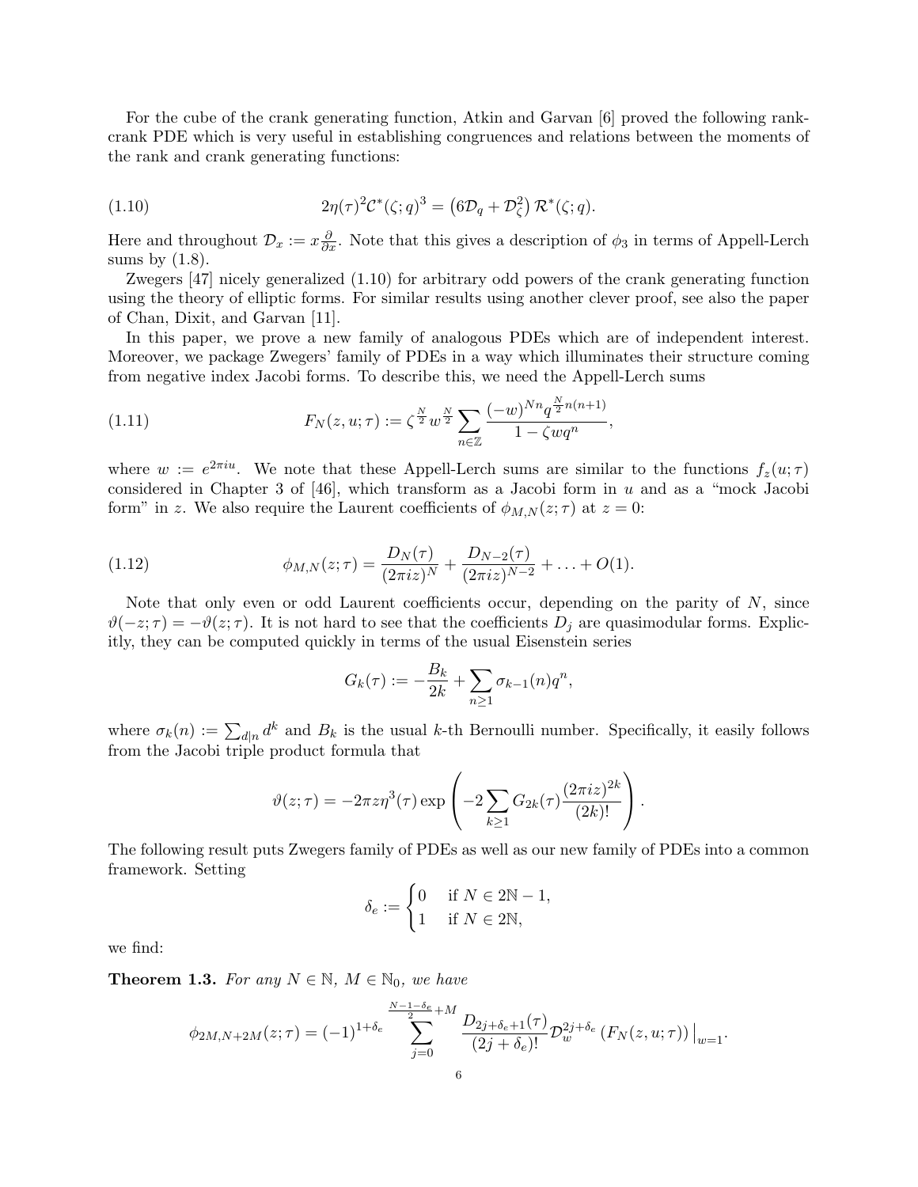For the cube of the crank generating function, Atkin and Garvan [6] proved the following rank-crank PDE which is very useful in establishing congruences and relations between the moments of the rank and crank generating functions:

$$2\eta(\tau)^2\mathcal{C}^*(\zeta;q)^3 = \left(6\mathcal{D}_q + \mathcal{D}_\zeta^2\right)\mathcal{R}^*(\zeta;q). \tag{1.10}$$

Here and throughout $\mathcal{D}_x := x\frac{\partial}{\partial x}$. Note that this gives a description of $\phi_3$ in terms of Appell-Lerch sums by (1.8).

Zwegers [47] nicely generalized (1.10) for arbitrary odd powers of the crank generating function using the theory of elliptic forms. For similar results using another clever proof, see also the paper of Chan, Dixit, and Garvan [11].

In this paper, we prove a new family of analogous PDEs which are of independent interest. Moreover, we package Zwegers' family of PDEs in a way which illuminates their structure coming from negative index Jacobi forms. To describe this, we need the Appell-Lerch sums

$$F_N(z,u;\tau) := \zeta^{\frac{N}{2}} w^{\frac{N}{2}} \sum_{n\in\mathbb{Z}} \frac{(-w)^{Nn} q^{\frac{N}{2}n(n+1)}}{1-\zeta w q^n}, \tag{1.11}$$

where $w := e^{2\pi i u}$. We note that these Appell-Lerch sums are similar to the functions $f_z(u;\tau)$ considered in Chapter 3 of [46], which transform as a Jacobi form in $u$ and as a "mock Jacobi form" in $z$. We also require the Laurent coefficients of $\phi_{M,N}(z;\tau)$ at $z=0$:

$$\phi_{M,N}(z;\tau) = \frac{D_N(\tau)}{(2\pi i z)^N} + \frac{D_{N-2}(\tau)}{(2\pi i z)^{N-2}} + \ldots + O(1). \tag{1.12}$$

Note that only even or odd Laurent coefficients occur, depending on the parity of $N$, since $\vartheta(-z;\tau) = -\vartheta(z;\tau)$. It is not hard to see that the coefficients $D_j$ are quasimodular forms. Explicitly, they can be computed quickly in terms of the usual Eisenstein series

$$G_k(\tau) := -\frac{B_k}{2k} + \sum_{n\geq 1} \sigma_{k-1}(n) q^n,$$

where $\sigma_k(n) := \sum_{d|n} d^k$ and $B_k$ is the usual $k$-th Bernoulli number. Specifically, it easily follows from the Jacobi triple product formula that

$$\vartheta(z;\tau) = -2\pi z \eta^3(\tau) \exp\left(-2\sum_{k\geq 1} G_{2k}(\tau)\frac{(2\pi i z)^{2k}}{(2k)!}\right).$$

The following result puts Zwegers family of PDEs as well as our new family of PDEs into a common framework. Setting

$$\delta_e := \begin{cases} 0 & \text{if } N \in 2\mathbb{N}-1, \\ 1 & \text{if } N \in 2\mathbb{N}, \end{cases}$$

we find:

**Theorem 1.3.** *For any $N \in \mathbb{N}$, $M \in \mathbb{N}_0$, we have*

$$\phi_{2M,N+2M}(z;\tau) = (-1)^{1+\delta_e} \sum_{j=0}^{\frac{N-1-\delta_e}{2}+M} \frac{D_{2j+\delta_e+1}(\tau)}{(2j+\delta_e)!} \mathcal{D}_w^{2j+\delta_e}\left(F_N(z,u;\tau)\right)\big|_{w=1}.$$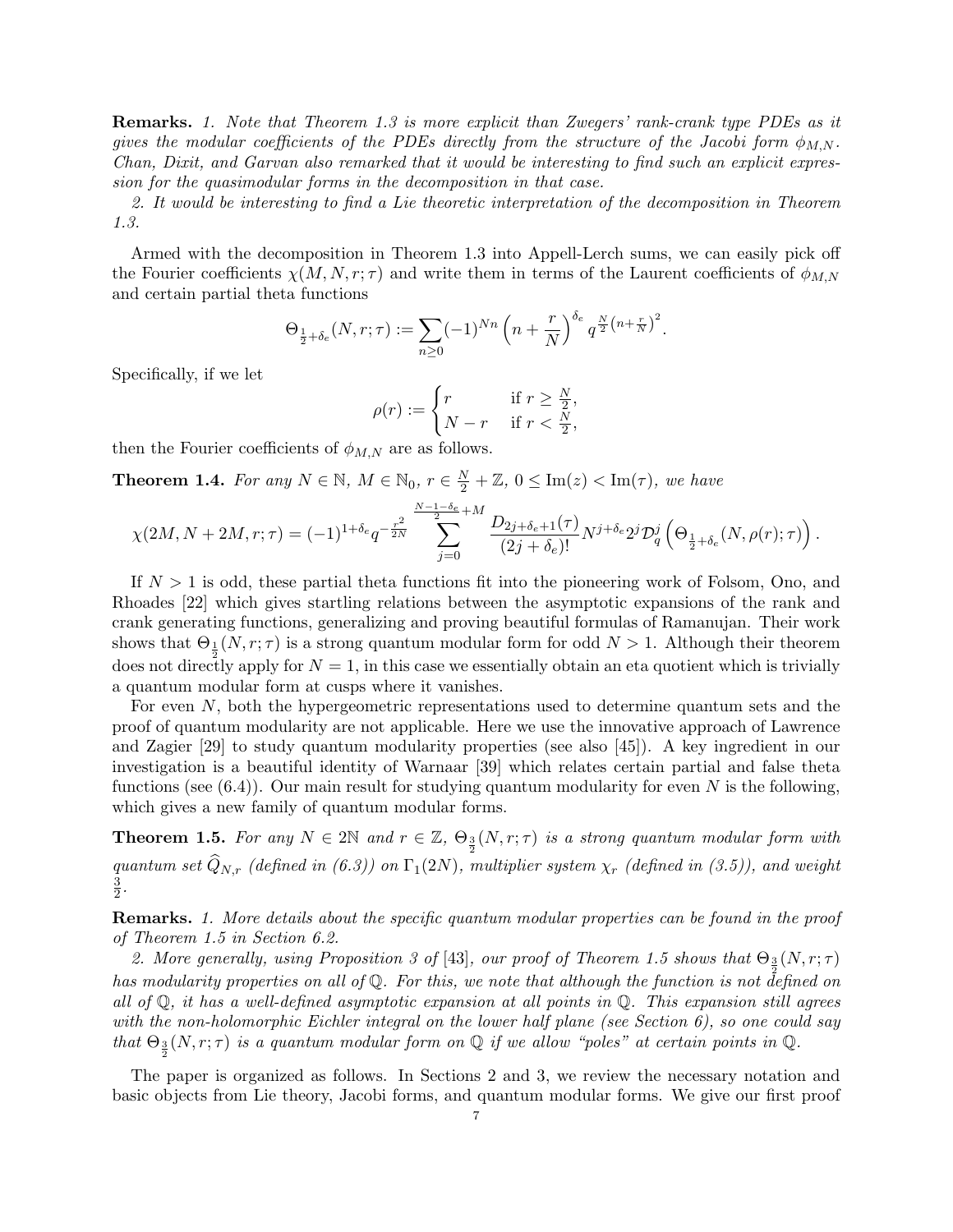**Remarks.** *1. Note that Theorem 1.3 is more explicit than Zwegers' rank-crank type PDEs as it gives the modular coefficients of the PDEs directly from the structure of the Jacobi form $\phi_{M,N}$. Chan, Dixit, and Garvan also remarked that it would be interesting to find such an explicit expression for the quasimodular forms in the decomposition in that case.*

*2. It would be interesting to find a Lie theoretic interpretation of the decomposition in Theorem 1.3.*

Armed with the decomposition in Theorem 1.3 into Appell-Lerch sums, we can easily pick off the Fourier coefficients $\chi(M, N, r; \tau)$ and write them in terms of the Laurent coefficients of $\phi_{M,N}$ and certain partial theta functions

$$\Theta_{\frac{1}{2}+\delta_e}(N, r; \tau) := \sum_{n\geq 0} (-1)^{Nn} \left(n + \frac{r}{N}\right)^{\delta_e} q^{\frac{N}{2}\left(n+\frac{r}{N}\right)^2}.$$

Specifically, if we let

$$\rho(r) := \begin{cases} r & \text{if } r \geq \frac{N}{2}, \\ N - r & \text{if } r < \frac{N}{2}, \end{cases}$$

then the Fourier coefficients of $\phi_{M,N}$ are as follows.

**Theorem 1.4.** *For any $N \in \mathbb{N}$, $M \in \mathbb{N}_0$, $r \in \frac{N}{2} + \mathbb{Z}$, $0 \leq \mathrm{Im}(z) < \mathrm{Im}(\tau)$, we have*

$$\chi(2M, N + 2M, r; \tau) = (-1)^{1+\delta_e} q^{-\frac{r^2}{2N}} \sum_{j=0}^{\frac{N-1-\delta_e}{2}+M} \frac{D_{2j+\delta_e+1}(\tau)}{(2j+\delta_e)!} N^{j+\delta_e} 2^j \mathcal{D}_q^j \left(\Theta_{\frac{1}{2}+\delta_e}(N, \rho(r); \tau)\right).$$

If $N > 1$ is odd, these partial theta functions fit into the pioneering work of Folsom, Ono, and Rhoades [22] which gives startling relations between the asymptotic expansions of the rank and crank generating functions, generalizing and proving beautiful formulas of Ramanujan. Their work shows that $\Theta_{\frac{1}{2}}(N, r; \tau)$ is a strong quantum modular form for odd $N > 1$. Although their theorem does not directly apply for $N = 1$, in this case we essentially obtain an eta quotient which is trivially a quantum modular form at cusps where it vanishes.

For even $N$, both the hypergeometric representations used to determine quantum sets and the proof of quantum modularity are not applicable. Here we use the innovative approach of Lawrence and Zagier [29] to study quantum modularity properties (see also [45]). A key ingredient in our investigation is a beautiful identity of Warnaar [39] which relates certain partial and false theta functions (see (6.4)). Our main result for studying quantum modularity for even $N$ is the following, which gives a new family of quantum modular forms.

**Theorem 1.5.** *For any $N \in 2\mathbb{N}$ and $r \in \mathbb{Z}$, $\Theta_{\frac{3}{2}}(N, r; \tau)$ is a strong quantum modular form with quantum set $\widehat{Q}_{N,r}$ (defined in (6.3)) on $\Gamma_1(2N)$, multiplier system $\chi_r$ (defined in (3.5)), and weight $\frac{3}{2}$.*

**Remarks.** *1. More details about the specific quantum modular properties can be found in the proof of Theorem 1.5 in Section 6.2.*

*2. More generally, using Proposition 3 of [43], our proof of Theorem 1.5 shows that $\Theta_{\frac{3}{2}}(N, r; \tau)$ has modularity properties on all of $\mathbb{Q}$. For this, we note that although the function is not defined on all of $\mathbb{Q}$, it has a well-defined asymptotic expansion at all points in $\mathbb{Q}$. This expansion still agrees with the non-holomorphic Eichler integral on the lower half plane (see Section 6), so one could say that $\Theta_{\frac{3}{2}}(N, r; \tau)$ is a quantum modular form on $\mathbb{Q}$ if we allow "poles" at certain points in $\mathbb{Q}$.*

The paper is organized as follows. In Sections 2 and 3, we review the necessary notation and basic objects from Lie theory, Jacobi forms, and quantum modular forms. We give our first proof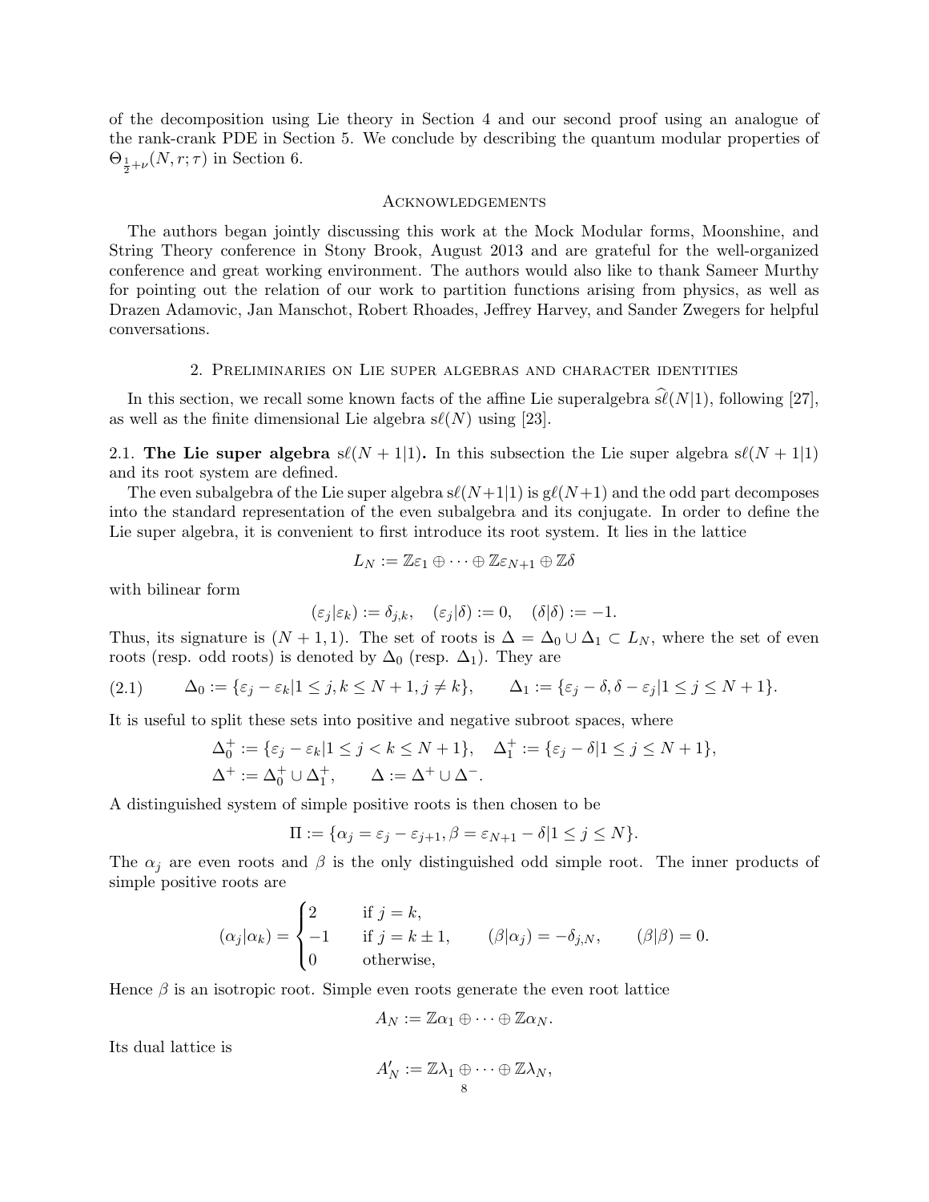of the decomposition using Lie theory in Section 4 and our second proof using an analogue of the rank-crank PDE in Section 5. We conclude by describing the quantum modular properties of $\Theta_{\frac{1}{2}+\nu}(N,r;\tau)$ in Section 6.

## Acknowledgements

The authors began jointly discussing this work at the Mock Modular forms, Moonshine, and String Theory conference in Stony Brook, August 2013 and are grateful for the well-organized conference and great working environment. The authors would also like to thank Sameer Murthy for pointing out the relation of our work to partition functions arising from physics, as well as Drazen Adamovic, Jan Manschot, Robert Rhoades, Jeffrey Harvey, and Sander Zwegers for helpful conversations.

## 2. Preliminaries on Lie super algebras and character identities

In this section, we recall some known facts of the affine Lie superalgebra $\widehat{s\ell}(N|1)$, following [27], as well as the finite dimensional Lie algebra $s\ell(N)$ using [23].

**2.1. The Lie super algebra $s\ell(N+1|1)$.** In this subsection the Lie super algebra $s\ell(N+1|1)$ and its root system are defined.

The even subalgebra of the Lie super algebra $s\ell(N+1|1)$ is $g\ell(N+1)$ and the odd part decomposes into the standard representation of the even subalgebra and its conjugate. In order to define the Lie super algebra, it is convenient to first introduce its root system. It lies in the lattice

$$L_N := \mathbb{Z}\varepsilon_1 \oplus \cdots \oplus \mathbb{Z}\varepsilon_{N+1} \oplus \mathbb{Z}\delta$$

with bilinear form

$$(\varepsilon_j|\varepsilon_k) := \delta_{j,k}, \quad (\varepsilon_j|\delta) := 0, \quad (\delta|\delta) := -1.$$

Thus, its signature is $(N+1,1)$. The set of roots is $\Delta = \Delta_0 \cup \Delta_1 \subset L_N$, where the set of even roots (resp. odd roots) is denoted by $\Delta_0$ (resp. $\Delta_1$). They are

$$\Delta_0 := \{\varepsilon_j - \varepsilon_k | 1 \leq j, k \leq N+1, j \neq k\}, \qquad \Delta_1 := \{\varepsilon_j - \delta, \delta - \varepsilon_j | 1 \leq j \leq N+1\}. \tag{2.1}$$

It is useful to split these sets into positive and negative subroot spaces, where

$$\Delta_0^+ := \{\varepsilon_j - \varepsilon_k | 1 \leq j < k \leq N+1\}, \quad \Delta_1^+ := \{\varepsilon_j - \delta | 1 \leq j \leq N+1\},$$
$$\Delta^+ := \Delta_0^+ \cup \Delta_1^+, \qquad \Delta := \Delta^+ \cup \Delta^-.$$

A distinguished system of simple positive roots is then chosen to be

$$\Pi := \{\alpha_j = \varepsilon_j - \varepsilon_{j+1}, \beta = \varepsilon_{N+1} - \delta | 1 \leq j \leq N\}.$$

The $\alpha_j$ are even roots and $\beta$ is the only distinguished odd simple root. The inner products of simple positive roots are

$$(\alpha_j|\alpha_k) = \begin{cases} 2 & \text{if } j = k, \\ -1 & \text{if } j = k \pm 1, \\ 0 & \text{otherwise,} \end{cases} \qquad (\beta|\alpha_j) = -\delta_{j,N}, \qquad (\beta|\beta) = 0.$$

Hence $\beta$ is an isotropic root. Simple even roots generate the even root lattice

$$A_N := \mathbb{Z}\alpha_1 \oplus \cdots \oplus \mathbb{Z}\alpha_N.$$

Its dual lattice is

$$A_N' := \mathbb{Z}\lambda_1 \oplus \cdots \oplus \mathbb{Z}\lambda_N,$$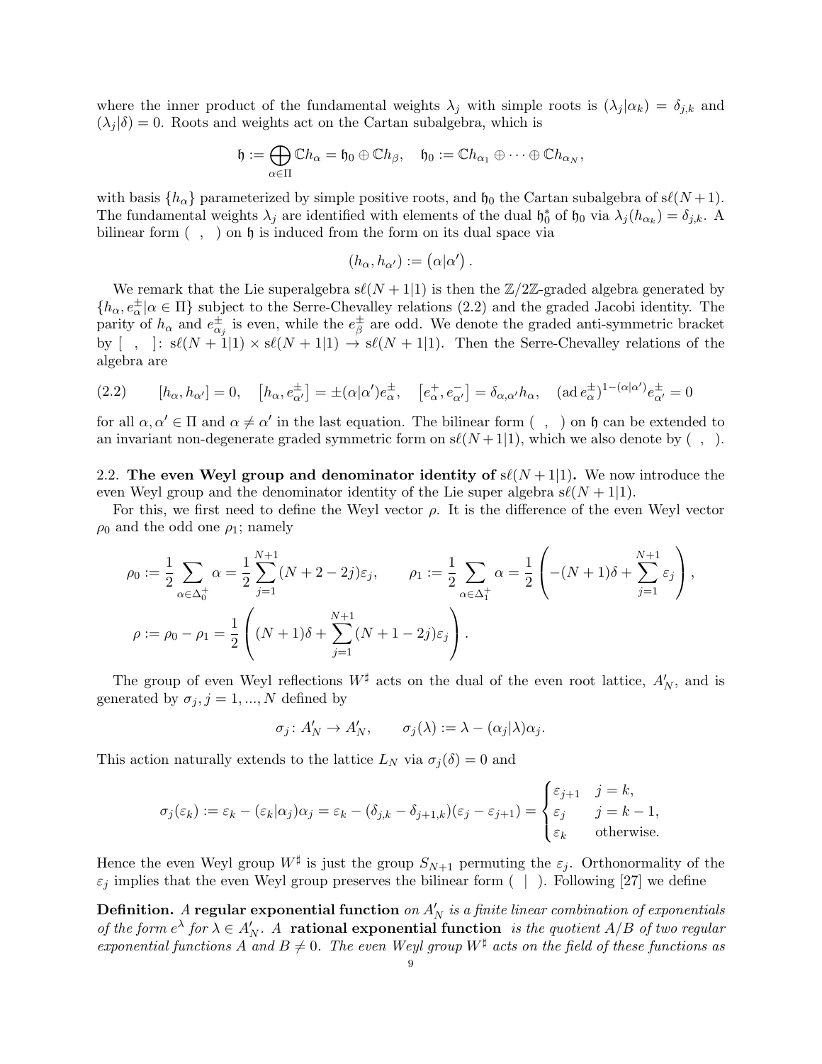where the inner product of the fundamental weights $\lambda_j$ with simple roots is $(\lambda_j|\alpha_k) = \delta_{j,k}$ and $(\lambda_j|\delta) = 0$. Roots and weights act on the Cartan subalgebra, which is

$$\mathfrak{h} := \bigoplus_{\alpha\in\Pi} \mathbb{C}h_\alpha = \mathfrak{h}_0 \oplus \mathbb{C}h_\beta, \quad \mathfrak{h}_0 := \mathbb{C}h_{\alpha_1} \oplus \cdots \oplus \mathbb{C}h_{\alpha_N},$$

with basis $\{h_\alpha\}$ parameterized by simple positive roots, and $\mathfrak{h}_0$ the Cartan subalgebra of $s\ell(N+1)$. The fundamental weights $\lambda_j$ are identified with elements of the dual $\mathfrak{h}_0^*$ of $\mathfrak{h}_0$ via $\lambda_j(h_{\alpha_k}) = \delta_{j,k}$. A bilinear form $( \ , \ )$ on $\mathfrak{h}$ is induced from the form on its dual space via

$$(h_\alpha, h_{\alpha'}) := (\alpha|\alpha').$$

We remark that the Lie superalgebra $s\ell(N+1|1)$ is then the $\mathbb{Z}/2\mathbb{Z}$-graded algebra generated by $\{h_\alpha, e^\pm_\alpha | \alpha \in \Pi\}$ subject to the Serre-Chevalley relations (2.2) and the graded Jacobi identity. The parity of $h_\alpha$ and $e^\pm_{\alpha_j}$ is even, while the $e^\pm_\beta$ are odd. We denote the graded anti-symmetric bracket by $[ \ , \ ]\colon s\ell(N+1|1) \times s\ell(N+1|1) \to s\ell(N+1|1)$. Then the Serre-Chevalley relations of the algebra are

$$[h_\alpha, h_{\alpha'}] = 0, \quad \left[h_\alpha, e^\pm_{\alpha'}\right] = \pm(\alpha|\alpha')e^\pm_\alpha, \quad \left[e^+_\alpha, e^-_{\alpha'}\right] = \delta_{\alpha,\alpha'}h_\alpha, \quad (\mathrm{ad}\, e^\pm_\alpha)^{1-(\alpha|\alpha')}e^\pm_{\alpha'} = 0 \tag{2.2}$$

for all $\alpha, \alpha' \in \Pi$ and $\alpha \neq \alpha'$ in the last equation. The bilinear form $( \ , \ )$ on $\mathfrak{h}$ can be extended to an invariant non-degenerate graded symmetric form on $s\ell(N+1|1)$, which we also denote by $( \ , \ )$.

## 2.2. The even Weyl group and denominator identity of $s\ell(N+1|1)$.

We now introduce the even Weyl group and the denominator identity of the Lie super algebra $s\ell(N+1|1)$.

For this, we first need to define the Weyl vector $\rho$. It is the difference of the even Weyl vector $\rho_0$ and the odd one $\rho_1$; namely

$$\rho_0 := \frac{1}{2}\sum_{\alpha\in\Delta_0^+} \alpha = \frac{1}{2}\sum_{j=1}^{N+1}(N+2-2j)\varepsilon_j, \qquad \rho_1 := \frac{1}{2}\sum_{\alpha\in\Delta_1^+}\alpha = \frac{1}{2}\left(-(N+1)\delta + \sum_{j=1}^{N+1}\varepsilon_j\right),$$

$$\rho := \rho_0 - \rho_1 = \frac{1}{2}\left((N+1)\delta + \sum_{j=1}^{N+1}(N+1-2j)\varepsilon_j\right).$$

The group of even Weyl reflections $W^\sharp$ acts on the dual of the even root lattice, $A'_N$, and is generated by $\sigma_j$, $j = 1, ..., N$ defined by

$$\sigma_j\colon A'_N \to A'_N, \qquad \sigma_j(\lambda) := \lambda - (\alpha_j|\lambda)\alpha_j.$$

This action naturally extends to the lattice $L_N$ via $\sigma_j(\delta) = 0$ and

$$\sigma_j(\varepsilon_k) := \varepsilon_k - (\varepsilon_k|\alpha_j)\alpha_j = \varepsilon_k - (\delta_{j,k} - \delta_{j+1,k})(\varepsilon_j - \varepsilon_{j+1}) = \begin{cases} \varepsilon_{j+1} & j = k, \\ \varepsilon_j & j = k-1, \\ \varepsilon_k & \text{otherwise.} \end{cases}$$

Hence the even Weyl group $W^\sharp$ is just the group $S_{N+1}$ permuting the $\varepsilon_j$. Orthonormality of the $\varepsilon_j$ implies that the even Weyl group preserves the bilinear form $( \ | \ )$. Following [27] we define

**Definition.** *A* **regular exponential function** *on $A'_N$ is a finite linear combination of exponentials of the form $e^\lambda$ for $\lambda \in A'_N$. A* **rational exponential function** *is the quotient $A/B$ of two regular exponential functions $A$ and $B \neq 0$. The even Weyl group $W^\sharp$ acts on the field of these functions as*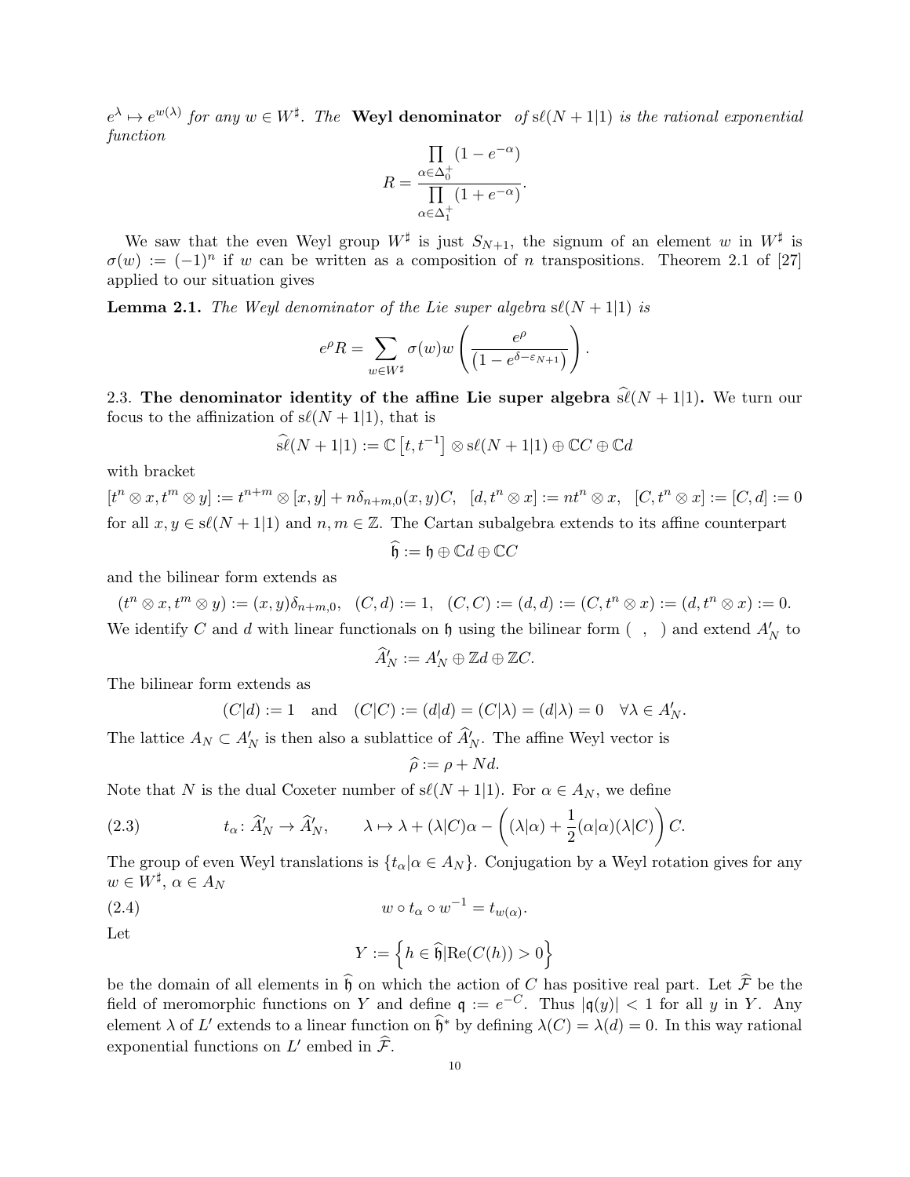$e^\lambda \mapsto e^{w(\lambda)}$ *for any* $w \in W^\sharp$*. The* **Weyl denominator** *of* $\mathrm{s}\ell(N+1|1)$ *is the rational exponential function*

$$R = \frac{\prod\limits_{\alpha\in\Delta_0^+}(1-e^{-\alpha})}{\prod\limits_{\alpha\in\Delta_1^+}(1+e^{-\alpha})}.$$

We saw that the even Weyl group $W^\sharp$ is just $S_{N+1}$, the signum of an element $w$ in $W^\sharp$ is $\sigma(w) := (-1)^n$ if $w$ can be written as a composition of $n$ transpositions. Theorem 2.1 of [27] applied to our situation gives

**Lemma 2.1.** *The Weyl denominator of the Lie super algebra* $\mathrm{s}\ell(N+1|1)$ *is*

$$e^\rho R = \sum_{w\in W^\sharp} \sigma(w) w\left(\frac{e^\rho}{\left(1-e^{\delta-\varepsilon_{N+1}}\right)}\right).$$

2.3. **The denominator identity of the affine Lie super algebra** $\widehat{\mathrm{s}\ell}(N+1|1)$**.** We turn our focus to the affinization of $\mathrm{s}\ell(N+1|1)$, that is

$$\widehat{\mathrm{s}\ell}(N+1|1) := \mathbb{C}\left[t,t^{-1}\right]\otimes \mathrm{s}\ell(N+1|1)\oplus \mathbb{C}C\oplus\mathbb{C}d$$

with bracket

$$[t^n\otimes x, t^m\otimes y] := t^{n+m}\otimes[x,y] + n\delta_{n+m,0}(x,y)C,\quad [d,t^n\otimes x] := nt^n\otimes x,\quad [C,t^n\otimes x] := [C,d] := 0$$

for all $x,y\in \mathrm{s}\ell(N+1|1)$ and $n,m\in\mathbb{Z}$. The Cartan subalgebra extends to its affine counterpart

$$\widehat{\mathfrak{h}} := \mathfrak{h}\oplus\mathbb{C}d\oplus\mathbb{C}C$$

and the bilinear form extends as

$$(t^n\otimes x, t^m\otimes y) := (x,y)\delta_{n+m,0},\quad (C,d) := 1,\quad (C,C) := (d,d) := (C,t^n\otimes x) := (d,t^n\otimes x) := 0.$$

We identify $C$ and $d$ with linear functionals on $\mathfrak{h}$ using the bilinear form $(\ ,\ )$ and extend $A'_N$ to

$$\widehat{A}'_N := A'_N\oplus\mathbb{Z}d\oplus\mathbb{Z}C.$$

The bilinear form extends as

$$(C|d) := 1 \quad\text{and}\quad (C|C) := (d|d) = (C|\lambda) = (d|\lambda) = 0\quad \forall\lambda\in A'_N.$$

The lattice $A_N\subset A'_N$ is then also a sublattice of $\widehat{A}'_N$. The affine Weyl vector is

$$\widehat{\rho} := \rho + Nd.$$

Note that $N$ is the dual Coxeter number of $\mathrm{s}\ell(N+1|1)$. For $\alpha\in A_N$, we define

$$t_\alpha\colon \widehat{A}'_N\to\widehat{A}'_N,\qquad \lambda\mapsto\lambda + (\lambda|C)\alpha - \left((\lambda|\alpha)+\frac{1}{2}(\alpha|\alpha)(\lambda|C)\right)C. \tag{2.3}$$

The group of even Weyl translations is $\{t_\alpha|\alpha\in A_N\}$. Conjugation by a Weyl rotation gives for any $w\in W^\sharp$, $\alpha\in A_N$

$$w\circ t_\alpha\circ w^{-1} = t_{w(\alpha)}. \tag{2.4}$$

Let

$$Y := \left\{h\in\widehat{\mathfrak{h}}|\mathrm{Re}(C(h))>0\right\}$$

be the domain of all elements in $\widehat{\mathfrak{h}}$ on which the action of $C$ has positive real part. Let $\widehat{\mathcal{F}}$ be the field of meromorphic functions on $Y$ and define $\mathfrak{q} := e^{-C}$. Thus $|\mathfrak{q}(y)|<1$ for all $y$ in $Y$. Any element $\lambda$ of $L'$ extends to a linear function on $\widehat{\mathfrak{h}}^*$ by defining $\lambda(C) = \lambda(d) = 0$. In this way rational exponential functions on $L'$ embed in $\widehat{\mathcal{F}}$.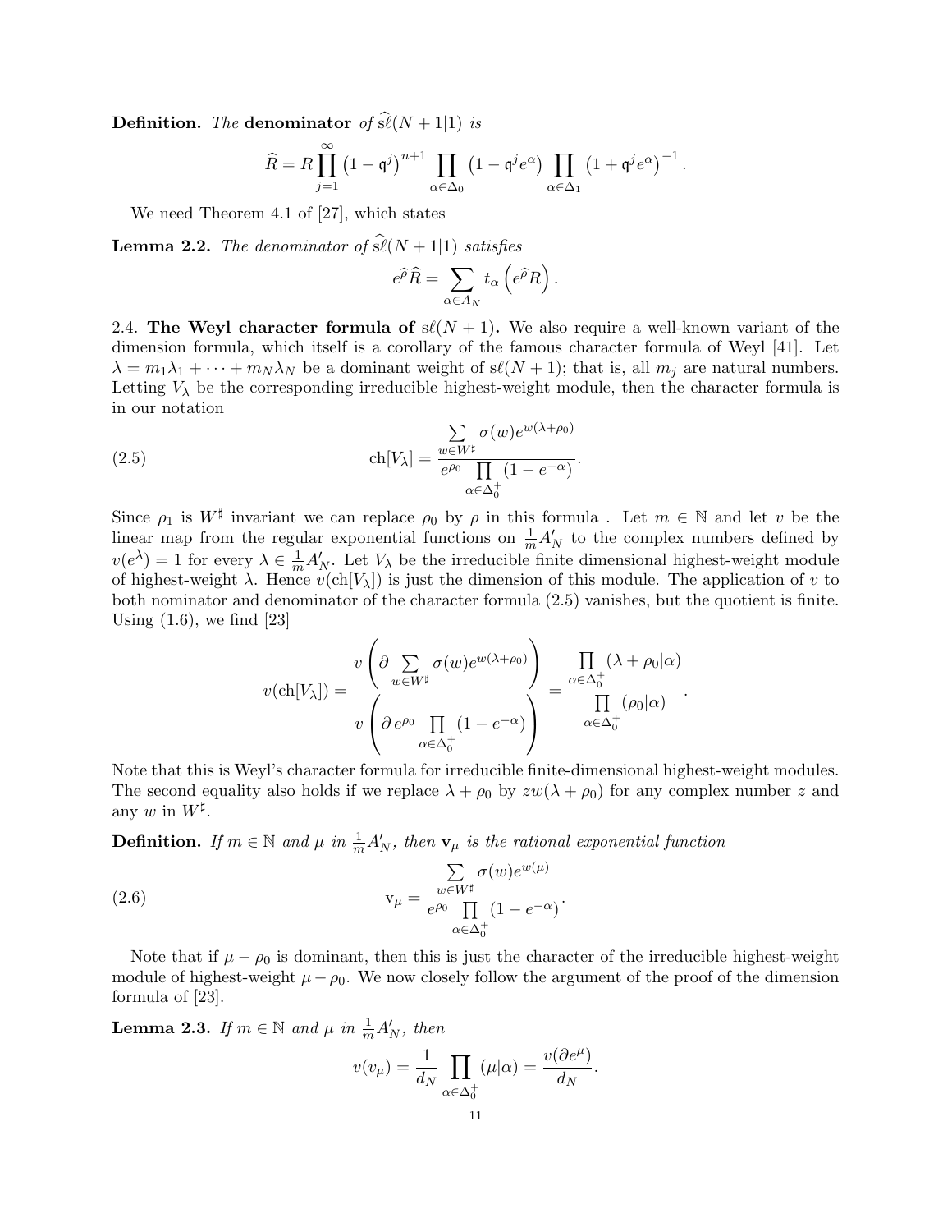**Definition.** *The* **denominator** *of* $\widehat{s\ell}(N+1|1)$ *is*

$$\widehat{R} = R\prod_{j=1}^{\infty}\left(1-\mathfrak{q}^j\right)^{n+1}\prod_{\alpha\in\Delta_0}\left(1-\mathfrak{q}^j e^{\alpha}\right)\prod_{\alpha\in\Delta_1}\left(1+\mathfrak{q}^j e^{\alpha}\right)^{-1}.$$

We need Theorem 4.1 of [27], which states

**Lemma 2.2.** *The denominator of* $\widehat{s\ell}(N+1|1)$ *satisfies*

$$e^{\widehat{\rho}}\widehat{R} = \sum_{\alpha\in A_N} t_\alpha\left(e^{\widehat{\rho}}R\right).$$

2.4. **The Weyl character formula of** $s\ell(N+1)$**.** We also require a well-known variant of the dimension formula, which itself is a corollary of the famous character formula of Weyl [41]. Let $\lambda = m_1\lambda_1 + \cdots + m_N\lambda_N$ be a dominant weight of $s\ell(N+1)$; that is, all $m_j$ are natural numbers. Letting $V_\lambda$ be the corresponding irreducible highest-weight module, then the character formula is in our notation

$$\mathrm{ch}[V_\lambda] = \frac{\sum\limits_{w\in W^\sharp}\sigma(w)e^{w(\lambda+\rho_0)}}{e^{\rho_0}\prod\limits_{\alpha\in\Delta_0^+}(1-e^{-\alpha})}. \tag{2.5}$$

Since $\rho_1$ is $W^\sharp$ invariant we can replace $\rho_0$ by $\rho$ in this formula . Let $m\in\mathbb{N}$ and let $v$ be the linear map from the regular exponential functions on $\frac{1}{m}A'_N$ to the complex numbers defined by $v(e^\lambda)=1$ for every $\lambda\in\frac{1}{m}A'_N$. Let $V_\lambda$ be the irreducible finite dimensional highest-weight module of highest-weight $\lambda$. Hence $v(\mathrm{ch}[V_\lambda])$ is just the dimension of this module. The application of $v$ to both nominator and denominator of the character formula (2.5) vanishes, but the quotient is finite. Using (1.6), we find [23]

$$v(\mathrm{ch}[V_\lambda]) = \frac{v\left(\partial\sum\limits_{w\in W^\sharp}\sigma(w)e^{w(\lambda+\rho_0)}\right)}{v\left(\partial\, e^{\rho_0}\prod\limits_{\alpha\in\Delta_0^+}(1-e^{-\alpha})\right)} = \frac{\prod\limits_{\alpha\in\Delta_0^+}(\lambda+\rho_0|\alpha)}{\prod\limits_{\alpha\in\Delta_0^+}(\rho_0|\alpha)}.$$

Note that this is Weyl's character formula for irreducible finite-dimensional highest-weight modules. The second equality also holds if we replace $\lambda+\rho_0$ by $zw(\lambda+\rho_0)$ for any complex number $z$ and any $w$ in $W^\sharp$.

**Definition.** *If* $m\in\mathbb{N}$ *and* $\mu$ *in* $\frac{1}{m}A'_N$*, then* $\mathbf{v}_\mu$ *is the rational exponential function*

$$\mathrm{v}_\mu = \frac{\sum\limits_{w\in W^\sharp}\sigma(w)e^{w(\mu)}}{e^{\rho_0}\prod\limits_{\alpha\in\Delta_0^+}(1-e^{-\alpha})}. \tag{2.6}$$

Note that if $\mu-\rho_0$ is dominant, then this is just the character of the irreducible highest-weight module of highest-weight $\mu-\rho_0$. We now closely follow the argument of the proof of the dimension formula of [23].

**Lemma 2.3.** *If* $m\in\mathbb{N}$ *and* $\mu$ *in* $\frac{1}{m}A'_N$*, then*

$$v(v_\mu) = \frac{1}{d_N}\prod_{\alpha\in\Delta_0^+}(\mu|\alpha) = \frac{v(\partial e^\mu)}{d_N}.$$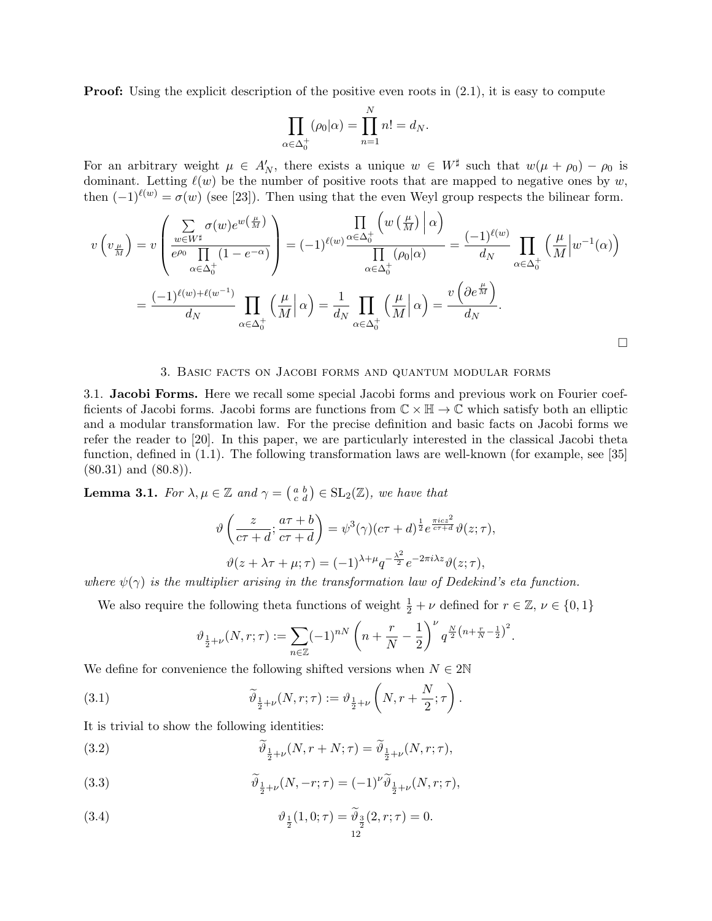**Proof:** Using the explicit description of the positive even roots in (2.1), it is easy to compute

$$\prod_{\alpha\in\Delta_0^+}(\rho_0|\alpha)=\prod_{n=1}^{N} n! = d_N.$$

For an arbitrary weight $\mu \in A_N'$, there exists a unique $w\in W^\sharp$ such that $w(\mu+\rho_0)-\rho_0$ is dominant. Letting $\ell(w)$ be the number of positive roots that are mapped to negative ones by $w$, then $(-1)^{\ell(w)}=\sigma(w)$ (see [23]). Then using that the even Weyl group respects the bilinear form.

$$v\left(v_{\frac{\mu}{M}}\right)=v\left(\frac{\sum\limits_{w\in W^\sharp}\sigma(w)e^{w\left(\frac{\mu}{M}\right)}}{e^{\rho_0}\prod\limits_{\alpha\in\Delta_0^+}(1-e^{-\alpha})}\right)=(-1)^{\ell(w)}\frac{\prod\limits_{\alpha\in\Delta_0^+}\left(w\left(\frac{\mu}{M}\right)\Big|\,\alpha\right)}{\prod\limits_{\alpha\in\Delta_0^+}(\rho_0|\alpha)}=\frac{(-1)^{\ell(w)}}{d_N}\prod_{\alpha\in\Delta_0^+}\left(\frac{\mu}{M}\Big|w^{-1}(\alpha)\right)$$

$$=\frac{(-1)^{\ell(w)+\ell(w^{-1})}}{d_N}\prod_{\alpha\in\Delta_0^+}\left(\frac{\mu}{M}\Big|\,\alpha\right)=\frac{1}{d_N}\prod_{\alpha\in\Delta_0^+}\left(\frac{\mu}{M}\Big|\,\alpha\right)=\frac{v\left(\partial e^{\frac{\mu}{M}}\right)}{d_N}.$$

□

## 3. Basic facts on Jacobi forms and quantum modular forms

**3.1. Jacobi Forms.** Here we recall some special Jacobi forms and previous work on Fourier coefficients of Jacobi forms. Jacobi forms are functions from $\mathbb{C}\times\mathbb{H}\to\mathbb{C}$ which satisfy both an elliptic and a modular transformation law. For the precise definition and basic facts on Jacobi forms we refer the reader to [20]. In this paper, we are particularly interested in the classical Jacobi theta function, defined in (1.1). The following transformation laws are well-known (for example, see [35] (80.31) and (80.8)).

**Lemma 3.1.** *For $\lambda,\mu\in\mathbb{Z}$ and $\gamma=\left(\begin{smallmatrix} a & b\\ c & d\end{smallmatrix}\right)\in \mathrm{SL}_2(\mathbb{Z})$, we have that*

$$\vartheta\left(\frac{z}{c\tau+d};\frac{a\tau+b}{c\tau+d}\right)=\psi^3(\gamma)(c\tau+d)^{\frac12}e^{\frac{\pi i c z^2}{c\tau+d}}\vartheta(z;\tau),$$

$$\vartheta(z+\lambda\tau+\mu;\tau)=(-1)^{\lambda+\mu}q^{-\frac{\lambda^2}{2}}e^{-2\pi i\lambda z}\vartheta(z;\tau),$$

*where $\psi(\gamma)$ is the multiplier arising in the transformation law of Dedekind's eta function.*

We also require the following theta functions of weight $\frac12+\nu$ defined for $r\in\mathbb{Z}$, $\nu\in\{0,1\}$

$$\vartheta_{\frac12+\nu}(N,r;\tau):=\sum_{n\in\mathbb{Z}}(-1)^{nN}\left(n+\frac{r}{N}-\frac12\right)^{\nu}q^{\frac{N}{2}\left(n+\frac{r}{N}-\frac12\right)^2}.$$

We define for convenience the following shifted versions when $N\in 2\mathbb{N}$

$$\widetilde{\vartheta}_{\frac12+\nu}(N,r;\tau):=\vartheta_{\frac12+\nu}\left(N,r+\frac{N}{2};\tau\right). \tag{3.1}$$

It is trivial to show the following identities:

$$\widetilde{\vartheta}_{\frac12+\nu}(N,r+N;\tau)=\widetilde{\vartheta}_{\frac12+\nu}(N,r;\tau), \tag{3.2}$$

$$\widetilde{\vartheta}_{\frac12+\nu}(N,-r;\tau)=(-1)^{\nu}\widetilde{\vartheta}_{\frac12+\nu}(N,r;\tau), \tag{3.3}$$

$$\vartheta_{\frac12}(1,0;\tau)=\widetilde{\vartheta}_{\frac32}(2,r;\tau)=0. \tag{3.4}$$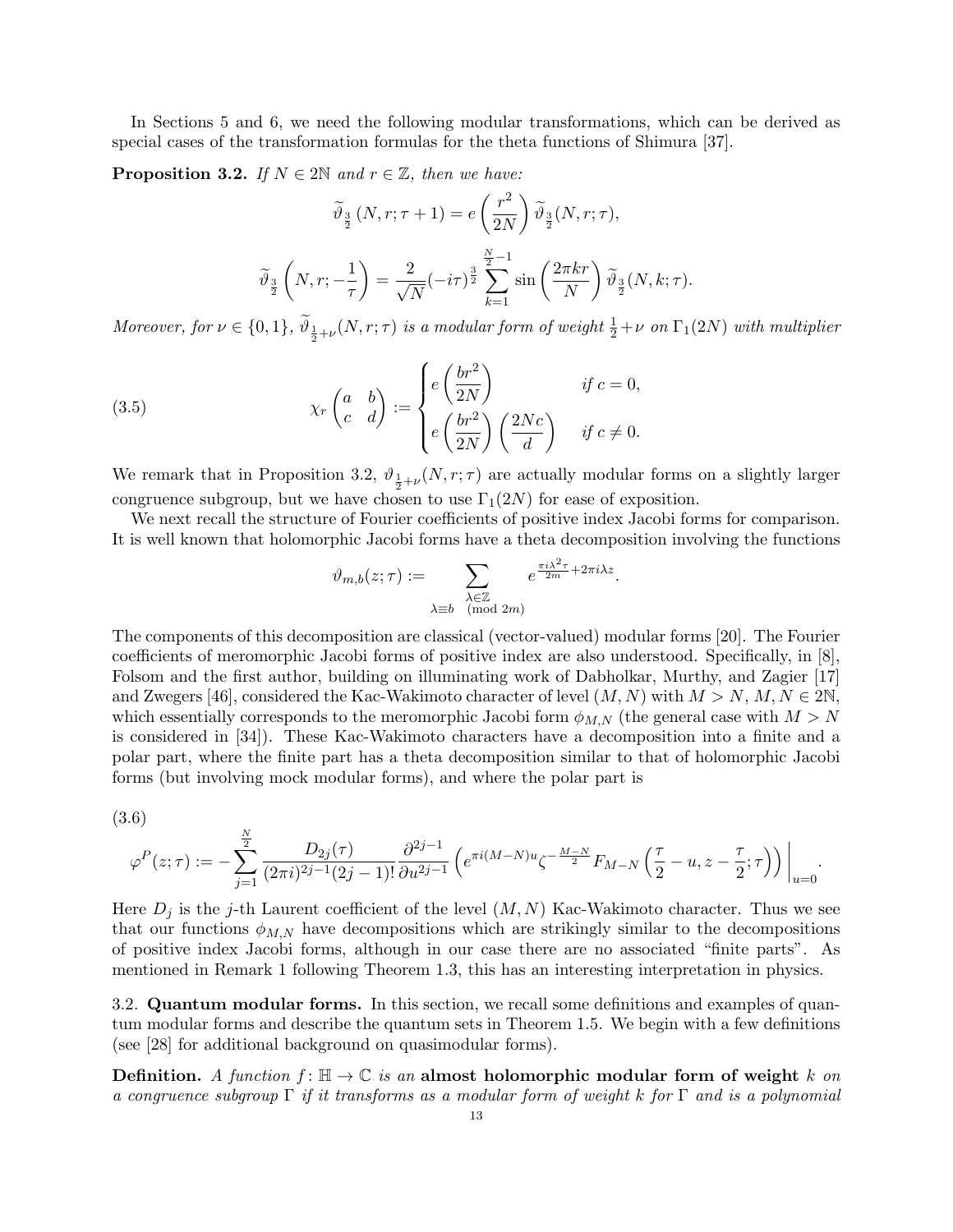In Sections 5 and 6, we need the following modular transformations, which can be derived as special cases of the transformation formulas for the theta functions of Shimura [37].

**Proposition 3.2.** *If $N \in 2\mathbb{N}$ and $r \in \mathbb{Z}$, then we have:*

$$\widetilde{\vartheta}_{\frac{3}{2}}(N, r; \tau+1) = e\left(\frac{r^2}{2N}\right)\widetilde{\vartheta}_{\frac{3}{2}}(N, r; \tau),$$

$$\widetilde{\vartheta}_{\frac{3}{2}}\left(N, r; -\frac{1}{\tau}\right) = \frac{2}{\sqrt{N}}(-i\tau)^{\frac{3}{2}}\sum_{k=1}^{\frac{N}{2}-1}\sin\left(\frac{2\pi k r}{N}\right)\widetilde{\vartheta}_{\frac{3}{2}}(N, k; \tau).$$

*Moreover, for $\nu \in \{0, 1\}$, $\widetilde{\vartheta}_{\frac{1}{2}+\nu}(N, r; \tau)$ is a modular form of weight $\frac{1}{2}+\nu$ on $\Gamma_1(2N)$ with multiplier*

$$\chi_r\begin{pmatrix} a & b \\ c & d\end{pmatrix} := \begin{cases} e\left(\dfrac{br^2}{2N}\right) & \text{if } c = 0, \\ e\left(\dfrac{br^2}{2N}\right)\left(\dfrac{2Nc}{d}\right) & \text{if } c \neq 0. \end{cases} \tag{3.5}$$

We remark that in Proposition 3.2, $\vartheta_{\frac{1}{2}+\nu}(N, r; \tau)$ are actually modular forms on a slightly larger congruence subgroup, but we have chosen to use $\Gamma_1(2N)$ for ease of exposition.

We next recall the structure of Fourier coefficients of positive index Jacobi forms for comparison. It is well known that holomorphic Jacobi forms have a theta decomposition involving the functions

$$\vartheta_{m,b}(z; \tau) := \sum_{\substack{\lambda \in \mathbb{Z} \\ \lambda \equiv b \pmod{2m}}} e^{\frac{\pi i \lambda^2 \tau}{2m} + 2\pi i \lambda z}.$$

The components of this decomposition are classical (vector-valued) modular forms [20]. The Fourier coefficients of meromorphic Jacobi forms of positive index are also understood. Specifically, in [8], Folsom and the first author, building on illuminating work of Dabholkar, Murthy, and Zagier [17] and Zwegers [46], considered the Kac-Wakimoto character of level $(M, N)$ with $M > N$, $M, N \in 2\mathbb{N}$, which essentially corresponds to the meromorphic Jacobi form $\phi_{M,N}$ (the general case with $M > N$ is considered in [34]). These Kac-Wakimoto characters have a decomposition into a finite and a polar part, where the finite part has a theta decomposition similar to that of holomorphic Jacobi forms (but involving mock modular forms), and where the polar part is

$$\varphi^P(z; \tau) := -\sum_{j=1}^{\frac{N}{2}} \frac{D_{2j}(\tau)}{(2\pi i)^{2j-1}(2j-1)!}\frac{\partial^{2j-1}}{\partial u^{2j-1}}\left(e^{\pi i (M-N)u}\zeta^{-\frac{M-N}{2}}F_{M-N}\left(\frac{\tau}{2}-u, z-\frac{\tau}{2}; \tau\right)\right)\Big|_{u=0}. \tag{3.6}$$

Here $D_j$ is the $j$-th Laurent coefficient of the level $(M, N)$ Kac-Wakimoto character. Thus we see that our functions $\phi_{M,N}$ have decompositions which are strikingly similar to the decompositions of positive index Jacobi forms, although in our case there are no associated "finite parts". As mentioned in Remark 1 following Theorem 1.3, this has an interesting interpretation in physics.

3.2. **Quantum modular forms.** In this section, we recall some definitions and examples of quantum modular forms and describe the quantum sets in Theorem 1.5. We begin with a few definitions (see [28] for additional background on quasimodular forms).

**Definition.** *A function $f\colon \mathbb{H} \to \mathbb{C}$ is an* **almost holomorphic modular form of weight** $k$ *on a congruence subgroup $\Gamma$ if it transforms as a modular form of weight $k$ for $\Gamma$ and is a polynomial*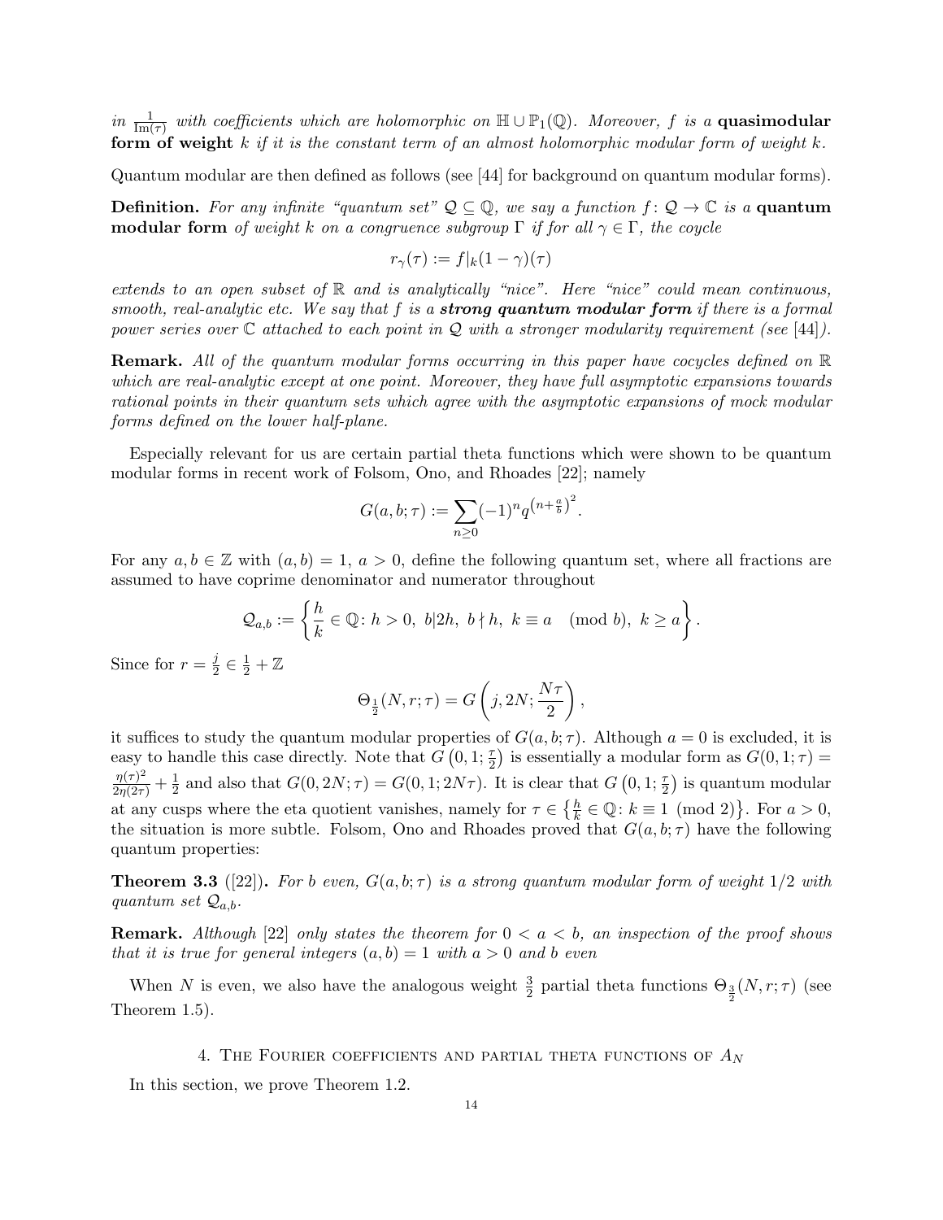*in* $\frac{1}{\mathrm{Im}(\tau)}$ *with coefficients which are holomorphic on* $\mathbb{H} \cup \mathbb{P}_1(\mathbb{Q})$*. Moreover,* $f$ *is a* **quasimodular form of weight** $k$ *if it is the constant term of an almost holomorphic modular form of weight* $k$*.*

Quantum modular are then defined as follows (see [44] for background on quantum modular forms).

**Definition.** *For any infinite "quantum set"* $\mathcal{Q} \subseteq \mathbb{Q}$*, we say a function* $f\colon \mathcal{Q} \to \mathbb{C}$ *is a* **quantum modular form** *of weight* $k$ *on a congruence subgroup* $\Gamma$ *if for all* $\gamma \in \Gamma$*, the coycle*

$$r_\gamma(\tau) := f|_k(1-\gamma)(\tau)$$

*extends to an open subset of* $\mathbb{R}$ *and is analytically "nice". Here "nice" could mean continuous, smooth, real-analytic etc. We say that* $f$ *is a* ***strong quantum modular form*** *if there is a formal power series over* $\mathbb{C}$ *attached to each point in* $\mathcal{Q}$ *with a stronger modularity requirement (see* [44]*).*

**Remark.** *All of the quantum modular forms occurring in this paper have cocycles defined on* $\mathbb{R}$ *which are real-analytic except at one point. Moreover, they have full asymptotic expansions towards rational points in their quantum sets which agree with the asymptotic expansions of mock modular forms defined on the lower half-plane.*

Especially relevant for us are certain partial theta functions which were shown to be quantum modular forms in recent work of Folsom, Ono, and Rhoades [22]; namely

$$G(a,b;\tau) := \sum_{n\geq 0} (-1)^n q^{\left(n+\frac{a}{b}\right)^2}.$$

For any $a, b \in \mathbb{Z}$ with $(a,b) = 1$, $a > 0$, define the following quantum set, where all fractions are assumed to have coprime denominator and numerator throughout

$$\mathcal{Q}_{a,b} := \left\{ \frac{h}{k} \in \mathbb{Q} \colon h > 0,\ b|2h,\ b \nmid h,\ k \equiv a \pmod{b},\ k \geq a \right\}.$$

Since for $r = \frac{j}{2} \in \frac{1}{2} + \mathbb{Z}$

$$\Theta_{\frac{1}{2}}(N, r; \tau) = G\left(j, 2N; \frac{N\tau}{2}\right),$$

it suffices to study the quantum modular properties of $G(a,b;\tau)$. Although $a = 0$ is excluded, it is easy to handle this case directly. Note that $G\left(0,1;\frac{\tau}{2}\right)$ is essentially a modular form as $G(0,1;\tau) = \frac{\eta(\tau)^2}{2\eta(2\tau)} + \frac{1}{2}$ and also that $G(0,2N;\tau) = G(0,1;2N\tau)$. It is clear that $G\left(0,1;\frac{\tau}{2}\right)$ is quantum modular at any cusps where the eta quotient vanishes, namely for $\tau \in \left\{\frac{h}{k} \in \mathbb{Q} \colon k \equiv 1 \pmod 2\right\}$. For $a > 0$, the situation is more subtle. Folsom, Ono and Rhoades proved that $G(a,b;\tau)$ have the following quantum properties:

**Theorem 3.3** ([22])**.** *For* $b$ *even,* $G(a,b;\tau)$ *is a strong quantum modular form of weight* $1/2$ *with quantum set* $\mathcal{Q}_{a,b}$*.*

**Remark.** *Although* [22] *only states the theorem for* $0 < a < b$*, an inspection of the proof shows that it is true for general integers* $(a,b) = 1$ *with* $a > 0$ *and* $b$ *even*

When $N$ is even, we also have the analogous weight $\frac{3}{2}$ partial theta functions $\Theta_{\frac{3}{2}}(N, r; \tau)$ (see Theorem 1.5).

## 4. The Fourier coefficients and partial theta functions of $A_N$

In this section, we prove Theorem 1.2.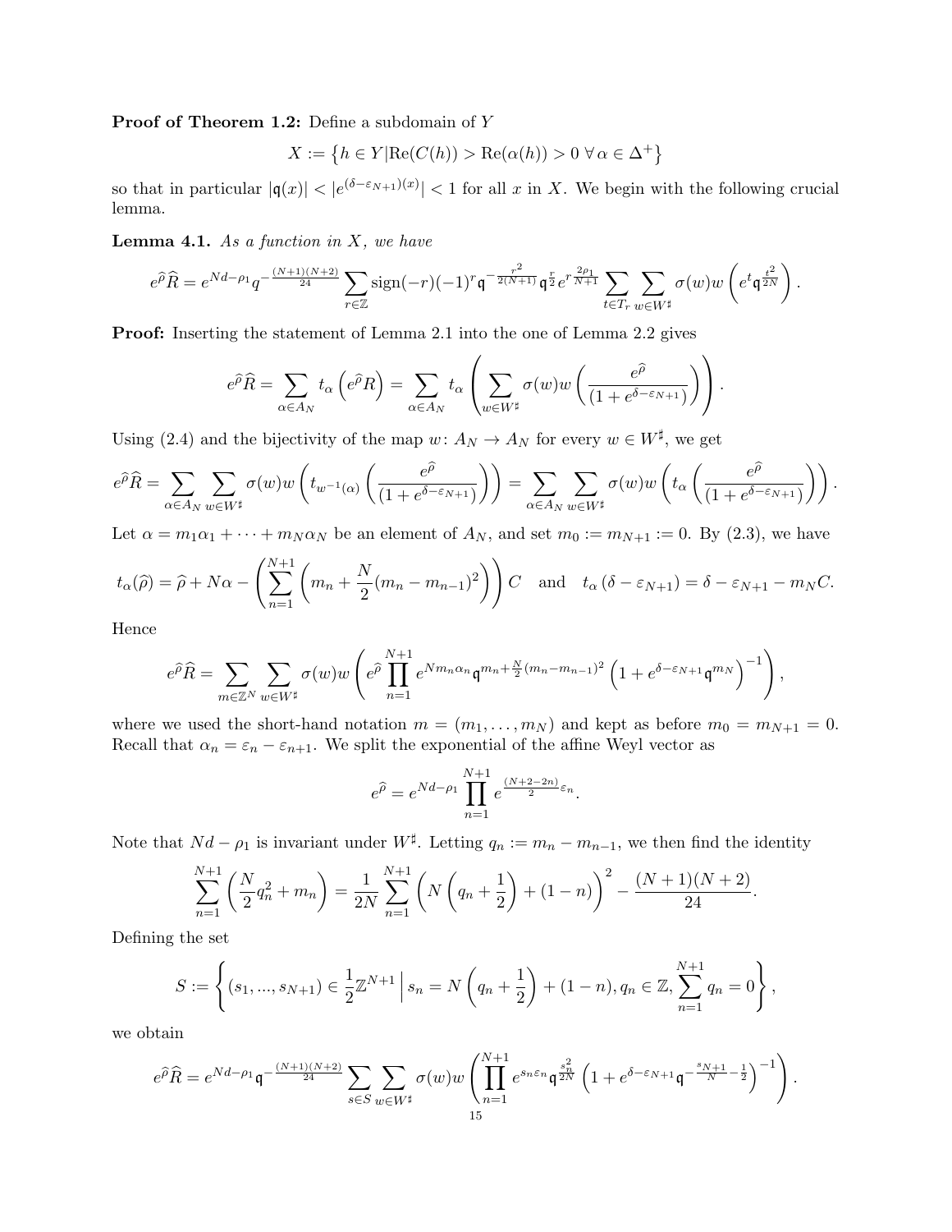**Proof of Theorem 1.2:** Define a subdomain of $Y$

$$X := \left\{ h \in Y | \mathrm{Re}(C(h)) > \mathrm{Re}(\alpha(h)) > 0 \;\forall\, \alpha \in \Delta^+ \right\}$$

so that in particular $|\mathfrak{q}(x)| < |e^{(\delta - \varepsilon_{N+1})(x)}| < 1$ for all $x$ in $X$. We begin with the following crucial lemma.

**Lemma 4.1.** *As a function in $X$, we have*

$$e^{\widehat{\rho}} \widehat{R} = e^{Nd-\rho_1} q^{-\frac{(N+1)(N+2)}{24}} \sum_{r \in \mathbb{Z}} \mathrm{sign}(-r)(-1)^r \mathfrak{q}^{-\frac{r^2}{2(N+1)}} \mathfrak{q}^{\frac{r}{2}} e^{r\frac{2\rho_1}{N+1}} \sum_{t \in T_r} \sum_{w \in W^\sharp} \sigma(w) w \left( e^t \mathfrak{q}^{\frac{t^2}{2N}} \right).$$

**Proof:** Inserting the statement of Lemma 2.1 into the one of Lemma 2.2 gives

$$e^{\widehat{\rho}} \widehat{R} = \sum_{\alpha \in A_N} t_\alpha \left( e^{\widehat{\rho}} R \right) = \sum_{\alpha \in A_N} t_\alpha \left( \sum_{w \in W^\sharp} \sigma(w) w \left( \frac{e^{\widehat{\rho}}}{(1 + e^{\delta - \varepsilon_{N+1}})} \right) \right).$$

Using (2.4) and the bijectivity of the map $w \colon A_N \to A_N$ for every $w \in W^\sharp$, we get

$$e^{\widehat{\rho}} \widehat{R} = \sum_{\alpha \in A_N} \sum_{w \in W^\sharp} \sigma(w) w \left( t_{w^{-1}(\alpha)} \left( \frac{e^{\widehat{\rho}}}{(1 + e^{\delta - \varepsilon_{N+1}})} \right) \right) = \sum_{\alpha \in A_N} \sum_{w \in W^\sharp} \sigma(w) w \left( t_\alpha \left( \frac{e^{\widehat{\rho}}}{(1 + e^{\delta - \varepsilon_{N+1}})} \right) \right).$$

Let $\alpha = m_1 \alpha_1 + \cdots + m_N \alpha_N$ be an element of $A_N$, and set $m_0 := m_{N+1} := 0$. By (2.3), we have

$$t_\alpha(\widehat{\rho}) = \widehat{\rho} + N\alpha - \left( \sum_{n=1}^{N+1} \left( m_n + \frac{N}{2}(m_n - m_{n-1})^2 \right) \right) C \quad \text{and} \quad t_\alpha \left( \delta - \varepsilon_{N+1} \right) = \delta - \varepsilon_{N+1} - m_N C.$$

Hence

$$e^{\widehat{\rho}} \widehat{R} = \sum_{m \in \mathbb{Z}^N} \sum_{w \in W^\sharp} \sigma(w) w \left( e^{\widehat{\rho}} \prod_{n=1}^{N+1} e^{N m_n \alpha_n} \mathfrak{q}^{m_n + \frac{N}{2}(m_n - m_{n-1})^2} \left( 1 + e^{\delta - \varepsilon_{N+1}} \mathfrak{q}^{m_N} \right)^{-1} \right),$$

where we used the short-hand notation $m = (m_1, \ldots, m_N)$ and kept as before $m_0 = m_{N+1} = 0$. Recall that $\alpha_n = \varepsilon_n - \varepsilon_{n+1}$. We split the exponential of the affine Weyl vector as

$$e^{\widehat{\rho}} = e^{Nd-\rho_1} \prod_{n=1}^{N+1} e^{\frac{(N+2-2n)}{2} \varepsilon_n}.$$

Note that $Nd - \rho_1$ is invariant under $W^\sharp$. Letting $q_n := m_n - m_{n-1}$, we then find the identity

$$\sum_{n=1}^{N+1} \left( \frac{N}{2} q_n^2 + m_n \right) = \frac{1}{2N} \sum_{n=1}^{N+1} \left( N \left( q_n + \frac{1}{2} \right) + (1-n) \right)^2 - \frac{(N+1)(N+2)}{24}.$$

Defining the set

$$S := \left\{ (s_1, \ldots, s_{N+1}) \in \frac{1}{2}\mathbb{Z}^{N+1} \,\Big|\, s_n = N\left( q_n + \frac{1}{2} \right) + (1-n), q_n \in \mathbb{Z}, \sum_{n=1}^{N+1} q_n = 0 \right\},$$

we obtain

$$e^{\widehat{\rho}} \widehat{R} = e^{Nd-\rho_1} \mathfrak{q}^{-\frac{(N+1)(N+2)}{24}} \sum_{s \in S} \sum_{w \in W^\sharp} \sigma(w) w \left( \prod_{n=1}^{N+1} e^{s_n \varepsilon_n} \mathfrak{q}^{\frac{s_n^2}{2N}} \left( 1 + e^{\delta - \varepsilon_{N+1}} \mathfrak{q}^{-\frac{s_{N+1}}{N} - \frac{1}{2}} \right)^{-1} \right).$$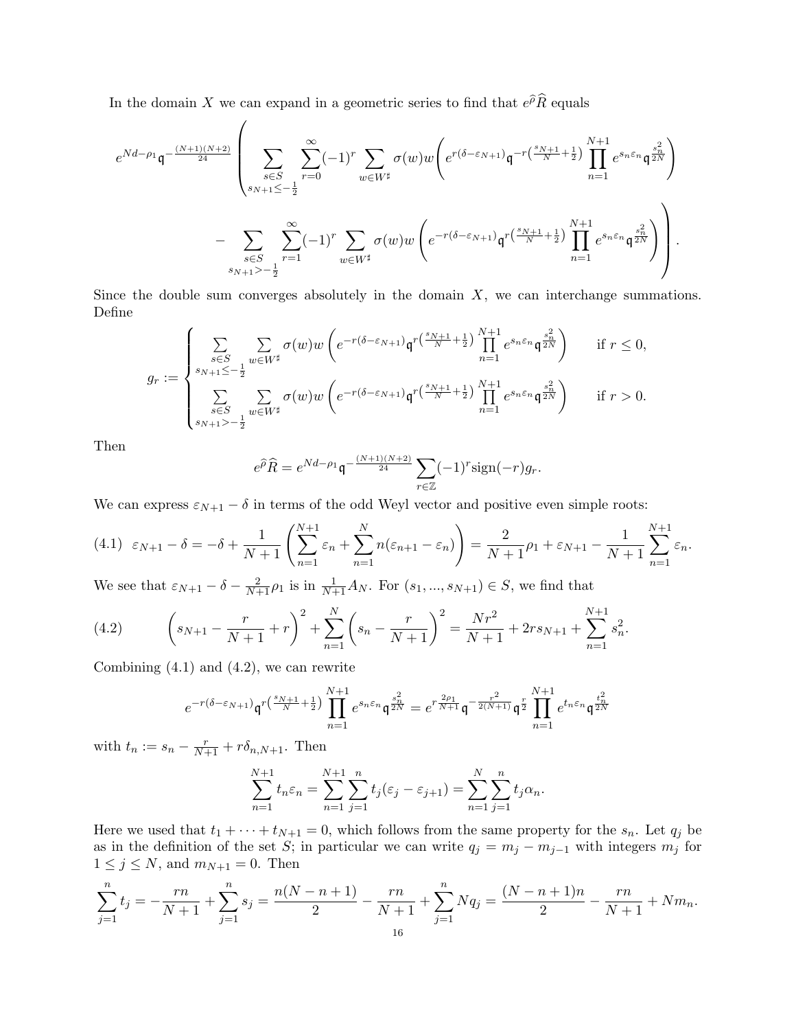In the domain $X$ we can expand in a geometric series to find that $e^{\widehat{\rho}}\widehat{R}$ equals

$$e^{Nd-\rho_1}\mathfrak{q}^{-\frac{(N+1)(N+2)}{24}}\left(\sum_{\substack{s\in S\\ s_{N+1}\leq -\frac{1}{2}}}\sum_{r=0}^{\infty}(-1)^r\sum_{w\in W^\sharp}\sigma(w)w\left(e^{r(\delta-\varepsilon_{N+1})}\mathfrak{q}^{-r\left(\frac{s_{N+1}}{N}+\frac{1}{2}\right)}\prod_{n=1}^{N+1}e^{s_n\varepsilon_n}\mathfrak{q}^{\frac{s_n^2}{2N}}\right)\right.$$

$$\left.-\sum_{\substack{s\in S\\ s_{N+1}> -\frac{1}{2}}}\sum_{r=1}^{\infty}(-1)^r\sum_{w\in W^\sharp}\sigma(w)w\left(e^{-r(\delta-\varepsilon_{N+1})}\mathfrak{q}^{r\left(\frac{s_{N+1}}{N}+\frac{1}{2}\right)}\prod_{n=1}^{N+1}e^{s_n\varepsilon_n}\mathfrak{q}^{\frac{s_n^2}{2N}}\right)\right).$$

Since the double sum converges absolutely in the domain $X$, we can interchange summations. Define

$$g_r:=\begin{cases}\displaystyle\sum_{\substack{s\in S\\ s_{N+1}\leq -\frac{1}{2}}}\sum_{w\in W^\sharp}\sigma(w)w\left(e^{-r(\delta-\varepsilon_{N+1})}\mathfrak{q}^{r\left(\frac{s_{N+1}}{N}+\frac{1}{2}\right)}\prod_{n=1}^{N+1}e^{s_n\varepsilon_n}\mathfrak{q}^{\frac{s_n^2}{2N}}\right) & \text{if } r\leq 0,\\ \displaystyle\sum_{\substack{s\in S\\ s_{N+1}> -\frac{1}{2}}}\sum_{w\in W^\sharp}\sigma(w)w\left(e^{-r(\delta-\varepsilon_{N+1})}\mathfrak{q}^{r\left(\frac{s_{N+1}}{N}+\frac{1}{2}\right)}\prod_{n=1}^{N+1}e^{s_n\varepsilon_n}\mathfrak{q}^{\frac{s_n^2}{2N}}\right) & \text{if } r> 0.\end{cases}$$

Then

$$e^{\widehat{\rho}}\widehat{R}=e^{Nd-\rho_1}\mathfrak{q}^{-\frac{(N+1)(N+2)}{24}}\sum_{r\in\mathbb{Z}}(-1)^r\mathrm{sign}(-r)g_r.$$

We can express $\varepsilon_{N+1}-\delta$ in terms of the odd Weyl vector and positive even simple roots:

$$(4.1)\quad \varepsilon_{N+1}-\delta=-\delta+\frac{1}{N+1}\left(\sum_{n=1}^{N+1}\varepsilon_n+\sum_{n=1}^{N}n(\varepsilon_{n+1}-\varepsilon_n)\right)=\frac{2}{N+1}\rho_1+\varepsilon_{N+1}-\frac{1}{N+1}\sum_{n=1}^{N+1}\varepsilon_n.$$

We see that $\varepsilon_{N+1}-\delta-\frac{2}{N+1}\rho_1$ is in $\frac{1}{N+1}A_N$. For $(s_1,...,s_{N+1})\in S$, we find that

$$(4.2)\qquad \left(s_{N+1}-\frac{r}{N+1}+r\right)^2+\sum_{n=1}^{N}\left(s_n-\frac{r}{N+1}\right)^2=\frac{Nr^2}{N+1}+2rs_{N+1}+\sum_{n=1}^{N+1}s_n^2.$$

Combining (4.1) and (4.2), we can rewrite

$$e^{-r(\delta-\varepsilon_{N+1})}\mathfrak{q}^{r\left(\frac{s_{N+1}}{N}+\frac{1}{2}\right)}\prod_{n=1}^{N+1}e^{s_n\varepsilon_n}\mathfrak{q}^{\frac{s_n^2}{2N}}=e^{r\frac{2\rho_1}{N+1}}\mathfrak{q}^{-\frac{r^2}{2(N+1)}}\mathfrak{q}^{\frac{r}{2}}\prod_{n=1}^{N+1}e^{t_n\varepsilon_n}\mathfrak{q}^{\frac{t_n^2}{2N}}$$

with $t_n:=s_n-\frac{r}{N+1}+r\delta_{n,N+1}$. Then

$$\sum_{n=1}^{N+1}t_n\varepsilon_n=\sum_{n=1}^{N+1}\sum_{j=1}^{n}t_j(\varepsilon_j-\varepsilon_{j+1})=\sum_{n=1}^{N}\sum_{j=1}^{n}t_j\alpha_n.$$

Here we used that $t_1+\cdots+t_{N+1}=0$, which follows from the same property for the $s_n$. Let $q_j$ be as in the definition of the set $S$; in particular we can write $q_j=m_j-m_{j-1}$ with integers $m_j$ for $1\leq j\leq N$, and $m_{N+1}=0$. Then

$$\sum_{j=1}^{n}t_j=-\frac{rn}{N+1}+\sum_{j=1}^{n}s_j=\frac{n(N-n+1)}{2}-\frac{rn}{N+1}+\sum_{j=1}^{n}Nq_j=\frac{(N-n+1)n}{2}-\frac{rn}{N+1}+Nm_n.$$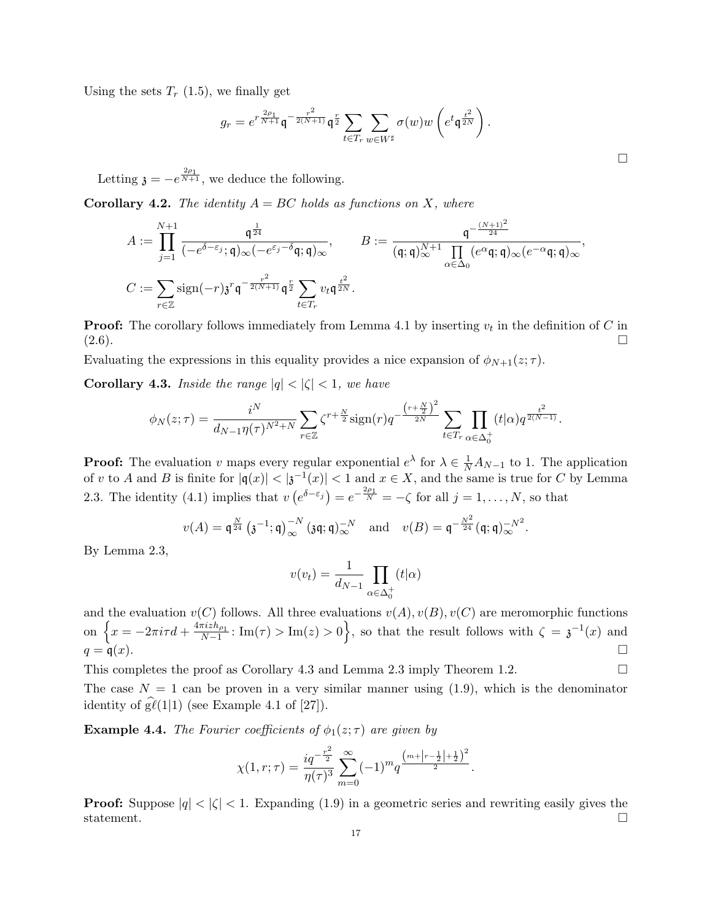Using the sets $T_r$ (1.5), we finally get

$$g_r = e^{r\frac{2\rho_1}{N+1}} \mathfrak{q}^{-\frac{r^2}{2(N+1)}} \mathfrak{q}^{\frac{r}{2}} \sum_{t\in T_r} \sum_{w\in W^\sharp} \sigma(w) w\left(e^t \mathfrak{q}^{\frac{t^2}{2N}}\right).$$

□

Letting $\mathfrak{z} = -e^{\frac{2\rho_1}{N+1}}$, we deduce the following.

**Corollary 4.2.** *The identity $A = BC$ holds as functions on $X$, where*

$$A := \prod_{j=1}^{N+1} \frac{\mathfrak{q}^{\frac{1}{24}}}{(-e^{\delta-\varepsilon_j};\mathfrak{q})_\infty(-e^{\varepsilon_j-\delta}\mathfrak{q};\mathfrak{q})_\infty}, \qquad B := \frac{\mathfrak{q}^{-\frac{(N+1)^2}{24}}}{(\mathfrak{q};\mathfrak{q})_\infty^{N+1} \prod\limits_{\alpha\in\Delta_0}(e^\alpha\mathfrak{q};\mathfrak{q})_\infty(e^{-\alpha}\mathfrak{q};\mathfrak{q})_\infty},$$

$$C := \sum_{r\in\mathbb{Z}} \operatorname{sign}(-r)\mathfrak{z}^r \mathfrak{q}^{-\frac{r^2}{2(N+1)}} \mathfrak{q}^{\frac{r}{2}} \sum_{t\in T_r} v_t \mathfrak{q}^{\frac{t^2}{2N}}.$$

**Proof:** The corollary follows immediately from Lemma 4.1 by inserting $v_t$ in the definition of $C$ in (2.6). □

Evaluating the expressions in this equality provides a nice expansion of $\phi_{N+1}(z;\tau)$.

**Corollary 4.3.** *Inside the range $|q| < |\zeta| < 1$, we have*

$$\phi_N(z;\tau) = \frac{i^N}{d_{N-1}\eta(\tau)^{N^2+N}} \sum_{r\in\mathbb{Z}} \zeta^{r+\frac{N}{2}} \operatorname{sign}(r) q^{-\frac{\left(r+\frac{N}{2}\right)^2}{2N}} \sum_{t\in T_r} \prod_{\alpha\in\Delta_0^+} (t|\alpha) q^{\frac{t^2}{2(N-1)}}.$$

**Proof:** The evaluation $v$ maps every regular exponential $e^\lambda$ for $\lambda \in \frac{1}{N}A_{N-1}$ to 1. The application of $v$ to $A$ and $B$ is finite for $|\mathfrak{q}(x)| < |\mathfrak{z}^{-1}(x)| < 1$ and $x \in X$, and the same is true for $C$ by Lemma 2.3. The identity (4.1) implies that $v\left(e^{\delta-\varepsilon_j}\right) = e^{-\frac{2\rho_1}{N}} = -\zeta$ for all $j = 1,\dots,N$, so that

$$v(A) = \mathfrak{q}^{\frac{N}{24}}\left(\mathfrak{z}^{-1};\mathfrak{q}\right)_\infty^{-N}(\mathfrak{z}\mathfrak{q};\mathfrak{q})_\infty^{-N} \quad \text{and} \quad v(B) = \mathfrak{q}^{-\frac{N^2}{24}}(\mathfrak{q};\mathfrak{q})_\infty^{-N^2}.$$

By Lemma 2.3,

$$v(v_t) = \frac{1}{d_{N-1}} \prod_{\alpha\in\Delta_0^+}(t|\alpha)$$

and the evaluation $v(C)$ follows. All three evaluations $v(A), v(B), v(C)$ are meromorphic functions on $\left\{x = -2\pi i\tau d + \frac{4\pi i z h_{\rho_1}}{N-1} \colon \operatorname{Im}(\tau) > \operatorname{Im}(z) > 0\right\}$, so that the result follows with $\zeta = \mathfrak{z}^{-1}(x)$ and $q = \mathfrak{q}(x)$. □

This completes the proof as Corollary 4.3 and Lemma 2.3 imply Theorem 1.2. □

The case $N = 1$ can be proven in a very similar manner using (1.9), which is the denominator identity of $\widehat{g\ell}(1|1)$ (see Example 4.1 of [27]).

**Example 4.4.** *The Fourier coefficients of $\phi_1(z;\tau)$ are given by*

$$\chi(1,r;\tau) = \frac{iq^{-\frac{r^2}{2}}}{\eta(\tau)^3} \sum_{m=0}^\infty (-1)^m q^{\frac{\left(m+\left|r-\frac{1}{2}\right|+\frac{1}{2}\right)^2}{2}}.$$

**Proof:** Suppose $|q| < |\zeta| < 1$. Expanding (1.9) in a geometric series and rewriting easily gives the statement. □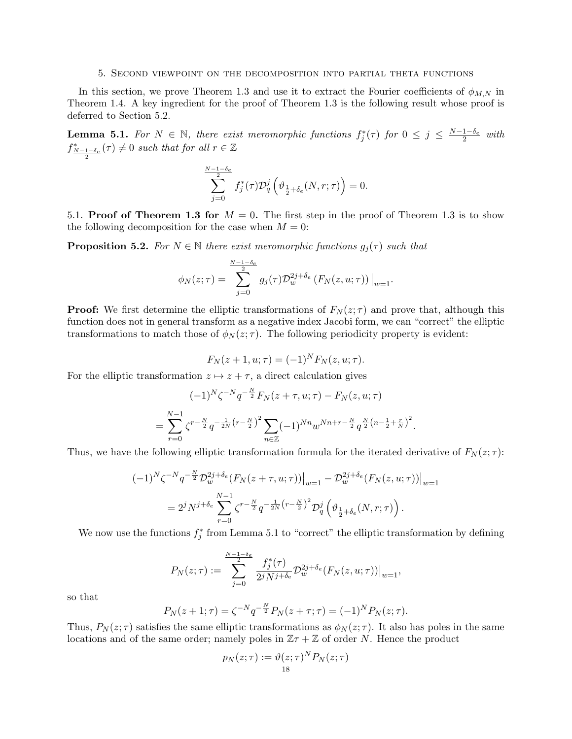## 5. Second viewpoint on the decomposition into partial theta functions

In this section, we prove Theorem 1.3 and use it to extract the Fourier coefficients of $\phi_{M,N}$ in Theorem 1.4. A key ingredient for the proof of Theorem 1.3 is the following result whose proof is deferred to Section 5.2.

**Lemma 5.1.** *For $N \in \mathbb{N}$, there exist meromorphic functions $f_j^*(\tau)$ for $0 \leq j \leq \frac{N-1-\delta_e}{2}$ with $f^*_{\frac{N-1-\delta_e}{2}}(\tau) \neq 0$ such that for all $r \in \mathbb{Z}$*

$$\sum_{j=0}^{\frac{N-1-\delta_e}{2}} f_j^*(\tau)\mathcal{D}_q^j\left(\vartheta_{\frac{1}{2}+\delta_e}(N,r;\tau)\right) = 0.$$

5.1. **Proof of Theorem 1.3 for $M = 0$.** The first step in the proof of Theorem 1.3 is to show the following decomposition for the case when $M = 0$:

**Proposition 5.2.** *For $N \in \mathbb{N}$ there exist meromorphic functions $g_j(\tau)$ such that*

$$\phi_N(z;\tau) = \sum_{j=0}^{\frac{N-1-\delta_e}{2}} g_j(\tau)\mathcal{D}_w^{2j+\delta_e}\left(F_N(z,u;\tau)\right)\big|_{w=1}.$$

**Proof:** We first determine the elliptic transformations of $F_N(z;\tau)$ and prove that, although this function does not in general transform as a negative index Jacobi form, we can "correct" the elliptic transformations to match those of $\phi_N(z;\tau)$. The following periodicity property is evident:

$$F_N(z+1,u;\tau) = (-1)^N F_N(z,u;\tau).$$

For the elliptic transformation $z \mapsto z+\tau$, a direct calculation gives

$$(-1)^N\zeta^{-N}q^{-\frac{N}{2}}F_N(z+\tau,u;\tau) - F_N(z,u;\tau)$$

$$= \sum_{r=0}^{N-1}\zeta^{r-\frac{N}{2}}q^{-\frac{1}{2N}\left(r-\frac{N}{2}\right)^2}\sum_{n\in\mathbb{Z}}(-1)^{Nn}w^{Nn+r-\frac{N}{2}}q^{\frac{N}{2}\left(n-\frac{1}{2}+\frac{r}{N}\right)^2}.$$

Thus, we have the following elliptic transformation formula for the iterated derivative of $F_N(z;\tau)$:

$$(-1)^N\zeta^{-N}q^{-\frac{N}{2}}\mathcal{D}_w^{2j+\delta_e}(F_N(z+\tau,u;\tau))\big|_{w=1} - \mathcal{D}_w^{2j+\delta_e}(F_N(z,u;\tau))\big|_{w=1}$$

$$= 2^jN^{j+\delta_e}\sum_{r=0}^{N-1}\zeta^{r-\frac{N}{2}}q^{-\frac{1}{2N}\left(r-\frac{N}{2}\right)^2}\mathcal{D}_q^j\left(\vartheta_{\frac{1}{2}+\delta_e}(N,r;\tau)\right).$$

We now use the functions $f_j^*$ from Lemma 5.1 to "correct" the elliptic transformation by defining

$$P_N(z;\tau) := \sum_{j=0}^{\frac{N-1-\delta_e}{2}} \frac{f_j^*(\tau)}{2^jN^{j+\delta_e}}\mathcal{D}_w^{2j+\delta_e}(F_N(z,u;\tau))\big|_{w=1},$$

so that

$$P_N(z+1;\tau) = \zeta^{-N}q^{-\frac{N}{2}}P_N(z+\tau;\tau) = (-1)^N P_N(z;\tau).$$

Thus, $P_N(z;\tau)$ satisfies the same elliptic transformations as $\phi_N(z;\tau)$. It also has poles in the same locations and of the same order; namely poles in $\mathbb{Z}\tau+\mathbb{Z}$ of order $N$. Hence the product

$$p_N(z;\tau) := \vartheta(z;\tau)^N P_N(z;\tau)$$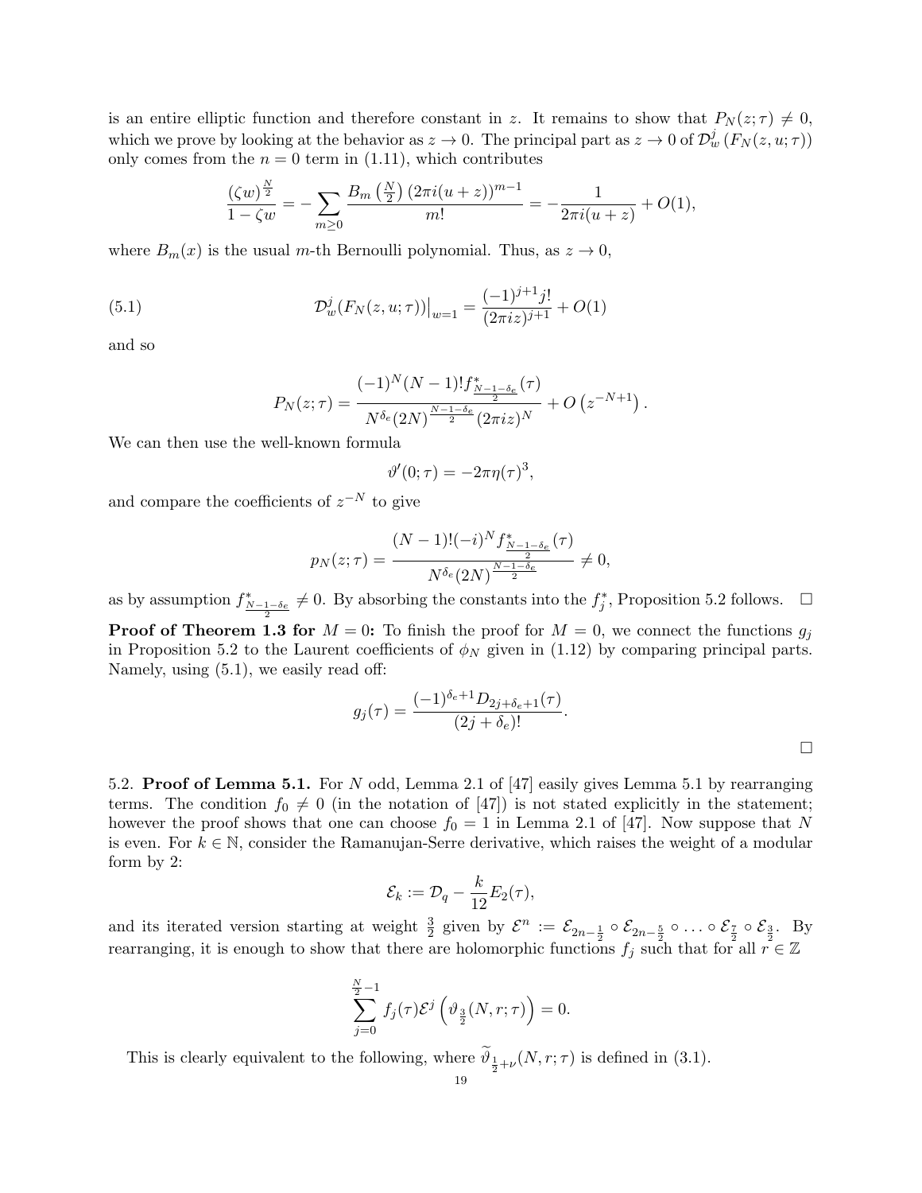is an entire elliptic function and therefore constant in $z$. It remains to show that $P_N(z;\tau) \neq 0$, which we prove by looking at the behavior as $z \to 0$. The principal part as $z \to 0$ of $\mathcal{D}_w^j\left(F_N(z,u;\tau)\right)$ only comes from the $n=0$ term in (1.11), which contributes

$$\frac{(\zeta w)^{\frac{N}{2}}}{1-\zeta w} = -\sum_{m\geq 0} \frac{B_m\left(\frac{N}{2}\right)(2\pi i(u+z))^{m-1}}{m!} = -\frac{1}{2\pi i(u+z)} + O(1),$$

where $B_m(x)$ is the usual $m$-th Bernoulli polynomial. Thus, as $z \to 0$,

$$\mathcal{D}_w^j(F_N(z,u;\tau))\big|_{w=1} = \frac{(-1)^{j+1} j!}{(2\pi i z)^{j+1}} + O(1) \tag{5.1}$$

and so

$$P_N(z;\tau) = \frac{(-1)^N (N-1)! f^*_{\frac{N-1-\delta_e}{2}}(\tau)}{N^{\delta_e}(2N)^{\frac{N-1-\delta_e}{2}}(2\pi i z)^N} + O\left(z^{-N+1}\right).$$

We can then use the well-known formula

$$\vartheta'(0;\tau) = -2\pi\eta(\tau)^3,$$

and compare the coefficients of $z^{-N}$ to give

$$p_N(z;\tau) = \frac{(N-1)!(-i)^N f^*_{\frac{N-1-\delta_e}{2}}(\tau)}{N^{\delta_e}(2N)^{\frac{N-1-\delta_e}{2}}} \neq 0,$$

as by assumption $f^*_{\frac{N-1-\delta_e}{2}} \neq 0$. By absorbing the constants into the $f_j^*$, Proposition 5.2 follows. □

**Proof of Theorem 1.3 for** $M=0$**:** To finish the proof for $M=0$, we connect the functions $g_j$ in Proposition 5.2 to the Laurent coefficients of $\phi_N$ given in (1.12) by comparing principal parts. Namely, using (5.1), we easily read off:

$$g_j(\tau) = \frac{(-1)^{\delta_e+1} D_{2j+\delta_e+1}(\tau)}{(2j+\delta_e)!}.$$

□

5.2. **Proof of Lemma 5.1.** For $N$ odd, Lemma 2.1 of [47] easily gives Lemma 5.1 by rearranging terms. The condition $f_0 \neq 0$ (in the notation of [47]) is not stated explicitly in the statement; however the proof shows that one can choose $f_0 = 1$ in Lemma 2.1 of [47]. Now suppose that $N$ is even. For $k \in \mathbb{N}$, consider the Ramanujan-Serre derivative, which raises the weight of a modular form by 2:

$$\mathcal{E}_k := \mathcal{D}_q - \frac{k}{12}E_2(\tau),$$

and its iterated version starting at weight $\frac{3}{2}$ given by $\mathcal{E}^n := \mathcal{E}_{2n-\frac{1}{2}} \circ \mathcal{E}_{2n-\frac{5}{2}} \circ \ldots \circ \mathcal{E}_{\frac{7}{2}} \circ \mathcal{E}_{\frac{3}{2}}$. By rearranging, it is enough to show that there are holomorphic functions $f_j$ such that for all $r \in \mathbb{Z}$

$$\sum_{j=0}^{\frac{N}{2}-1} f_j(\tau)\mathcal{E}^j\left(\vartheta_{\frac{3}{2}}(N,r;\tau)\right) = 0.$$

This is clearly equivalent to the following, where $\widetilde{\vartheta}_{\frac{1}{2}+\nu}(N,r;\tau)$ is defined in (3.1).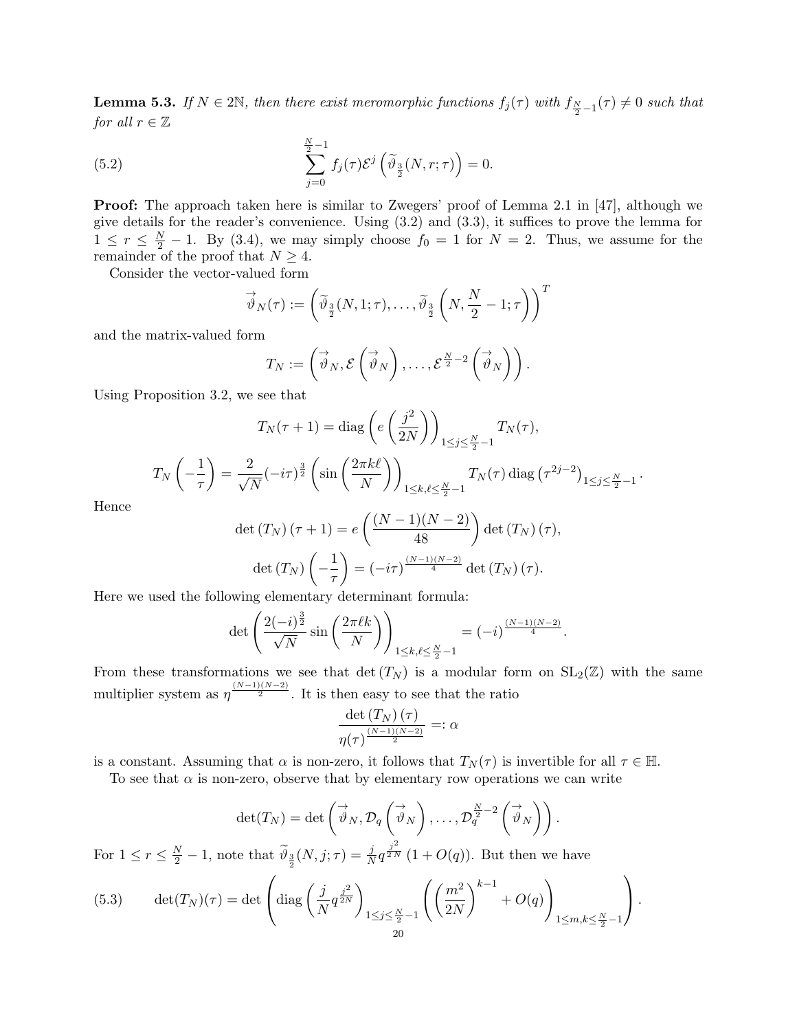**Lemma 5.3.** *If $N \in 2\mathbb{N}$, then there exist meromorphic functions $f_j(\tau)$ with $f_{\frac{N}{2}-1}(\tau) \neq 0$ such that for all $r \in \mathbb{Z}$*

$$\sum_{j=0}^{\frac{N}{2}-1} f_j(\tau)\mathcal{E}^j\left(\widetilde{\vartheta}_{\frac{3}{2}}(N, r; \tau)\right) = 0. \tag{5.2}$$

**Proof:** The approach taken here is similar to Zwegers' proof of Lemma 2.1 in [47], although we give details for the reader's convenience. Using (3.2) and (3.3), it suffices to prove the lemma for $1 \leq r \leq \frac{N}{2} - 1$. By (3.4), we may simply choose $f_0 = 1$ for $N = 2$. Thus, we assume for the remainder of the proof that $N \geq 4$.

Consider the vector-valued form

$$\overrightarrow{\vartheta}_N(\tau) := \left(\widetilde{\vartheta}_{\frac{3}{2}}(N, 1; \tau), \ldots, \widetilde{\vartheta}_{\frac{3}{2}}\left(N, \frac{N}{2} - 1; \tau\right)\right)^T$$

and the matrix-valued form

$$T_N := \left(\overrightarrow{\vartheta}_N, \mathcal{E}\left(\overrightarrow{\vartheta}_N\right), \ldots, \mathcal{E}^{\frac{N}{2}-2}\left(\overrightarrow{\vartheta}_N\right)\right).$$

Using Proposition 3.2, we see that

$$T_N(\tau + 1) = \operatorname{diag}\left(e\left(\frac{j^2}{2N}\right)\right)_{1 \leq j \leq \frac{N}{2}-1} T_N(\tau),$$

$$T_N\left(-\frac{1}{\tau}\right) = \frac{2}{\sqrt{N}}(-i\tau)^{\frac{3}{2}}\left(\sin\left(\frac{2\pi k\ell}{N}\right)\right)_{1 \leq k, \ell \leq \frac{N}{2}-1} T_N(\tau) \operatorname{diag}\left(\tau^{2j-2}\right)_{1 \leq j \leq \frac{N}{2}-1}.$$

Hence

$$\det\left(T_N\right)(\tau + 1) = e\left(\frac{(N-1)(N-2)}{48}\right)\det\left(T_N\right)(\tau),$$

$$\det\left(T_N\right)\left(-\frac{1}{\tau}\right) = (-i\tau)^{\frac{(N-1)(N-2)}{4}}\det\left(T_N\right)(\tau).$$

Here we used the following elementary determinant formula:

$$\det\left(\frac{2(-i)^{\frac{3}{2}}}{\sqrt{N}}\sin\left(\frac{2\pi\ell k}{N}\right)\right)_{1 \leq k, \ell \leq \frac{N}{2}-1} = (-i)^{\frac{(N-1)(N-2)}{4}}.$$

From these transformations we see that $\det\left(T_N\right)$ is a modular form on $\mathrm{SL}_2(\mathbb{Z})$ with the same multiplier system as $\eta^{\frac{(N-1)(N-2)}{2}}$. It is then easy to see that the ratio

$$\frac{\det\left(T_N\right)(\tau)}{\eta(\tau)^{\frac{(N-1)(N-2)}{2}}} =: \alpha$$

is a constant. Assuming that $\alpha$ is non-zero, it follows that $T_N(\tau)$ is invertible for all $\tau \in \mathbb{H}$.

To see that $\alpha$ is non-zero, observe that by elementary row operations we can write

$$\det(T_N) = \det\left(\overrightarrow{\vartheta}_N, \mathcal{D}_q\left(\overrightarrow{\vartheta}_N\right), \ldots, \mathcal{D}_q^{\frac{N}{2}-2}\left(\overrightarrow{\vartheta}_N\right)\right).$$

For $1 \leq r \leq \frac{N}{2} - 1$, note that $\widetilde{\vartheta}_{\frac{3}{2}}(N, j; \tau) = \frac{j}{N} q^{\frac{j^2}{2N}}(1 + O(q))$. But then we have

$$\det(T_N)(\tau) = \det\left(\operatorname{diag}\left(\frac{j}{N}q^{\frac{j^2}{2N}}\right)_{1 \leq j \leq \frac{N}{2}-1}\left(\left(\frac{m^2}{2N}\right)^{k-1} + O(q)\right)_{1 \leq m, k \leq \frac{N}{2}-1}\right). \tag{5.3}$$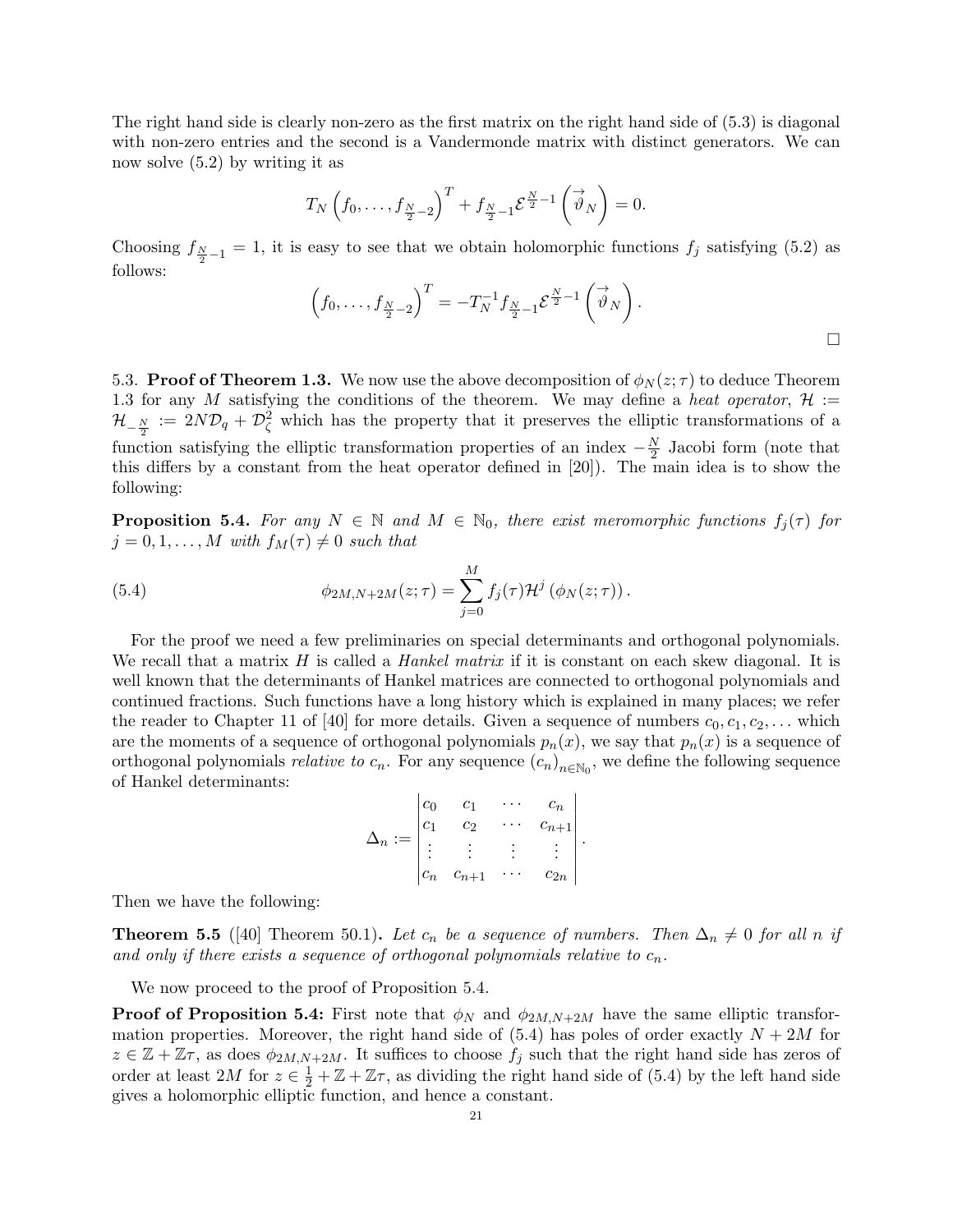The right hand side is clearly non-zero as the first matrix on the right hand side of (5.3) is diagonal with non-zero entries and the second is a Vandermonde matrix with distinct generators. We can now solve (5.2) by writing it as

$$T_N \left( f_0, \ldots, f_{\frac{N}{2}-2} \right)^T + f_{\frac{N}{2}-1} \mathcal{E}^{\frac{N}{2}-1} \left( \overrightarrow{\vartheta}_N \right) = 0.$$

Choosing $f_{\frac{N}{2}-1} = 1$, it is easy to see that we obtain holomorphic functions $f_j$ satisfying (5.2) as follows:

$$\left( f_0, \ldots, f_{\frac{N}{2}-2} \right)^T = -T_N^{-1} f_{\frac{N}{2}-1} \mathcal{E}^{\frac{N}{2}-1} \left( \overrightarrow{\vartheta}_N \right).$$

□

5.3. **Proof of Theorem 1.3.** We now use the above decomposition of $\phi_N(z;\tau)$ to deduce Theorem 1.3 for any $M$ satisfying the conditions of the theorem. We may define a *heat operator*, $\mathcal{H} := \mathcal{H}_{-\frac{N}{2}} := 2N\mathcal{D}_q + \mathcal{D}_\zeta^2$ which has the property that it preserves the elliptic transformations of a function satisfying the elliptic transformation properties of an index $-\frac{N}{2}$ Jacobi form (note that this differs by a constant from the heat operator defined in [20]). The main idea is to show the following:

**Proposition 5.4.** *For any $N \in \mathbb{N}$ and $M \in \mathbb{N}_0$, there exist meromorphic functions $f_j(\tau)$ for $j = 0, 1, \ldots, M$ with $f_M(\tau) \neq 0$ such that*

$$\phi_{2M,N+2M}(z;\tau) = \sum_{j=0}^{M} f_j(\tau) \mathcal{H}^j \left( \phi_N(z;\tau) \right). \tag{5.4}$$

For the proof we need a few preliminaries on special determinants and orthogonal polynomials. We recall that a matrix $H$ is called a *Hankel matrix* if it is constant on each skew diagonal. It is well known that the determinants of Hankel matrices are connected to orthogonal polynomials and continued fractions. Such functions have a long history which is explained in many places; we refer the reader to Chapter 11 of [40] for more details. Given a sequence of numbers $c_0, c_1, c_2, \ldots$ which are the moments of a sequence of orthogonal polynomials $p_n(x)$, we say that $p_n(x)$ is a sequence of orthogonal polynomials *relative to* $c_n$. For any sequence $(c_n)_{n \in \mathbb{N}_0}$, we define the following sequence of Hankel determinants:

$$\Delta_n := \begin{vmatrix} c_0 & c_1 & \cdots & c_n \\ c_1 & c_2 & \cdots & c_{n+1} \\ \vdots & \vdots & \vdots & \vdots \\ c_n & c_{n+1} & \cdots & c_{2n} \end{vmatrix}.$$

Then we have the following:

**Theorem 5.5** ([40] Theorem 50.1)**.** *Let $c_n$ be a sequence of numbers. Then $\Delta_n \neq 0$ for all $n$ if and only if there exists a sequence of orthogonal polynomials relative to $c_n$.*

We now proceed to the proof of Proposition 5.4.

**Proof of Proposition 5.4:** First note that $\phi_N$ and $\phi_{2M,N+2M}$ have the same elliptic transformation properties. Moreover, the right hand side of (5.4) has poles of order exactly $N + 2M$ for $z \in \mathbb{Z} + \mathbb{Z}\tau$, as does $\phi_{2M,N+2M}$. It suffices to choose $f_j$ such that the right hand side has zeros of order at least $2M$ for $z \in \frac{1}{2} + \mathbb{Z} + \mathbb{Z}\tau$, as dividing the right hand side of (5.4) by the left hand side gives a holomorphic elliptic function, and hence a constant.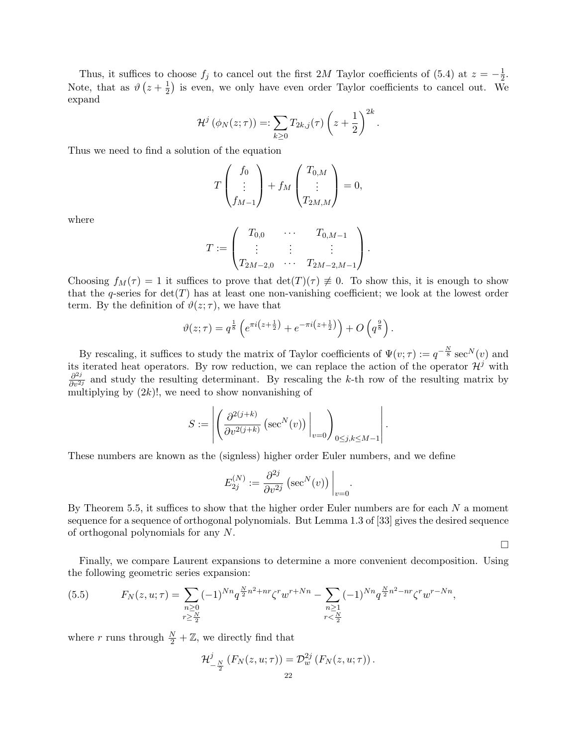Thus, it suffices to choose $f_j$ to cancel out the first $2M$ Taylor coefficients of (5.4) at $z = -\frac{1}{2}$. Note, that as $\vartheta\left(z + \frac{1}{2}\right)$ is even, we only have even order Taylor coefficients to cancel out. We expand

$$\mathcal{H}^j\left(\phi_N(z;\tau)\right) =: \sum_{k\geq 0} T_{2k,j}(\tau)\left(z + \frac{1}{2}\right)^{2k}.$$

Thus we need to find a solution of the equation

$$T\begin{pmatrix} f_0 \\ \vdots \\ f_{M-1}\end{pmatrix} + f_M\begin{pmatrix} T_{0,M} \\ \vdots \\ T_{2M,M}\end{pmatrix} = 0,$$

where

$$T := \begin{pmatrix} T_{0,0} & \cdots & T_{0,M-1} \\ \vdots & \vdots & \vdots \\ T_{2M-2,0} & \cdots & T_{2M-2,M-1}\end{pmatrix}.$$

Choosing $f_M(\tau) = 1$ it suffices to prove that $\det(T)(\tau) \not\equiv 0$. To show this, it is enough to show that the $q$-series for $\det(T)$ has at least one non-vanishing coefficient; we look at the lowest order term. By the definition of $\vartheta(z;\tau)$, we have that

$$\vartheta(z;\tau) = q^{\frac{1}{8}}\left(e^{\pi i\left(z+\frac{1}{2}\right)} + e^{-\pi i\left(z+\frac{1}{2}\right)}\right) + O\left(q^{\frac{9}{8}}\right).$$

By rescaling, it suffices to study the matrix of Taylor coefficients of $\Psi(v;\tau) := q^{-\frac{N}{8}}\sec^N(v)$ and its iterated heat operators. By row reduction, we can replace the action of the operator $\mathcal{H}^j$ with $\frac{\partial^{2j}}{\partial v^{2j}}$ and study the resulting determinant. By rescaling the $k$-th row of the resulting matrix by multiplying by $(2k)!$, we need to show nonvanishing of

$$S := \left|\left(\frac{\partial^{2(j+k)}}{\partial v^{2(j+k)}}\left(\sec^N(v)\right)\Big|_{v=0}\right)_{0\leq j,k\leq M-1}\right|.$$

These numbers are known as the (signless) higher order Euler numbers, and we define

$$E_{2j}^{(N)} := \frac{\partial^{2j}}{\partial v^{2j}}\left(\sec^N(v)\right)\Big|_{v=0}.$$

By Theorem 5.5, it suffices to show that the higher order Euler numbers are for each $N$ a moment sequence for a sequence of orthogonal polynomials. But Lemma 1.3 of [33] gives the desired sequence of orthogonal polynomials for any $N$.

$\square$

Finally, we compare Laurent expansions to determine a more convenient decomposition. Using the following geometric series expansion:

$$F_N(z,u;\tau) = \sum_{\substack{n\geq 0 \\ r\geq \frac{N}{2}}}(-1)^{Nn}q^{\frac{N}{2}n^2+nr}\zeta^r w^{r+Nn} - \sum_{\substack{n\geq 1 \\ r<\frac{N}{2}}}(-1)^{Nn}q^{\frac{N}{2}n^2-nr}\zeta^r w^{r-Nn}, \tag{5.5}$$

where $r$ runs through $\frac{N}{2}+\mathbb{Z}$, we directly find that

$$\mathcal{H}^j_{-\frac{N}{2}}\left(F_N(z,u;\tau)\right) = \mathcal{D}_w^{2j}\left(F_N(z,u;\tau)\right).$$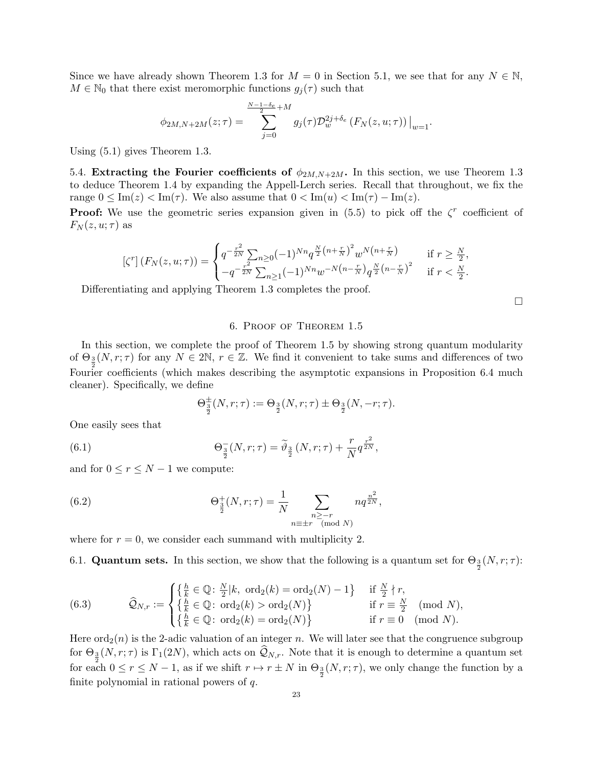Since we have already shown Theorem 1.3 for $M = 0$ in Section 5.1, we see that for any $N \in \mathbb{N}$, $M \in \mathbb{N}_0$ that there exist meromorphic functions $g_j(\tau)$ such that

$$\phi_{2M,N+2M}(z;\tau) = \sum_{j=0}^{\frac{N-1-\delta_e}{2}+M} g_j(\tau)\mathcal{D}_w^{2j+\delta_e}\left(F_N(z,u;\tau)\right)\big|_{w=1}.$$

Using (5.1) gives Theorem 1.3.

5.4. **Extracting the Fourier coefficients of $\phi_{2M,N+2M}$.** In this section, we use Theorem 1.3 to deduce Theorem 1.4 by expanding the Appell-Lerch series. Recall that throughout, we fix the range $0 \leq \mathrm{Im}(z) < \mathrm{Im}(\tau)$. We also assume that $0 < \mathrm{Im}(u) < \mathrm{Im}(\tau) - \mathrm{Im}(z)$.

**Proof:** We use the geometric series expansion given in (5.5) to pick off the $\zeta^r$ coefficient of $F_N(z,u;\tau)$ as

$$[\zeta^r]\left(F_N(z,u;\tau)\right) = \begin{cases} q^{-\frac{r^2}{2N}}\sum_{n\geq 0}(-1)^{Nn}q^{\frac{N}{2}\left(n+\frac{r}{N}\right)^2}w^{N\left(n+\frac{r}{N}\right)} & \text{if } r \geq \frac{N}{2}, \\ -q^{-\frac{r^2}{2N}}\sum_{n\geq 1}(-1)^{Nn}w^{-N\left(n-\frac{r}{N}\right)}q^{\frac{N}{2}\left(n-\frac{r}{N}\right)^2} & \text{if } r < \frac{N}{2}. \end{cases}$$

Differentiating and applying Theorem 1.3 completes the proof.

□

## 6. Proof of Theorem 1.5

In this section, we complete the proof of Theorem 1.5 by showing strong quantum modularity of $\Theta_{\frac{3}{2}}(N,r;\tau)$ for any $N \in 2\mathbb{N}$, $r \in \mathbb{Z}$. We find it convenient to take sums and differences of two Fourier coefficients (which makes describing the asymptotic expansions in Proposition 6.4 much cleaner). Specifically, we define

$$\Theta_{\frac{3}{2}}^{\pm}(N,r;\tau) := \Theta_{\frac{3}{2}}(N,r;\tau) \pm \Theta_{\frac{3}{2}}(N,-r;\tau).$$

One easily sees that

$$\Theta_{\frac{3}{2}}^{-}(N,r;\tau) = \widetilde{\vartheta}_{\frac{3}{2}}(N,r;\tau) + \frac{r}{N}q^{\frac{r^2}{2N}}, \tag{6.1}$$

and for $0 \leq r \leq N-1$ we compute:

$$\Theta_{\frac{3}{2}}^{+}(N,r;\tau) = \frac{1}{N}\sum_{\substack{n\geq -r \\ n\equiv \pm r \pmod{N}}} nq^{\frac{n^2}{2N}}, \tag{6.2}$$

where for $r = 0$, we consider each summand with multiplicity 2.

6.1. **Quantum sets.** In this section, we show that the following is a quantum set for $\Theta_{\frac{3}{2}}(N,r;\tau)$:

$$\widehat{\mathcal{Q}}_{N,r} := \begin{cases} \left\{\frac{h}{k} \in \mathbb{Q}\colon\ \frac{N}{2}|k,\ \mathrm{ord}_2(k) = \mathrm{ord}_2(N) - 1\right\} & \text{if } \frac{N}{2} \nmid r, \\ \left\{\frac{h}{k} \in \mathbb{Q}\colon\ \mathrm{ord}_2(k) > \mathrm{ord}_2(N)\right\} & \text{if } r \equiv \frac{N}{2} \pmod{N}, \\ \left\{\frac{h}{k} \in \mathbb{Q}\colon\ \mathrm{ord}_2(k) = \mathrm{ord}_2(N)\right\} & \text{if } r \equiv 0 \pmod{N}. \end{cases} \tag{6.3}$$

Here $\mathrm{ord}_2(n)$ is the 2-adic valuation of an integer $n$. We will later see that the congruence subgroup for $\Theta_{\frac{3}{2}}(N,r;\tau)$ is $\Gamma_1(2N)$, which acts on $\widehat{\mathcal{Q}}_{N,r}$. Note that it is enough to determine a quantum set for each $0 \leq r \leq N-1$, as if we shift $r \mapsto r \pm N$ in $\Theta_{\frac{3}{2}}(N,r;\tau)$, we only change the function by a finite polynomial in rational powers of $q$.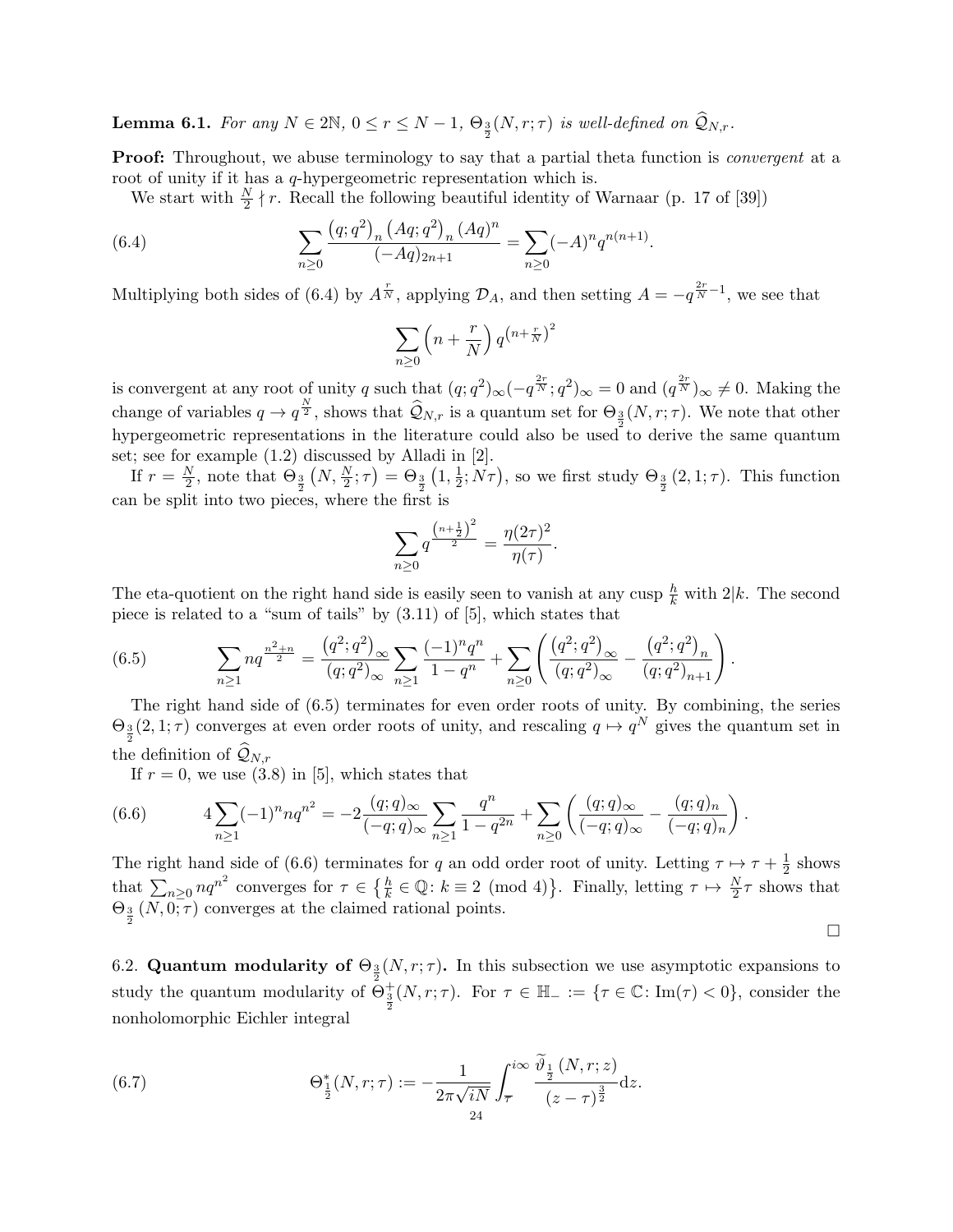**Lemma 6.1.** *For any $N \in 2\mathbb{N}$, $0 \le r \le N-1$, $\Theta_{\frac{3}{2}}(N,r;\tau)$ is well-defined on $\widehat{\mathcal{Q}}_{N,r}$.*

**Proof:** Throughout, we abuse terminology to say that a partial theta function is *convergent* at a root of unity if it has a $q$-hypergeometric representation which is.

We start with $\frac{N}{2} \nmid r$. Recall the following beautiful identity of Warnaar (p. 17 of [39])

$$\sum_{n\ge 0} \frac{\left(q;q^2\right)_n \left(Aq;q^2\right)_n (Aq)^n}{(-Aq)_{2n+1}} = \sum_{n\ge 0}(-A)^n q^{n(n+1)}. \tag{6.4}$$

Multiplying both sides of (6.4) by $A^{\frac{r}{N}}$, applying $\mathcal{D}_A$, and then setting $A = -q^{\frac{2r}{N}-1}$, we see that

$$\sum_{n\ge 0}\left(n+\frac{r}{N}\right) q^{\left(n+\frac{r}{N}\right)^2}$$

is convergent at any root of unity $q$ such that $(q;q^2)_\infty(-q^{\frac{2r}{N}};q^2)_\infty = 0$ and $(q^{\frac{2r}{N}})_\infty \neq 0$. Making the change of variables $q \to q^{\frac{N}{2}}$, shows that $\widehat{\mathcal{Q}}_{N,r}$ is a quantum set for $\Theta_{\frac{3}{2}}(N,r;\tau)$. We note that other hypergeometric representations in the literature could also be used to derive the same quantum set; see for example (1.2) discussed by Alladi in [2].

If $r = \frac{N}{2}$, note that $\Theta_{\frac{3}{2}}\left(N,\frac{N}{2};\tau\right) = \Theta_{\frac{3}{2}}\left(1,\frac{1}{2};N\tau\right)$, so we first study $\Theta_{\frac{3}{2}}\left(2,1;\tau\right)$. This function can be split into two pieces, where the first is

$$\sum_{n\ge 0} q^{\frac{\left(n+\frac{1}{2}\right)^2}{2}} = \frac{\eta(2\tau)^2}{\eta(\tau)}.$$

The eta-quotient on the right hand side is easily seen to vanish at any cusp $\frac{h}{k}$ with $2|k$. The second piece is related to a "sum of tails" by (3.11) of [5], which states that

$$\sum_{n\ge 1} n q^{\frac{n^2+n}{2}} = \frac{\left(q^2;q^2\right)_\infty}{(q;q^2)_\infty}\sum_{n\ge 1}\frac{(-1)^n q^n}{1-q^n} + \sum_{n\ge 0}\left(\frac{\left(q^2;q^2\right)_\infty}{(q;q^2)_\infty} - \frac{\left(q^2;q^2\right)_n}{(q;q^2)_{n+1}}\right). \tag{6.5}$$

The right hand side of (6.5) terminates for even order roots of unity. By combining, the series $\Theta_{\frac{3}{2}}(2,1;\tau)$ converges at even order roots of unity, and rescaling $q \mapsto q^N$ gives the quantum set in the definition of $\widehat{\mathcal{Q}}_{N,r}$

If $r = 0$, we use (3.8) in [5], which states that

$$4\sum_{n\ge 1}(-1)^n n q^{n^2} = -2\frac{(q;q)_\infty}{(-q;q)_\infty}\sum_{n\ge 1}\frac{q^n}{1-q^{2n}} + \sum_{n\ge 0}\left(\frac{(q;q)_\infty}{(-q;q)_\infty} - \frac{(q;q)_n}{(-q;q)_n}\right). \tag{6.6}$$

The right hand side of (6.6) terminates for $q$ an odd order root of unity. Letting $\tau \mapsto \tau + \frac{1}{2}$ shows that $\sum_{n\ge 0} n q^{n^2}$ converges for $\tau \in \left\{\frac{h}{k} \in \mathbb{Q} \colon k \equiv 2 \pmod 4\right\}$. Finally, letting $\tau \mapsto \frac{N}{2}\tau$ shows that $\Theta_{\frac{3}{2}}\left(N,0;\tau\right)$ converges at the claimed rational points.

$\square$

6.2. **Quantum modularity of $\Theta_{\frac{3}{2}}(N,r;\tau)$.** In this subsection we use asymptotic expansions to study the quantum modularity of $\Theta^{+}_{\frac{3}{2}}(N,r;\tau)$. For $\tau \in \mathbb{H}_- := \{\tau \in \mathbb{C} \colon \mathrm{Im}(\tau) < 0\}$, consider the nonholomorphic Eichler integral

$$\Theta^{*}_{\frac{1}{2}}(N,r;\tau) := -\frac{1}{2\pi\sqrt{iN}}\int_{\overline{\tau}}^{i\infty}\frac{\widetilde{\vartheta}_{\frac{1}{2}}\left(N,r;z\right)}{(z-\tau)^{\frac{3}{2}}}\mathrm{d}z. \tag{6.7}$$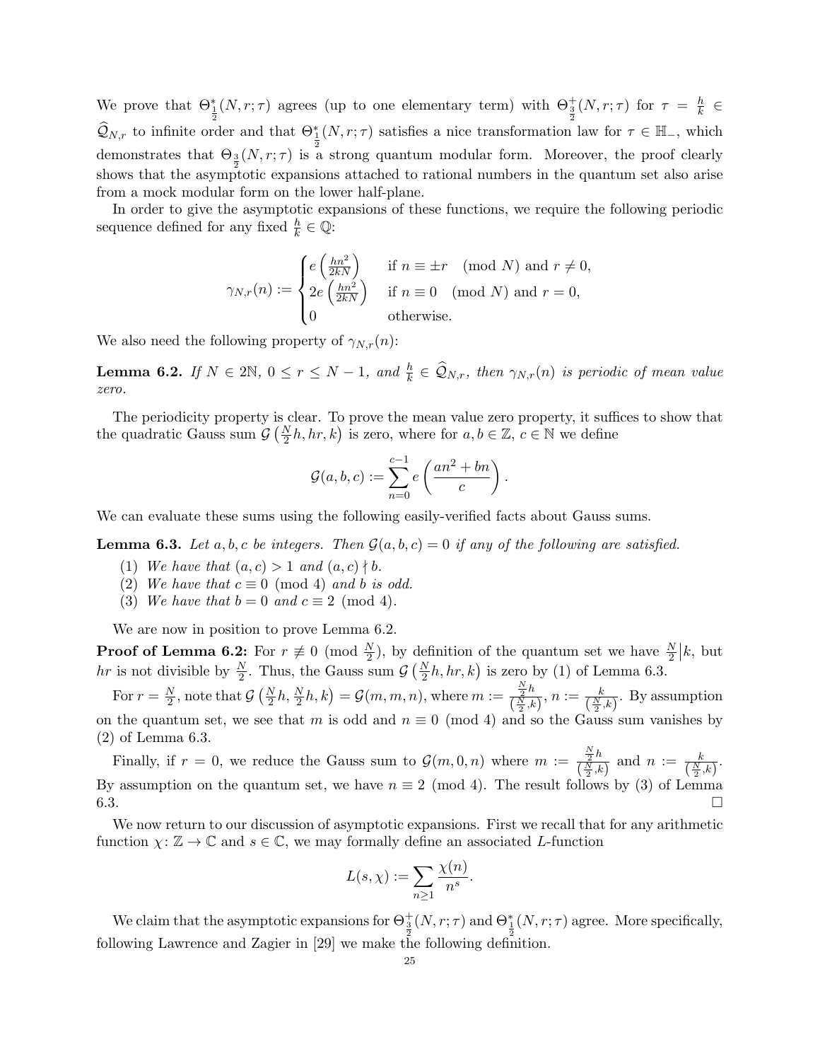We prove that $\Theta^*_{\frac{1}{2}}(N,r;\tau)$ agrees (up to one elementary term) with $\Theta^+_{\frac{3}{2}}(N,r;\tau)$ for $\tau = \frac{h}{k} \in \widehat{\mathcal{Q}}_{N,r}$ to infinite order and that $\Theta^*_{\frac{1}{2}}(N,r;\tau)$ satisfies a nice transformation law for $\tau \in \mathbb{H}_-$, which demonstrates that $\Theta_{\frac{3}{2}}(N,r;\tau)$ is a strong quantum modular form. Moreover, the proof clearly shows that the asymptotic expansions attached to rational numbers in the quantum set also arise from a mock modular form on the lower half-plane.

In order to give the asymptotic expansions of these functions, we require the following periodic sequence defined for any fixed $\frac{h}{k} \in \mathbb{Q}$:

$$\gamma_{N,r}(n) := \begin{cases} e\left(\frac{hn^2}{2kN}\right) & \text{if } n \equiv \pm r \pmod{N} \text{ and } r \neq 0, \\ 2e\left(\frac{hn^2}{2kN}\right) & \text{if } n \equiv 0 \pmod{N} \text{ and } r = 0, \\ 0 & \text{otherwise.} \end{cases}$$

We also need the following property of $\gamma_{N,r}(n)$:

**Lemma 6.2.** *If $N \in 2\mathbb{N}$, $0 \leq r \leq N-1$, and $\frac{h}{k} \in \widehat{\mathcal{Q}}_{N,r}$, then $\gamma_{N,r}(n)$ is periodic of mean value zero.*

The periodicity property is clear. To prove the mean value zero property, it suffices to show that the quadratic Gauss sum $\mathcal{G}\left(\frac{N}{2}h, hr, k\right)$ is zero, where for $a, b \in \mathbb{Z}$, $c \in \mathbb{N}$ we define

$$\mathcal{G}(a,b,c) := \sum_{n=0}^{c-1} e\left(\frac{an^2+bn}{c}\right).$$

We can evaluate these sums using the following easily-verified facts about Gauss sums.

**Lemma 6.3.** *Let $a, b, c$ be integers. Then $\mathcal{G}(a,b,c) = 0$ if any of the following are satisfied.*

1. *We have that $(a,c) > 1$ and $(a,c) \nmid b$.*
2. *We have that $c \equiv 0 \pmod 4$ and $b$ is odd.*
3. *We have that $b = 0$ and $c \equiv 2 \pmod 4$.*

We are now in position to prove Lemma 6.2.

**Proof of Lemma 6.2:** For $r \not\equiv 0 \pmod{\frac{N}{2}}$, by definition of the quantum set we have $\frac{N}{2}\big|k$, but $hr$ is not divisible by $\frac{N}{2}$. Thus, the Gauss sum $\mathcal{G}\left(\frac{N}{2}h, hr, k\right)$ is zero by (1) of Lemma 6.3.

For $r = \frac{N}{2}$, note that $\mathcal{G}\left(\frac{N}{2}h, \frac{N}{2}h, k\right) = \mathcal{G}(m,m,n)$, where $m := \frac{\frac{N}{2}h}{(\frac{N}{2},k)}$, $n := \frac{k}{(\frac{N}{2},k)}$. By assumption on the quantum set, we see that $m$ is odd and $n \equiv 0 \pmod 4$ and so the Gauss sum vanishes by (2) of Lemma 6.3.

Finally, if $r = 0$, we reduce the Gauss sum to $\mathcal{G}(m,0,n)$ where $m := \frac{\frac{N}{2}h}{(\frac{N}{2},k)}$ and $n := \frac{k}{(\frac{N}{2},k)}$. By assumption on the quantum set, we have $n \equiv 2 \pmod 4$. The result follows by (3) of Lemma 6.3. $\square$

We now return to our discussion of asymptotic expansions. First we recall that for any arithmetic function $\chi \colon \mathbb{Z} \to \mathbb{C}$ and $s \in \mathbb{C}$, we may formally define an associated $L$-function

$$L(s,\chi) := \sum_{n \geq 1} \frac{\chi(n)}{n^s}.$$

We claim that the asymptotic expansions for $\Theta^+_{\frac{3}{2}}(N,r;\tau)$ and $\Theta^*_{\frac{1}{2}}(N,r;\tau)$ agree. More specifically, following Lawrence and Zagier in [29] we make the following definition.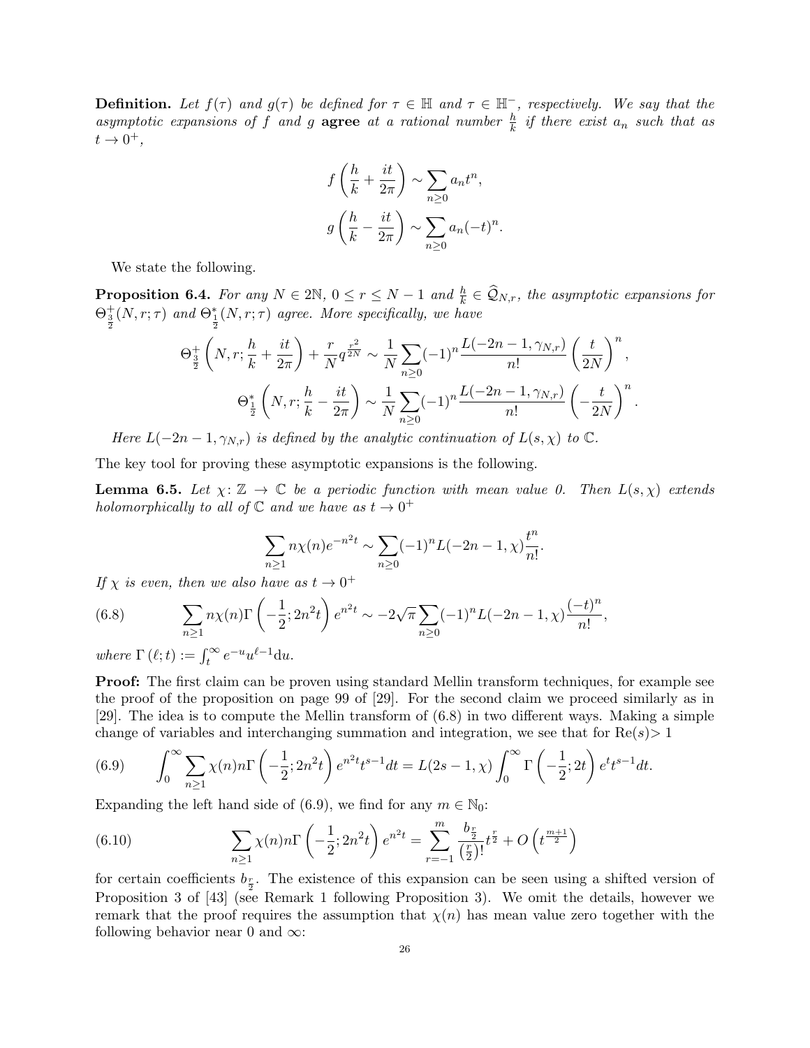**Definition.** *Let $f(\tau)$ and $g(\tau)$ be defined for $\tau \in \mathbb{H}$ and $\tau \in \mathbb{H}^-$, respectively. We say that the asymptotic expansions of $f$ and $g$* **agree** *at a rational number $\frac{h}{k}$ if there exist $a_n$ such that as $t \to 0^+$,*

$$f\left(\frac{h}{k} + \frac{it}{2\pi}\right) \sim \sum_{n \geq 0} a_n t^n,$$

$$g\left(\frac{h}{k} - \frac{it}{2\pi}\right) \sim \sum_{n \geq 0} a_n (-t)^n.$$

We state the following.

**Proposition 6.4.** *For any $N \in 2\mathbb{N}$, $0 \leq r \leq N-1$ and $\frac{h}{k} \in \widehat{\mathcal{Q}}_{N,r}$, the asymptotic expansions for $\Theta^+_{\frac{3}{2}}(N, r; \tau)$ and $\Theta^*_{\frac{1}{2}}(N, r; \tau)$ agree. More specifically, we have*

$$\Theta^+_{\frac{3}{2}}\left(N, r; \frac{h}{k} + \frac{it}{2\pi}\right) + \frac{r}{N} q^{\frac{r^2}{2N}} \sim \frac{1}{N} \sum_{n \geq 0} (-1)^n \frac{L(-2n-1, \gamma_{N,r})}{n!} \left(\frac{t}{2N}\right)^n,$$

$$\Theta^*_{\frac{1}{2}}\left(N, r; \frac{h}{k} - \frac{it}{2\pi}\right) \sim \frac{1}{N} \sum_{n \geq 0} (-1)^n \frac{L(-2n-1, \gamma_{N,r})}{n!} \left(-\frac{t}{2N}\right)^n.$$

*Here $L(-2n-1, \gamma_{N,r})$ is defined by the analytic continuation of $L(s, \chi)$ to $\mathbb{C}$.*

The key tool for proving these asymptotic expansions is the following.

**Lemma 6.5.** *Let $\chi \colon \mathbb{Z} \to \mathbb{C}$ be a periodic function with mean value 0. Then $L(s, \chi)$ extends holomorphically to all of $\mathbb{C}$ and we have as $t \to 0^+$*

$$\sum_{n \geq 1} n \chi(n) e^{-n^2 t} \sim \sum_{n \geq 0} (-1)^n L(-2n-1, \chi) \frac{t^n}{n!}.$$

*If $\chi$ is even, then we also have as $t \to 0^+$*

$$\sum_{n \geq 1} n \chi(n) \Gamma\left(-\frac{1}{2}; 2n^2 t\right) e^{n^2 t} \sim -2\sqrt{\pi} \sum_{n \geq 0} (-1)^n L(-2n-1, \chi) \frac{(-t)^n}{n!}, \tag{6.8}$$

*where $\Gamma(\ell; t) := \int_t^\infty e^{-u} u^{\ell-1} \mathrm{d}u$.*

**Proof:** The first claim can be proven using standard Mellin transform techniques, for example see the proof of the proposition on page 99 of [29]. For the second claim we proceed similarly as in [29]. The idea is to compute the Mellin transform of (6.8) in two different ways. Making a simple change of variables and interchanging summation and integration, we see that for Re$(s) > 1$

$$\int_0^\infty \sum_{n \geq 1} \chi(n) n \Gamma\left(-\frac{1}{2}; 2n^2 t\right) e^{n^2 t} t^{s-1} dt = L(2s-1, \chi) \int_0^\infty \Gamma\left(-\frac{1}{2}; 2t\right) e^t t^{s-1} dt. \tag{6.9}$$

Expanding the left hand side of (6.9), we find for any $m \in \mathbb{N}_0$:

$$\sum_{n \geq 1} \chi(n) n \Gamma\left(-\frac{1}{2}; 2n^2 t\right) e^{n^2 t} = \sum_{r=-1}^{m} \frac{b_{\frac{r}{2}}}{\left(\frac{r}{2}\right)!} t^{\frac{r}{2}} + O\left(t^{\frac{m+1}{2}}\right) \tag{6.10}$$

for certain coefficients $b_{\frac{r}{2}}$. The existence of this expansion can be seen using a shifted version of Proposition 3 of [43] (see Remark 1 following Proposition 3). We omit the details, however we remark that the proof requires the assumption that $\chi(n)$ has mean value zero together with the following behavior near 0 and $\infty$: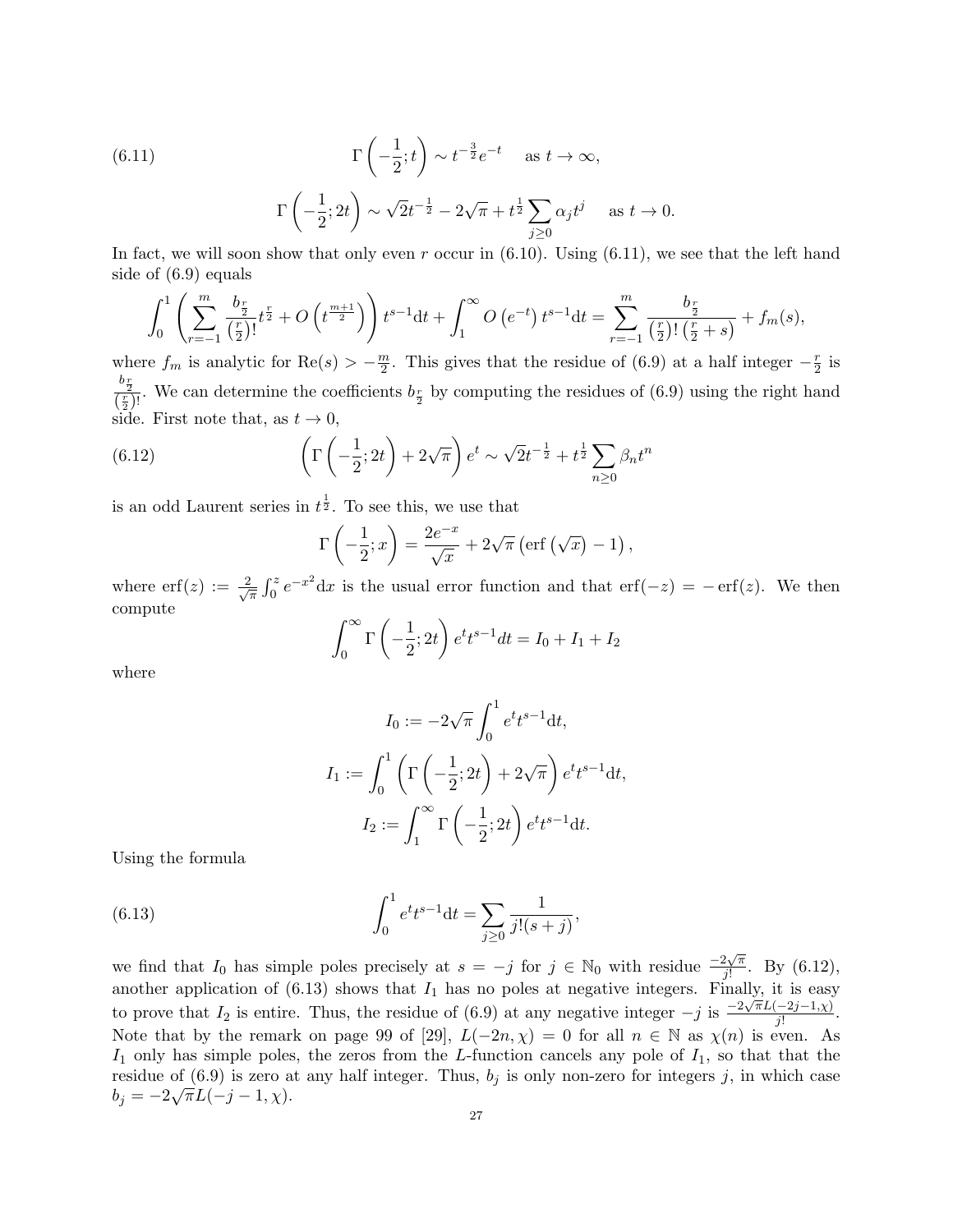$$\Gamma\left(-\frac{1}{2};t\right) \sim t^{-\frac{3}{2}}e^{-t} \quad \text{as } t\to\infty, \tag{6.11}$$

$$\Gamma\left(-\frac{1}{2};2t\right) \sim \sqrt{2}t^{-\frac{1}{2}} - 2\sqrt{\pi} + t^{\frac{1}{2}}\sum_{j\geq 0}\alpha_j t^j \quad \text{as } t\to 0.$$

In fact, we will soon show that only even $r$ occur in (6.10). Using (6.11), we see that the left hand side of (6.9) equals

$$\int_0^1 \left(\sum_{r=-1}^{m} \frac{b_{\frac{r}{2}}}{\left(\frac{r}{2}\right)!}t^{\frac{r}{2}} + O\left(t^{\frac{m+1}{2}}\right)\right)t^{s-1}\mathrm{d}t + \int_1^\infty O\left(e^{-t}\right)t^{s-1}\mathrm{d}t = \sum_{r=-1}^{m}\frac{b_{\frac{r}{2}}}{\left(\frac{r}{2}\right)!\left(\frac{r}{2}+s\right)} + f_m(s),$$

where $f_m$ is analytic for $\mathrm{Re}(s) > -\frac{m}{2}$. This gives that the residue of (6.9) at a half integer $-\frac{r}{2}$ is $\frac{b_{\frac{r}{2}}}{\left(\frac{r}{2}\right)!}$. We can determine the coefficients $b_{\frac{r}{2}}$ by computing the residues of (6.9) using the right hand side. First note that, as $t\to 0$,

$$\left(\Gamma\left(-\frac{1}{2};2t\right) + 2\sqrt{\pi}\right)e^t \sim \sqrt{2}t^{-\frac{1}{2}} + t^{\frac{1}{2}}\sum_{n\geq 0}\beta_n t^n \tag{6.12}$$

is an odd Laurent series in $t^{\frac{1}{2}}$. To see this, we use that

$$\Gamma\left(-\frac{1}{2};x\right) = \frac{2e^{-x}}{\sqrt{x}} + 2\sqrt{\pi}\left(\mathrm{erf}\left(\sqrt{x}\right)-1\right),$$

where $\mathrm{erf}(z) := \frac{2}{\sqrt{\pi}}\int_0^z e^{-x^2}\mathrm{d}x$ is the usual error function and that $\mathrm{erf}(-z) = -\mathrm{erf}(z)$. We then compute

$$\int_0^\infty \Gamma\left(-\frac{1}{2};2t\right)e^t t^{s-1}dt = I_0 + I_1 + I_2$$

where

$$I_0 := -2\sqrt{\pi}\int_0^1 e^t t^{s-1}\mathrm{d}t,$$

$$I_1 := \int_0^1 \left(\Gamma\left(-\frac{1}{2};2t\right)+2\sqrt{\pi}\right)e^t t^{s-1}\mathrm{d}t,$$

$$I_2 := \int_1^\infty \Gamma\left(-\frac{1}{2};2t\right)e^t t^{s-1}\mathrm{d}t.$$

Using the formula

$$\int_0^1 e^t t^{s-1}\mathrm{d}t = \sum_{j\geq 0}\frac{1}{j!(s+j)}, \tag{6.13}$$

we find that $I_0$ has simple poles precisely at $s=-j$ for $j\in\mathbb{N}_0$ with residue $\frac{-2\sqrt{\pi}}{j!}$. By (6.12), another application of (6.13) shows that $I_1$ has no poles at negative integers. Finally, it is easy to prove that $I_2$ is entire. Thus, the residue of (6.9) at any negative integer $-j$ is $\frac{-2\sqrt{\pi}L(-2j-1,\chi)}{j!}$. Note that by the remark on page 99 of [29], $L(-2n,\chi)=0$ for all $n\in\mathbb{N}$ as $\chi(n)$ is even. As $I_1$ only has simple poles, the zeros from the $L$-function cancels any pole of $I_1$, so that that the residue of (6.9) is zero at any half integer. Thus, $b_j$ is only non-zero for integers $j$, in which case $b_j = -2\sqrt{\pi}L(-j-1,\chi)$.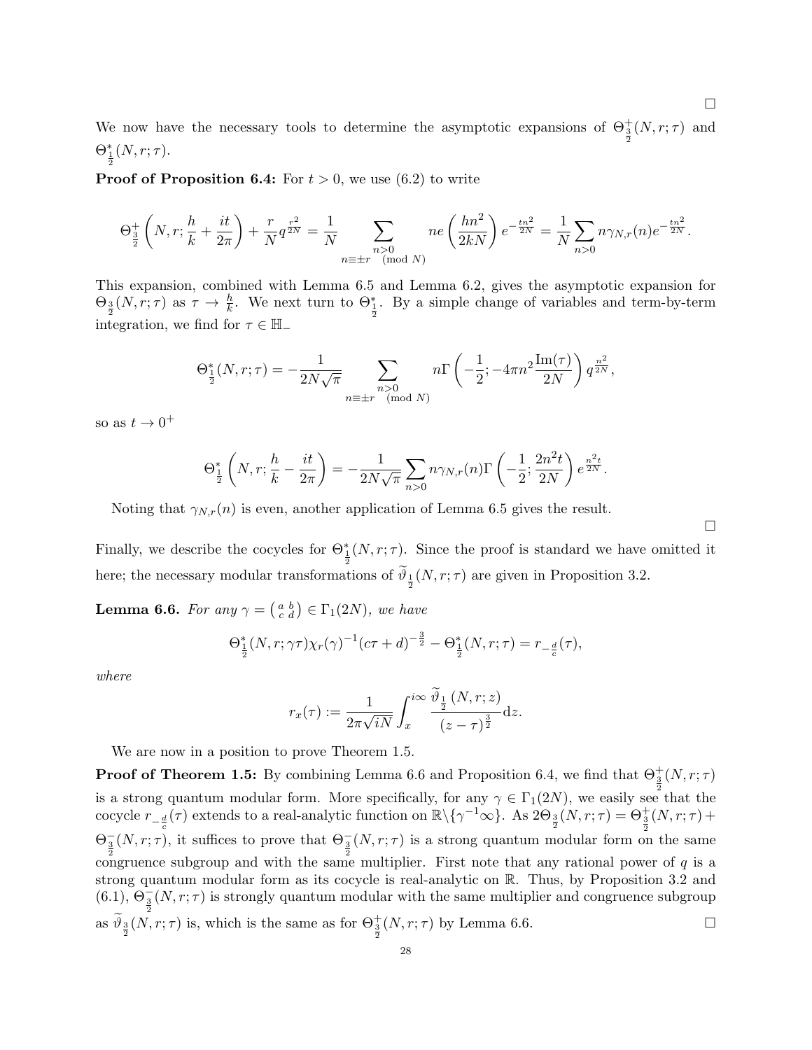□

We now have the necessary tools to determine the asymptotic expansions of $\Theta^+_{\frac{3}{2}}(N,r;\tau)$ and $\Theta^*_{\frac{1}{2}}(N,r;\tau)$.

**Proof of Proposition 6.4:** For $t>0$, we use (6.2) to write

$$\Theta^+_{\frac{3}{2}}\left(N,r;\frac{h}{k}+\frac{it}{2\pi}\right)+\frac{r}{N}q^{\frac{r^2}{2N}}=\frac{1}{N}\sum_{\substack{n>0\\ n\equiv\pm r \pmod N}} ne\left(\frac{hn^2}{2kN}\right)e^{-\frac{tn^2}{2N}}=\frac{1}{N}\sum_{n>0}n\gamma_{N,r}(n)e^{-\frac{tn^2}{2N}}.$$

This expansion, combined with Lemma 6.5 and Lemma 6.2, gives the asymptotic expansion for $\Theta_{\frac{3}{2}}(N,r;\tau)$ as $\tau\to\frac{h}{k}$. We next turn to $\Theta^*_{\frac{1}{2}}$. By a simple change of variables and term-by-term integration, we find for $\tau\in\mathbb{H}_-$

$$\Theta^*_{\frac{1}{2}}(N,r;\tau)=-\frac{1}{2N\sqrt{\pi}}\sum_{\substack{n>0\\ n\equiv\pm r \pmod N}} n\Gamma\left(-\frac{1}{2};-4\pi n^2\frac{\mathrm{Im}(\tau)}{2N}\right)q^{\frac{n^2}{2N}},$$

so as $t\to 0^+$

$$\Theta^*_{\frac{1}{2}}\left(N,r;\frac{h}{k}-\frac{it}{2\pi}\right)=-\frac{1}{2N\sqrt{\pi}}\sum_{n>0}n\gamma_{N,r}(n)\Gamma\left(-\frac{1}{2};\frac{2n^2t}{2N}\right)e^{\frac{n^2t}{2N}}.$$

Noting that $\gamma_{N,r}(n)$ is even, another application of Lemma 6.5 gives the result.

□

Finally, we describe the cocycles for $\Theta^*_{\frac{1}{2}}(N,r;\tau)$. Since the proof is standard we have omitted it here; the necessary modular transformations of $\widetilde{\vartheta}_{\frac{1}{2}}(N,r;\tau)$ are given in Proposition 3.2.

**Lemma 6.6.** *For any* $\gamma=\left(\begin{smallmatrix}a&b\\c&d\end{smallmatrix}\right)\in\Gamma_1(2N)$, *we have*

$$\Theta^*_{\frac{1}{2}}(N,r;\gamma\tau)\chi_r(\gamma)^{-1}(c\tau+d)^{-\frac{3}{2}}-\Theta^*_{\frac{1}{2}}(N,r;\tau)=r_{-\frac{d}{c}}(\tau),$$

*where*

$$r_x(\tau):=\frac{1}{2\pi\sqrt{iN}}\int_x^{i\infty}\frac{\widetilde{\vartheta}_{\frac{1}{2}}(N,r;z)}{(z-\tau)^{\frac{3}{2}}}\mathrm{d}z.$$

We are now in a position to prove Theorem 1.5.

**Proof of Theorem 1.5:** By combining Lemma 6.6 and Proposition 6.4, we find that $\Theta^+_{\frac{3}{2}}(N,r;\tau)$ is a strong quantum modular form. More specifically, for any $\gamma\in\Gamma_1(2N)$, we easily see that the cocycle $r_{-\frac{d}{c}}(\tau)$ extends to a real-analytic function on $\mathbb{R}\backslash\{\gamma^{-1}\infty\}$. As $2\Theta_{\frac{3}{2}}(N,r;\tau)=\Theta^+_{\frac{3}{2}}(N,r;\tau)+\Theta^-_{\frac{3}{2}}(N,r;\tau)$, it suffices to prove that $\Theta^-_{\frac{3}{2}}(N,r;\tau)$ is a strong quantum modular form on the same congruence subgroup and with the same multiplier. First note that any rational power of $q$ is a strong quantum modular form as its cocycle is real-analytic on $\mathbb{R}$. Thus, by Proposition 3.2 and (6.1), $\Theta^-_{\frac{3}{2}}(N,r;\tau)$ is strongly quantum modular with the same multiplier and congruence subgroup as $\widetilde{\vartheta}_{\frac{3}{2}}(N,r;\tau)$ is, which is the same as for $\Theta^+_{\frac{3}{2}}(N,r;\tau)$ by Lemma 6.6. □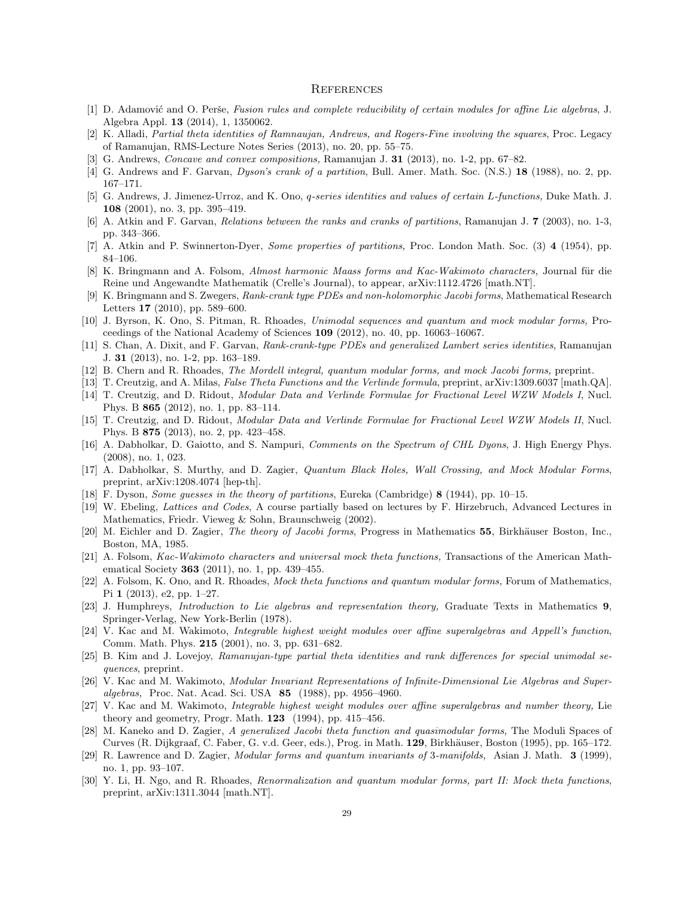# References

[1] D. Adamović and O. Perše, *Fusion rules and complete reducibility of certain modules for affine Lie algebras*, J. Algebra Appl. **13** (2014), 1, 1350062.

[2] K. Alladi, *Partial theta identities of Ramnaujan, Andrews, and Rogers-Fine involving the squares*, Proc. Legacy of Ramanujan, RMS-Lecture Notes Series (2013), no. 20, pp. 55–75.

[3] G. Andrews, *Concave and convex compositions,* Ramanujan J. **31** (2013), no. 1-2, pp. 67–82.

[4] G. Andrews and F. Garvan, *Dyson's crank of a partition*, Bull. Amer. Math. Soc. (N.S.) **18** (1988), no. 2, pp. 167–171.

[5] G. Andrews, J. Jimenez-Urroz, and K. Ono, *q-series identities and values of certain L-functions,* Duke Math. J. **108** (2001), no. 3, pp. 395–419.

[6] A. Atkin and F. Garvan, *Relations between the ranks and cranks of partitions*, Ramanujan J. **7** (2003), no. 1-3, pp. 343–366.

[7] A. Atkin and P. Swinnerton-Dyer, *Some properties of partitions,* Proc. London Math. Soc. (3) **4** (1954), pp. 84–106.

[8] K. Bringmann and A. Folsom, *Almost harmonic Maass forms and Kac-Wakimoto characters,* Journal für die Reine und Angewandte Mathematik (Crelle's Journal), to appear, arXiv:1112.4726 [math.NT].

[9] K. Bringmann and S. Zwegers, *Rank-crank type PDEs and non-holomorphic Jacobi forms*, Mathematical Research Letters **17** (2010), pp. 589–600.

[10] J. Byrson, K. Ono, S. Pitman, R. Rhoades, *Unimodal sequences and quantum and mock modular forms,* Proceedings of the National Academy of Sciences **109** (2012), no. 40, pp. 16063–16067.

[11] S. Chan, A. Dixit, and F. Garvan, *Rank-crank-type PDEs and generalized Lambert series identities*, Ramanujan J. **31** (2013), no. 1-2, pp. 163–189.

[12] B. Chern and R. Rhoades, *The Mordell integral, quantum modular forms, and mock Jacobi forms,* preprint.

[13] T. Creutzig, and A. Milas, *False Theta Functions and the Verlinde formula*, preprint, arXiv:1309.6037 [math.QA].

[14] T. Creutzig, and D. Ridout, *Modular Data and Verlinde Formulae for Fractional Level WZW Models I*, Nucl. Phys. B **865** (2012), no. 1, pp. 83–114.

[15] T. Creutzig, and D. Ridout, *Modular Data and Verlinde Formulae for Fractional Level WZW Models II*, Nucl. Phys. B **875** (2013), no. 2, pp. 423–458.

[16] A. Dabholkar, D. Gaiotto, and S. Nampuri, *Comments on the Spectrum of CHL Dyons*, J. High Energy Phys. (2008), no. 1, 023.

[17] A. Dabholkar, S. Murthy, and D. Zagier, *Quantum Black Holes, Wall Crossing, and Mock Modular Forms*, preprint, arXiv:1208.4074 [hep-th].

[18] F. Dyson, *Some guesses in the theory of partitions*, Eureka (Cambridge) **8** (1944), pp. 10–15.

[19] W. Ebeling, *Lattices and Codes*, A course partially based on lectures by F. Hirzebruch, Advanced Lectures in Mathematics, Friedr. Vieweg & Sohn, Braunschweig (2002).

[20] M. Eichler and D. Zagier, *The theory of Jacobi forms*, Progress in Mathematics **55**, Birkhäuser Boston, Inc., Boston, MA, 1985.

[21] A. Folsom, *Kac-Wakimoto characters and universal mock theta functions,* Transactions of the American Mathematical Society **363** (2011), no. 1, pp. 439–455.

[22] A. Folsom, K. Ono, and R. Rhoades, *Mock theta functions and quantum modular forms,* Forum of Mathematics, Pi **1** (2013), e2, pp. 1–27.

[23] J. Humphreys, *Introduction to Lie algebras and representation theory,* Graduate Texts in Mathematics **9**, Springer-Verlag, New York-Berlin (1978).

[24] V. Kac and M. Wakimoto, *Integrable highest weight modules over affine superalgebras and Appell's function*, Comm. Math. Phys. **215** (2001), no. 3, pp. 631–682.

[25] B. Kim and J. Lovejoy, *Ramanujan-type partial theta identities and rank differences for special unimodal sequences*, preprint.

[26] V. Kac and M. Wakimoto, *Modular Invariant Representations of Infinite-Dimensional Lie Algebras and Superalgebras,* Proc. Nat. Acad. Sci. USA **85** (1988), pp. 4956–4960.

[27] V. Kac and M. Wakimoto, *Integrable highest weight modules over affine superalgebras and number theory,* Lie theory and geometry, Progr. Math. **123** (1994), pp. 415–456.

[28] M. Kaneko and D. Zagier, *A generalized Jacobi theta function and quasimodular forms,* The Moduli Spaces of Curves (R. Dijkgraaf, C. Faber, G. v.d. Geer, eds.), Prog. in Math. **129**, Birkhäuser, Boston (1995), pp. 165–172.

[29] R. Lawrence and D. Zagier, *Modular forms and quantum invariants of 3-manifolds,* Asian J. Math. **3** (1999), no. 1, pp. 93–107.

[30] Y. Li, H. Ngo, and R. Rhoades, *Renormalization and quantum modular forms, part II: Mock theta functions*, preprint, arXiv:1311.3044 [math.NT].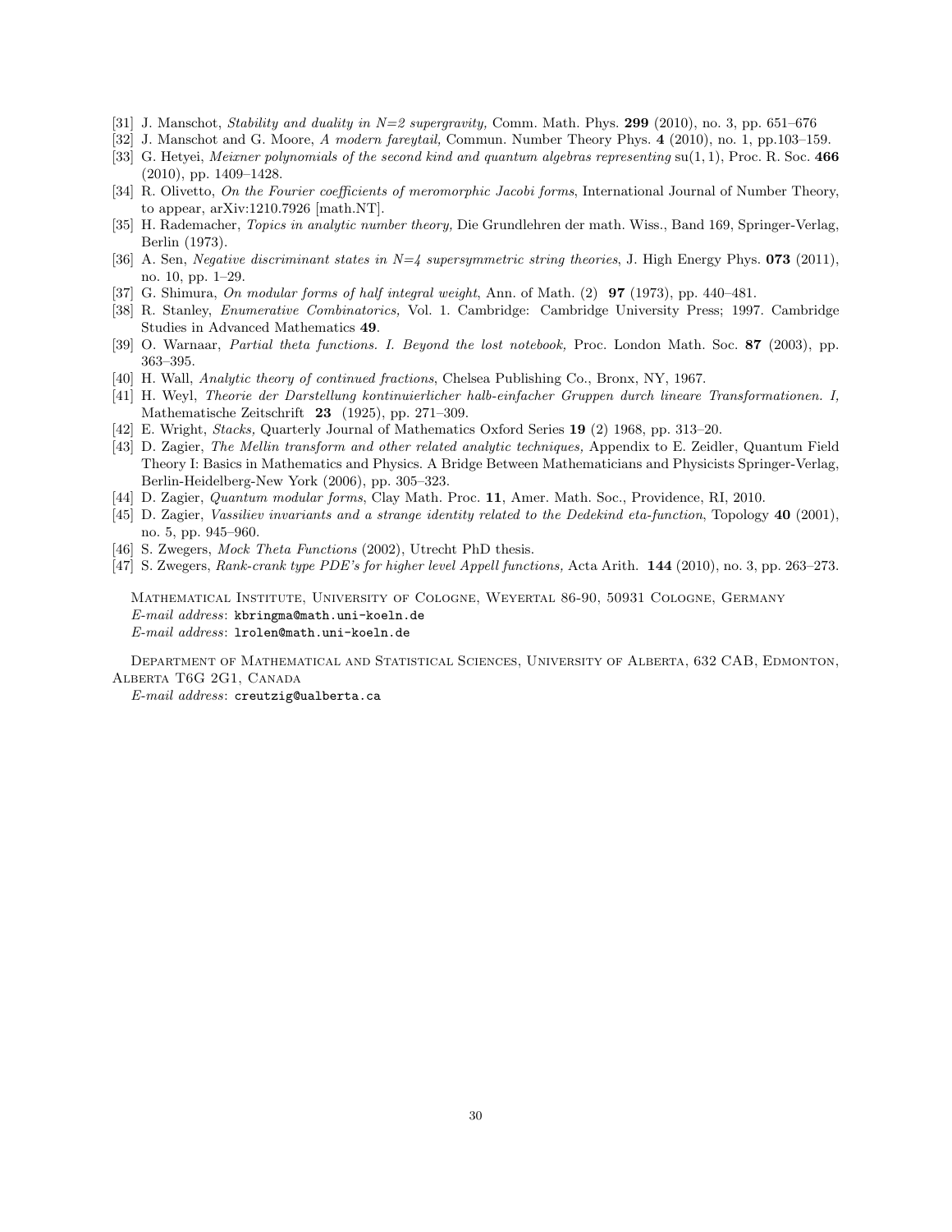[31] J. Manschot, *Stability and duality in N=2 supergravity,* Comm. Math. Phys. **299** (2010), no. 3, pp. 651–676

[32] J. Manschot and G. Moore, *A modern fareytail,* Commun. Number Theory Phys. **4** (2010), no. 1, pp.103–159.

[33] G. Hetyei, *Meixner polynomials of the second kind and quantum algebras representing* su(1, 1), Proc. R. Soc. **466** (2010), pp. 1409–1428.

[34] R. Olivetto, *On the Fourier coefficients of meromorphic Jacobi forms*, International Journal of Number Theory, to appear, arXiv:1210.7926 [math.NT].

[35] H. Rademacher, *Topics in analytic number theory,* Die Grundlehren der math. Wiss., Band 169, Springer-Verlag, Berlin (1973).

[36] A. Sen, *Negative discriminant states in N=4 supersymmetric string theories*, J. High Energy Phys. **073** (2011), no. 10, pp. 1–29.

[37] G. Shimura, *On modular forms of half integral weight*, Ann. of Math. (2) **97** (1973), pp. 440–481.

[38] R. Stanley, *Enumerative Combinatorics,* Vol. 1. Cambridge: Cambridge University Press; 1997. Cambridge Studies in Advanced Mathematics **49**.

[39] O. Warnaar, *Partial theta functions. I. Beyond the lost notebook,* Proc. London Math. Soc. **87** (2003), pp. 363–395.

[40] H. Wall, *Analytic theory of continued fractions*, Chelsea Publishing Co., Bronx, NY, 1967.

[41] H. Weyl, *Theorie der Darstellung kontinuierlicher halb-einfacher Gruppen durch lineare Transformationen. I,* Mathematische Zeitschrift **23** (1925), pp. 271–309.

[42] E. Wright, *Stacks,* Quarterly Journal of Mathematics Oxford Series **19** (2) 1968, pp. 313–20.

[43] D. Zagier, *The Mellin transform and other related analytic techniques,* Appendix to E. Zeidler, Quantum Field Theory I: Basics in Mathematics and Physics. A Bridge Between Mathematicians and Physicists Springer-Verlag, Berlin-Heidelberg-New York (2006), pp. 305–323.

[44] D. Zagier, *Quantum modular forms*, Clay Math. Proc. **11**, Amer. Math. Soc., Providence, RI, 2010.

[45] D. Zagier, *Vassiliev invariants and a strange identity related to the Dedekind eta-function*, Topology **40** (2001), no. 5, pp. 945–960.

[46] S. Zwegers, *Mock Theta Functions* (2002), Utrecht PhD thesis.

[47] S. Zwegers, *Rank-crank type PDE's for higher level Appell functions,* Acta Arith. **144** (2010), no. 3, pp. 263–273.

Mathematical Institute, University of Cologne, Weyertal 86-90, 50931 Cologne, Germany
*E-mail address*: kbringma@math.uni-koeln.de
*E-mail address*: lrolen@math.uni-koeln.de

Department of Mathematical and Statistical Sciences, University of Alberta, 632 CAB, Edmonton, Alberta T6G 2G1, Canada
*E-mail address*: creutzig@ualberta.ca